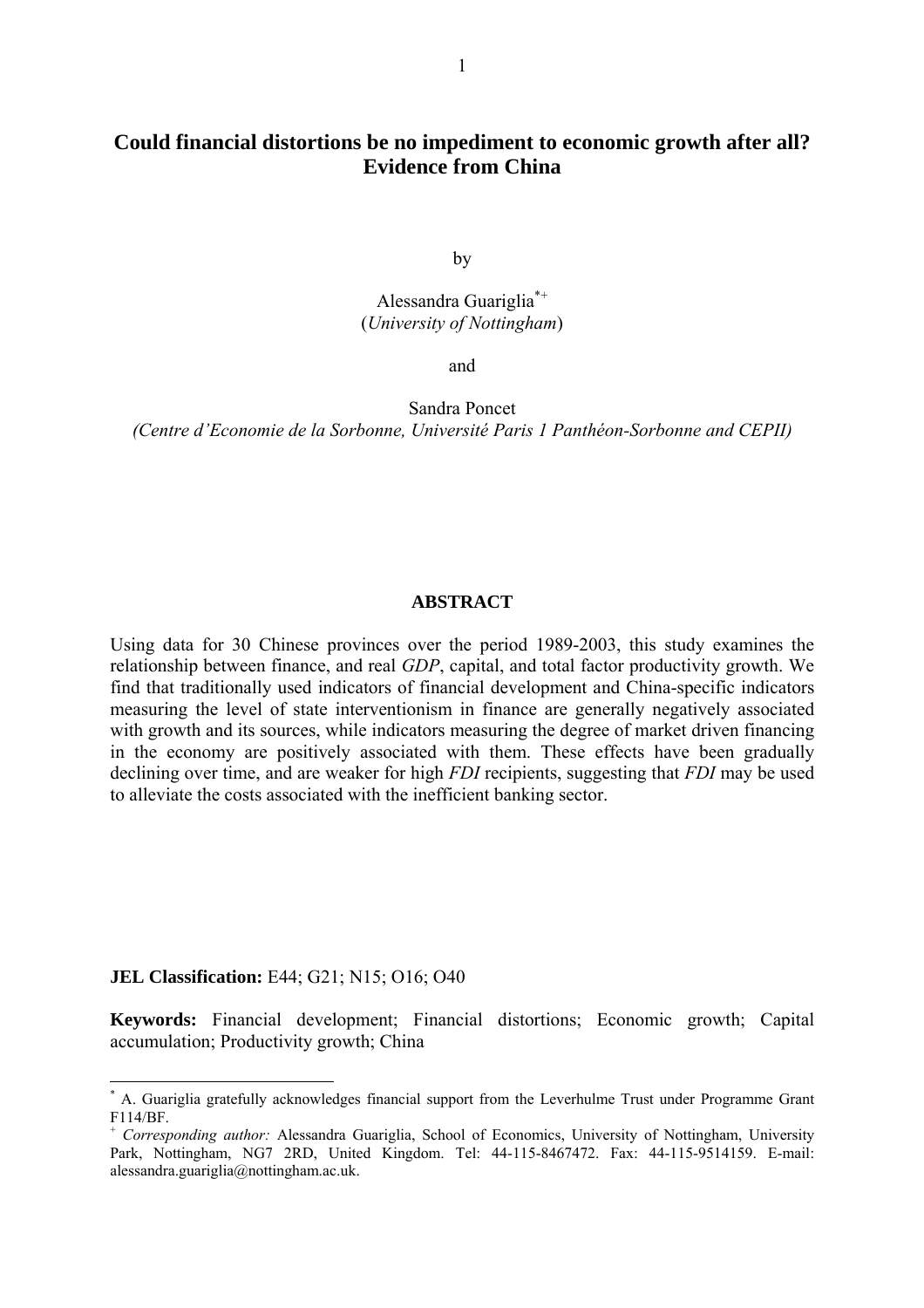# Could financial distortions be no impediment to economic growth after all? Evidence from China

by

Alessandra Guariglia[*+]
(*University of Nottingham*)

and

Sandra Poncet
*(Centre d'Economie de la Sorbonne, Université Paris 1 Panthéon-Sorbonne and CEPII)*

## ABSTRACT

Using data for 30 Chinese provinces over the period 1989-2003, this study examines the relationship between finance, and real *GDP*, capital, and total factor productivity growth. We find that traditionally used indicators of financial development and China-specific indicators measuring the level of state interventionism in finance are generally negatively associated with growth and its sources, while indicators measuring the degree of market driven financing in the economy are positively associated with them. These effects have been gradually declining over time, and are weaker for high *FDI* recipients, suggesting that *FDI* may be used to alleviate the costs associated with the inefficient banking sector.

**JEL Classification:** E44; G21; N15; O16; O40

**Keywords:** Financial development; Financial distortions; Economic growth; Capital accumulation; Productivity growth; China

---

[*] A. Guariglia gratefully acknowledges financial support from the Leverhulme Trust under Programme Grant F114/BF.

[+] *Corresponding author:* Alessandra Guariglia, School of Economics, University of Nottingham, University Park, Nottingham, NG7 2RD, United Kingdom. Tel: 44-115-8467472. Fax: 44-115-9514159. E-mail: alessandra.guariglia@nottingham.ac.uk.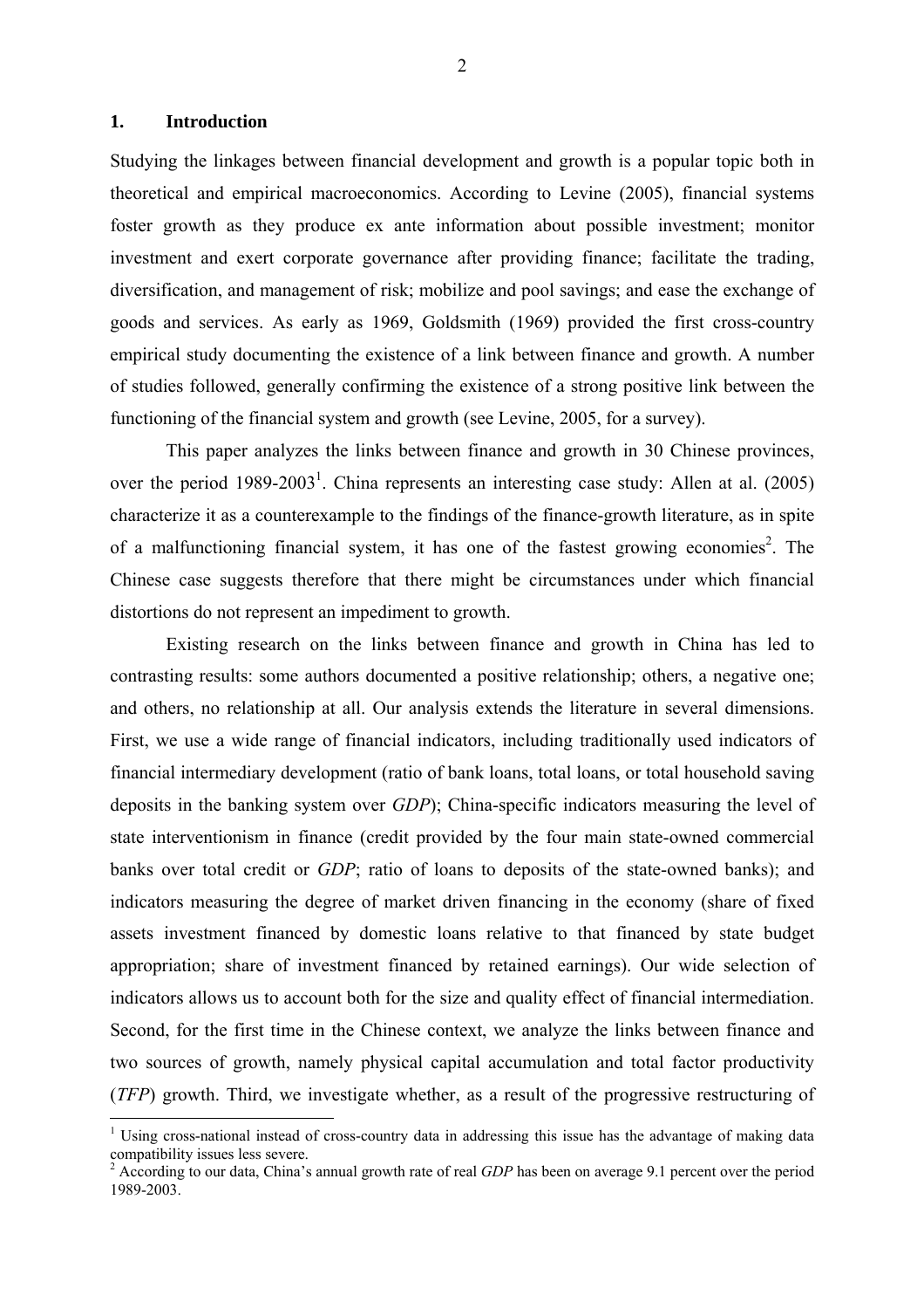## 1. Introduction

Studying the linkages between financial development and growth is a popular topic both in theoretical and empirical macroeconomics. According to Levine (2005), financial systems foster growth as they produce ex ante information about possible investment; monitor investment and exert corporate governance after providing finance; facilitate the trading, diversification, and management of risk; mobilize and pool savings; and ease the exchange of goods and services. As early as 1969, Goldsmith (1969) provided the first cross-country empirical study documenting the existence of a link between finance and growth. A number of studies followed, generally confirming the existence of a strong positive link between the functioning of the financial system and growth (see Levine, 2005, for a survey).

This paper analyzes the links between finance and growth in 30 Chinese provinces, over the period 1989-2003[1]. China represents an interesting case study: Allen at al. (2005) characterize it as a counterexample to the findings of the finance-growth literature, as in spite of a malfunctioning financial system, it has one of the fastest growing economies[2]. The Chinese case suggests therefore that there might be circumstances under which financial distortions do not represent an impediment to growth.

Existing research on the links between finance and growth in China has led to contrasting results: some authors documented a positive relationship; others, a negative one; and others, no relationship at all. Our analysis extends the literature in several dimensions. First, we use a wide range of financial indicators, including traditionally used indicators of financial intermediary development (ratio of bank loans, total loans, or total household saving deposits in the banking system over *GDP*); China-specific indicators measuring the level of state interventionism in finance (credit provided by the four main state-owned commercial banks over total credit or *GDP*; ratio of loans to deposits of the state-owned banks); and indicators measuring the degree of market driven financing in the economy (share of fixed assets investment financed by domestic loans relative to that financed by state budget appropriation; share of investment financed by retained earnings). Our wide selection of indicators allows us to account both for the size and quality effect of financial intermediation. Second, for the first time in the Chinese context, we analyze the links between finance and two sources of growth, namely physical capital accumulation and total factor productivity (*TFP*) growth. Third, we investigate whether, as a result of the progressive restructuring of

[1] Using cross-national instead of cross-country data in addressing this issue has the advantage of making data compatibility issues less severe.

[2] According to our data, China's annual growth rate of real *GDP* has been on average 9.1 percent over the period 1989-2003.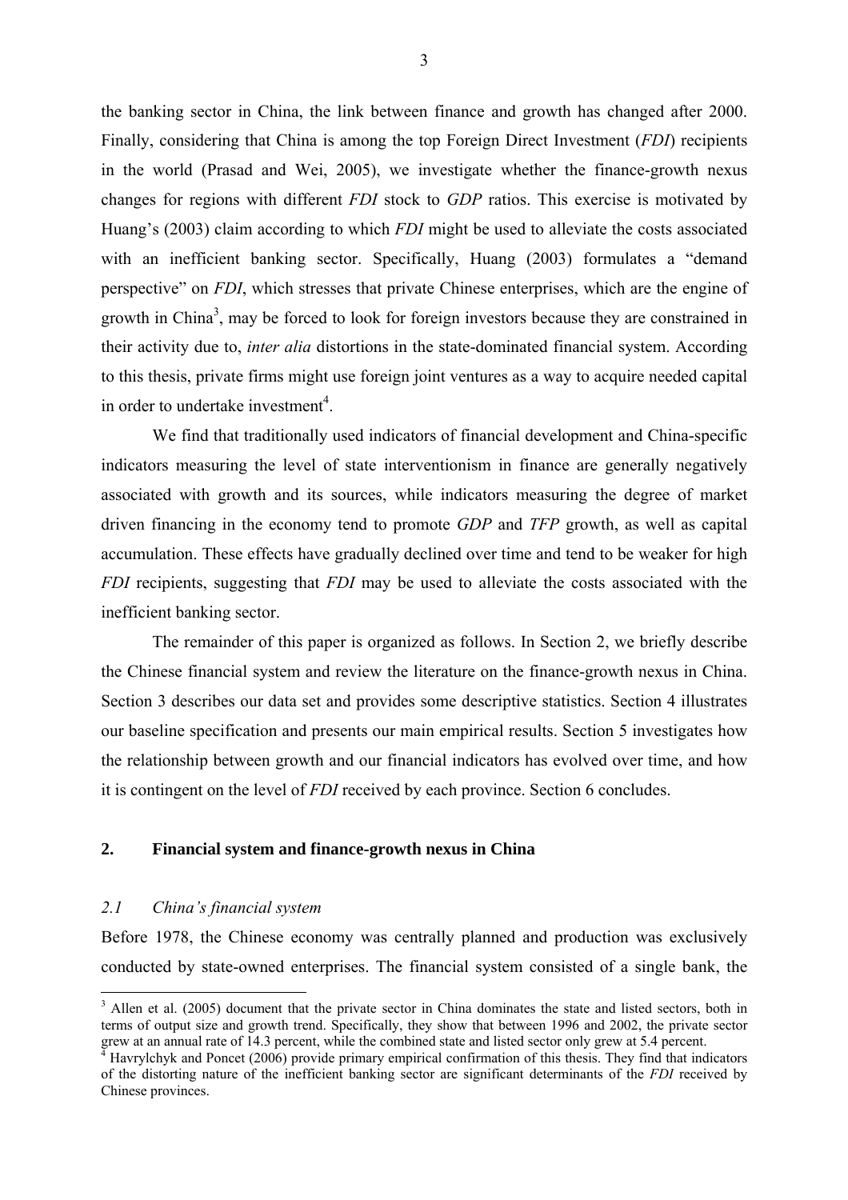the banking sector in China, the link between finance and growth has changed after 2000. Finally, considering that China is among the top Foreign Direct Investment (*FDI*) recipients in the world (Prasad and Wei, 2005), we investigate whether the finance-growth nexus changes for regions with different *FDI* stock to *GDP* ratios. This exercise is motivated by Huang's (2003) claim according to which *FDI* might be used to alleviate the costs associated with an inefficient banking sector. Specifically, Huang (2003) formulates a "demand perspective" on *FDI*, which stresses that private Chinese enterprises, which are the engine of growth in China[3], may be forced to look for foreign investors because they are constrained in their activity due to, *inter alia* distortions in the state-dominated financial system. According to this thesis, private firms might use foreign joint ventures as a way to acquire needed capital in order to undertake investment[4].

We find that traditionally used indicators of financial development and China-specific indicators measuring the level of state interventionism in finance are generally negatively associated with growth and its sources, while indicators measuring the degree of market driven financing in the economy tend to promote *GDP* and *TFP* growth, as well as capital accumulation. These effects have gradually declined over time and tend to be weaker for high *FDI* recipients, suggesting that *FDI* may be used to alleviate the costs associated with the inefficient banking sector.

The remainder of this paper is organized as follows. In Section 2, we briefly describe the Chinese financial system and review the literature on the finance-growth nexus in China. Section 3 describes our data set and provides some descriptive statistics. Section 4 illustrates our baseline specification and presents our main empirical results. Section 5 investigates how the relationship between growth and our financial indicators has evolved over time, and how it is contingent on the level of *FDI* received by each province. Section 6 concludes.

## 2. Financial system and finance-growth nexus in China

### *2.1 China's financial system*

Before 1978, the Chinese economy was centrally planned and production was exclusively conducted by state-owned enterprises. The financial system consisted of a single bank, the

---

[3] Allen et al. (2005) document that the private sector in China dominates the state and listed sectors, both in terms of output size and growth trend. Specifically, they show that between 1996 and 2002, the private sector grew at an annual rate of 14.3 percent, while the combined state and listed sector only grew at 5.4 percent.

[4] Havrylchyk and Poncet (2006) provide primary empirical confirmation of this thesis. They find that indicators of the distorting nature of the inefficient banking sector are significant determinants of the *FDI* received by Chinese provinces.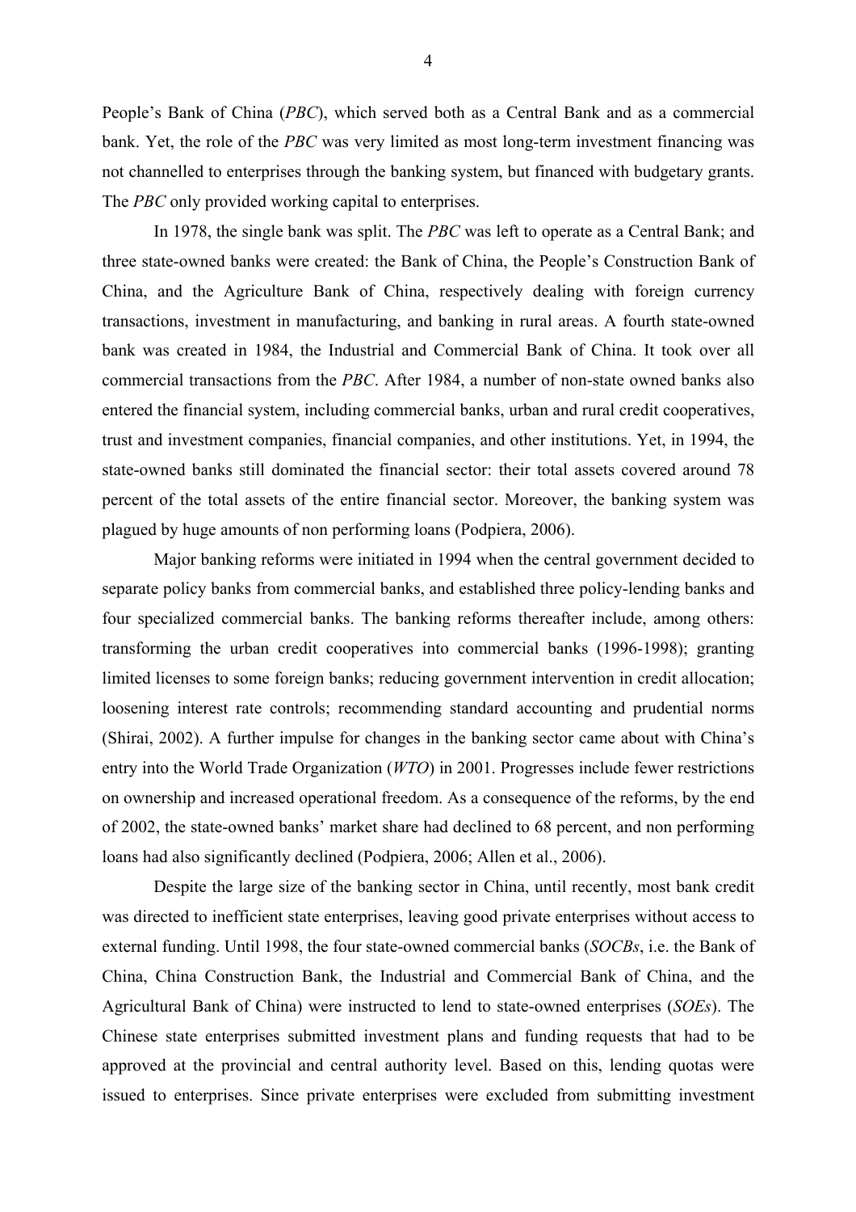People's Bank of China (*PBC*), which served both as a Central Bank and as a commercial bank. Yet, the role of the *PBC* was very limited as most long-term investment financing was not channelled to enterprises through the banking system, but financed with budgetary grants. The *PBC* only provided working capital to enterprises.

In 1978, the single bank was split. The *PBC* was left to operate as a Central Bank; and three state-owned banks were created: the Bank of China, the People's Construction Bank of China, and the Agriculture Bank of China, respectively dealing with foreign currency transactions, investment in manufacturing, and banking in rural areas. A fourth state-owned bank was created in 1984, the Industrial and Commercial Bank of China. It took over all commercial transactions from the *PBC*. After 1984, a number of non-state owned banks also entered the financial system, including commercial banks, urban and rural credit cooperatives, trust and investment companies, financial companies, and other institutions. Yet, in 1994, the state-owned banks still dominated the financial sector: their total assets covered around 78 percent of the total assets of the entire financial sector. Moreover, the banking system was plagued by huge amounts of non performing loans (Podpiera, 2006).

Major banking reforms were initiated in 1994 when the central government decided to separate policy banks from commercial banks, and established three policy-lending banks and four specialized commercial banks. The banking reforms thereafter include, among others: transforming the urban credit cooperatives into commercial banks (1996-1998); granting limited licenses to some foreign banks; reducing government intervention in credit allocation; loosening interest rate controls; recommending standard accounting and prudential norms (Shirai, 2002). A further impulse for changes in the banking sector came about with China's entry into the World Trade Organization (*WTO*) in 2001. Progresses include fewer restrictions on ownership and increased operational freedom. As a consequence of the reforms, by the end of 2002, the state-owned banks' market share had declined to 68 percent, and non performing loans had also significantly declined (Podpiera, 2006; Allen et al., 2006).

Despite the large size of the banking sector in China, until recently, most bank credit was directed to inefficient state enterprises, leaving good private enterprises without access to external funding. Until 1998, the four state-owned commercial banks (*SOCBs*, i.e. the Bank of China, China Construction Bank, the Industrial and Commercial Bank of China, and the Agricultural Bank of China) were instructed to lend to state-owned enterprises (*SOEs*). The Chinese state enterprises submitted investment plans and funding requests that had to be approved at the provincial and central authority level. Based on this, lending quotas were issued to enterprises. Since private enterprises were excluded from submitting investment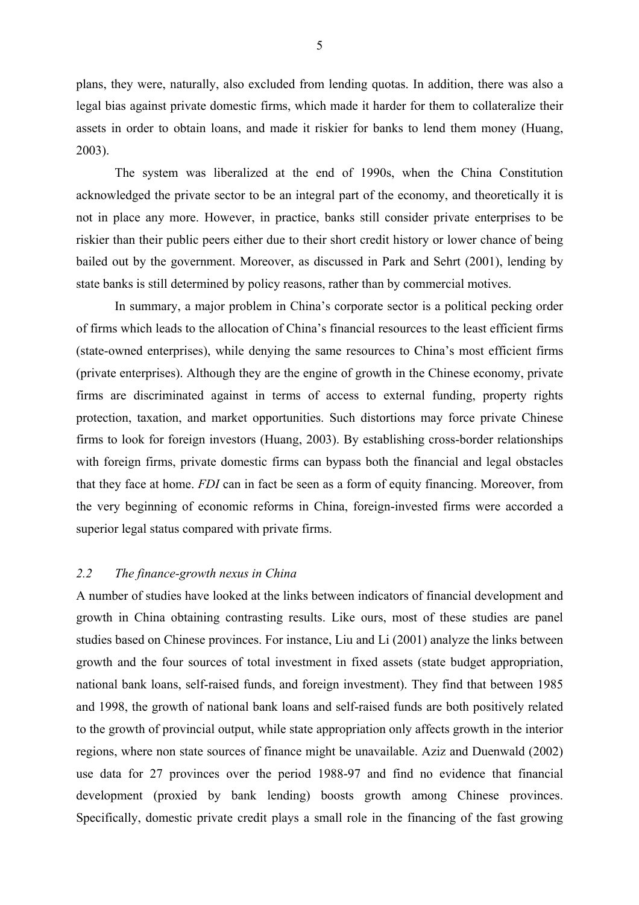plans, they were, naturally, also excluded from lending quotas. In addition, there was also a legal bias against private domestic firms, which made it harder for them to collateralize their assets in order to obtain loans, and made it riskier for banks to lend them money (Huang, 2003).

The system was liberalized at the end of 1990s, when the China Constitution acknowledged the private sector to be an integral part of the economy, and theoretically it is not in place any more. However, in practice, banks still consider private enterprises to be riskier than their public peers either due to their short credit history or lower chance of being bailed out by the government. Moreover, as discussed in Park and Sehrt (2001), lending by state banks is still determined by policy reasons, rather than by commercial motives.

In summary, a major problem in China's corporate sector is a political pecking order of firms which leads to the allocation of China's financial resources to the least efficient firms (state-owned enterprises), while denying the same resources to China's most efficient firms (private enterprises). Although they are the engine of growth in the Chinese economy, private firms are discriminated against in terms of access to external funding, property rights protection, taxation, and market opportunities. Such distortions may force private Chinese firms to look for foreign investors (Huang, 2003). By establishing cross-border relationships with foreign firms, private domestic firms can bypass both the financial and legal obstacles that they face at home. *FDI* can in fact be seen as a form of equity financing. Moreover, from the very beginning of economic reforms in China, foreign-invested firms were accorded a superior legal status compared with private firms.

### *2.2 The finance-growth nexus in China*

A number of studies have looked at the links between indicators of financial development and growth in China obtaining contrasting results. Like ours, most of these studies are panel studies based on Chinese provinces. For instance, Liu and Li (2001) analyze the links between growth and the four sources of total investment in fixed assets (state budget appropriation, national bank loans, self-raised funds, and foreign investment). They find that between 1985 and 1998, the growth of national bank loans and self-raised funds are both positively related to the growth of provincial output, while state appropriation only affects growth in the interior regions, where non state sources of finance might be unavailable. Aziz and Duenwald (2002) use data for 27 provinces over the period 1988-97 and find no evidence that financial development (proxied by bank lending) boosts growth among Chinese provinces. Specifically, domestic private credit plays a small role in the financing of the fast growing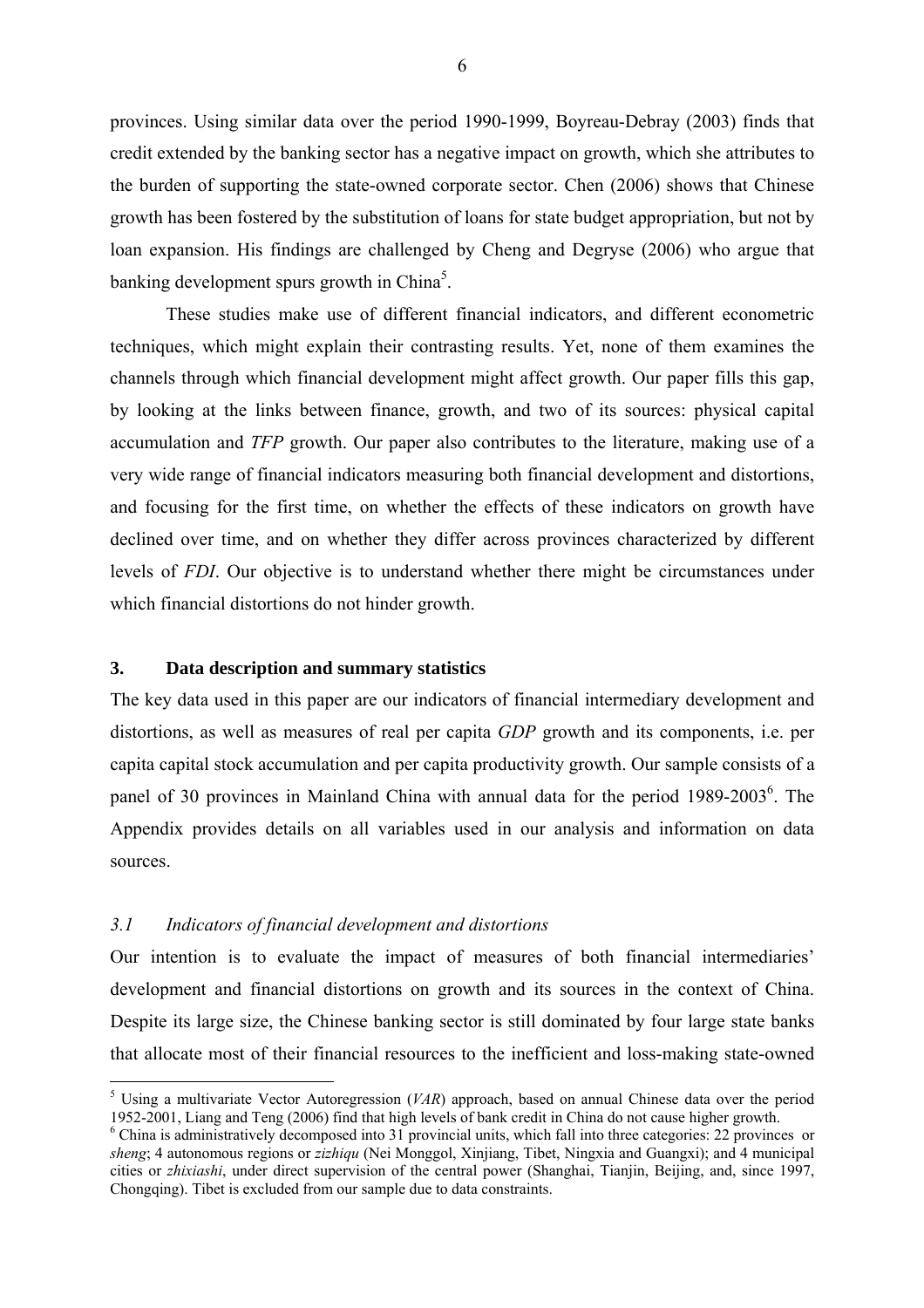provinces. Using similar data over the period 1990-1999, Boyreau-Debray (2003) finds that credit extended by the banking sector has a negative impact on growth, which she attributes to the burden of supporting the state-owned corporate sector. Chen (2006) shows that Chinese growth has been fostered by the substitution of loans for state budget appropriation, but not by loan expansion. His findings are challenged by Cheng and Degryse (2006) who argue that banking development spurs growth in China[5].

These studies make use of different financial indicators, and different econometric techniques, which might explain their contrasting results. Yet, none of them examines the channels through which financial development might affect growth. Our paper fills this gap, by looking at the links between finance, growth, and two of its sources: physical capital accumulation and *TFP* growth. Our paper also contributes to the literature, making use of a very wide range of financial indicators measuring both financial development and distortions, and focusing for the first time, on whether the effects of these indicators on growth have declined over time, and on whether they differ across provinces characterized by different levels of *FDI*. Our objective is to understand whether there might be circumstances under which financial distortions do not hinder growth.

## 3. Data description and summary statistics

The key data used in this paper are our indicators of financial intermediary development and distortions, as well as measures of real per capita *GDP* growth and its components, i.e. per capita capital stock accumulation and per capita productivity growth. Our sample consists of a panel of 30 provinces in Mainland China with annual data for the period 1989-2003[6]. The Appendix provides details on all variables used in our analysis and information on data sources.

### *3.1 Indicators of financial development and distortions*

Our intention is to evaluate the impact of measures of both financial intermediaries' development and financial distortions on growth and its sources in the context of China. Despite its large size, the Chinese banking sector is still dominated by four large state banks that allocate most of their financial resources to the inefficient and loss-making state-owned

---

[5] Using a multivariate Vector Autoregression (*VAR*) approach, based on annual Chinese data over the period 1952-2001, Liang and Teng (2006) find that high levels of bank credit in China do not cause higher growth.

[6] China is administratively decomposed into 31 provincial units, which fall into three categories: 22 provinces or *sheng*; 4 autonomous regions or *zizhiqu* (Nei Monggol, Xinjiang, Tibet, Ningxia and Guangxi); and 4 municipal cities or *zhixiashi*, under direct supervision of the central power (Shanghai, Tianjin, Beijing, and, since 1997, Chongqing). Tibet is excluded from our sample due to data constraints.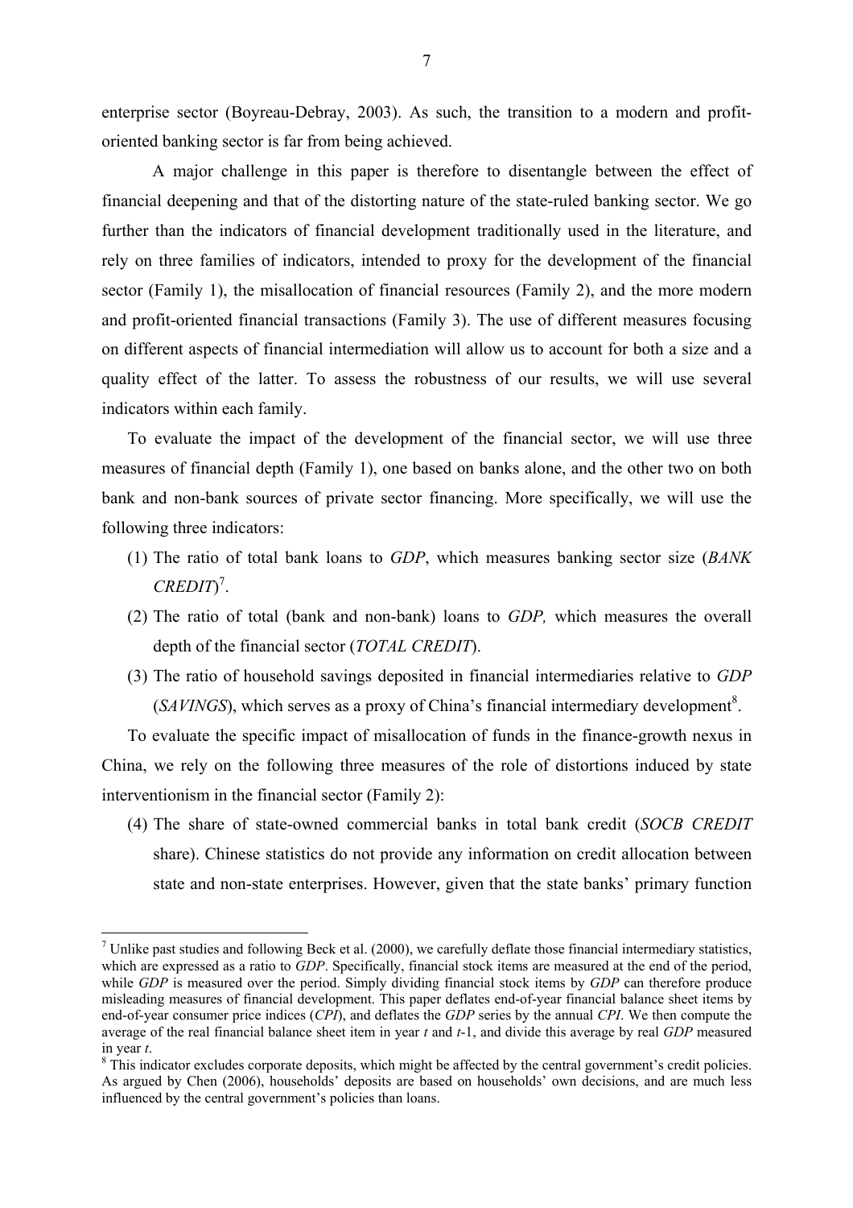enterprise sector (Boyreau-Debray, 2003). As such, the transition to a modern and profit-oriented banking sector is far from being achieved.

A major challenge in this paper is therefore to disentangle between the effect of financial deepening and that of the distorting nature of the state-ruled banking sector. We go further than the indicators of financial development traditionally used in the literature, and rely on three families of indicators, intended to proxy for the development of the financial sector (Family 1), the misallocation of financial resources (Family 2), and the more modern and profit-oriented financial transactions (Family 3). The use of different measures focusing on different aspects of financial intermediation will allow us to account for both a size and a quality effect of the latter. To assess the robustness of our results, we will use several indicators within each family.

To evaluate the impact of the development of the financial sector, we will use three measures of financial depth (Family 1), one based on banks alone, and the other two on both bank and non-bank sources of private sector financing. More specifically, we will use the following three indicators:

(1) The ratio of total bank loans to *GDP*, which measures banking sector size (*BANK CREDIT*)[7].

(2) The ratio of total (bank and non-bank) loans to *GDP,* which measures the overall depth of the financial sector (*TOTAL CREDIT*).

(3) The ratio of household savings deposited in financial intermediaries relative to *GDP* (*SAVINGS*), which serves as a proxy of China's financial intermediary development[8].

To evaluate the specific impact of misallocation of funds in the finance-growth nexus in China, we rely on the following three measures of the role of distortions induced by state interventionism in the financial sector (Family 2):

(4) The share of state-owned commercial banks in total bank credit (*SOCB CREDIT* share). Chinese statistics do not provide any information on credit allocation between state and non-state enterprises. However, given that the state banks' primary function

---

[7] Unlike past studies and following Beck et al. (2000), we carefully deflate those financial intermediary statistics, which are expressed as a ratio to *GDP*. Specifically, financial stock items are measured at the end of the period, while *GDP* is measured over the period. Simply dividing financial stock items by *GDP* can therefore produce misleading measures of financial development. This paper deflates end-of-year financial balance sheet items by end-of-year consumer price indices (*CPI*), and deflates the *GDP* series by the annual *CPI*. We then compute the average of the real financial balance sheet item in year $t$ and $t$-1, and divide this average by real *GDP* measured in year $t$.

[8] This indicator excludes corporate deposits, which might be affected by the central government's credit policies. As argued by Chen (2006), households' deposits are based on households' own decisions, and are much less influenced by the central government's policies than loans.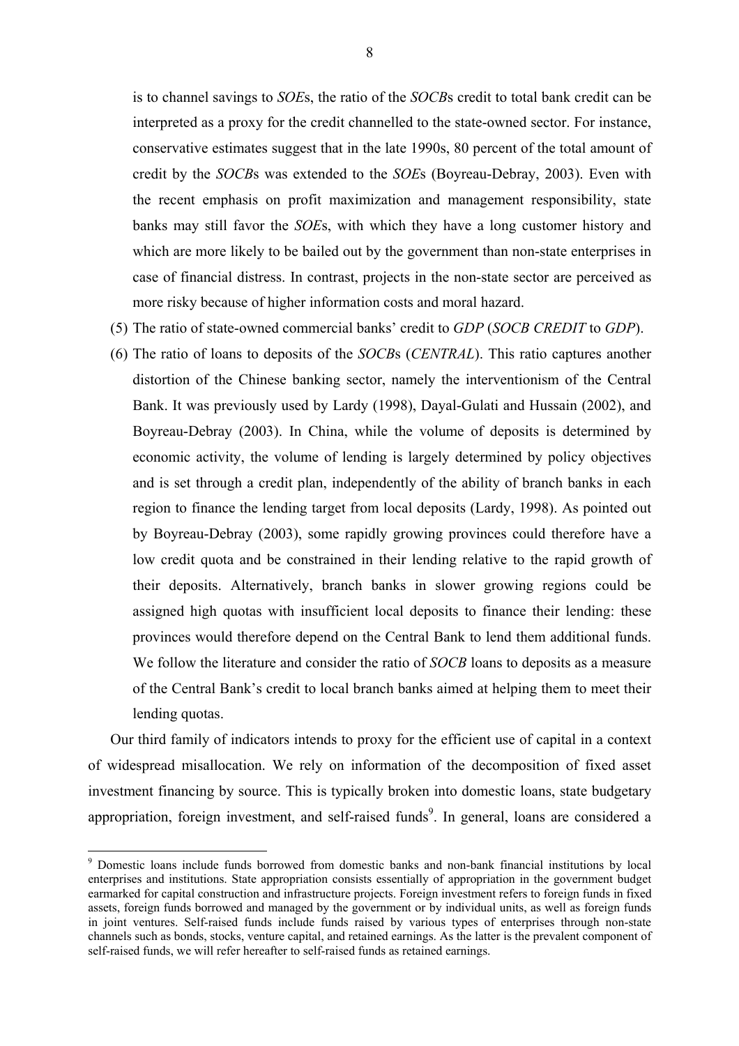is to channel savings to *SOE*s, the ratio of the *SOCB*s credit to total bank credit can be interpreted as a proxy for the credit channelled to the state-owned sector. For instance, conservative estimates suggest that in the late 1990s, 80 percent of the total amount of credit by the *SOCB*s was extended to the *SOE*s (Boyreau-Debray, 2003). Even with the recent emphasis on profit maximization and management responsibility, state banks may still favor the *SOE*s, with which they have a long customer history and which are more likely to be bailed out by the government than non-state enterprises in case of financial distress. In contrast, projects in the non-state sector are perceived as more risky because of higher information costs and moral hazard.

(5) The ratio of state-owned commercial banks' credit to *GDP* (*SOCB CREDIT* to *GDP*).

(6) The ratio of loans to deposits of the *SOCB*s (*CENTRAL*). This ratio captures another distortion of the Chinese banking sector, namely the interventionism of the Central Bank. It was previously used by Lardy (1998), Dayal-Gulati and Hussain (2002), and Boyreau-Debray (2003). In China, while the volume of deposits is determined by economic activity, the volume of lending is largely determined by policy objectives and is set through a credit plan, independently of the ability of branch banks in each region to finance the lending target from local deposits (Lardy, 1998). As pointed out by Boyreau-Debray (2003), some rapidly growing provinces could therefore have a low credit quota and be constrained in their lending relative to the rapid growth of their deposits. Alternatively, branch banks in slower growing regions could be assigned high quotas with insufficient local deposits to finance their lending: these provinces would therefore depend on the Central Bank to lend them additional funds. We follow the literature and consider the ratio of *SOCB* loans to deposits as a measure of the Central Bank's credit to local branch banks aimed at helping them to meet their lending quotas.

Our third family of indicators intends to proxy for the efficient use of capital in a context of widespread misallocation. We rely on information of the decomposition of fixed asset investment financing by source. This is typically broken into domestic loans, state budgetary appropriation, foreign investment, and self-raised funds[9]. In general, loans are considered a

---

[9] Domestic loans include funds borrowed from domestic banks and non-bank financial institutions by local enterprises and institutions. State appropriation consists essentially of appropriation in the government budget earmarked for capital construction and infrastructure projects. Foreign investment refers to foreign funds in fixed assets, foreign funds borrowed and managed by the government or by individual units, as well as foreign funds in joint ventures. Self-raised funds include funds raised by various types of enterprises through non-state channels such as bonds, stocks, venture capital, and retained earnings. As the latter is the prevalent component of self-raised funds, we will refer hereafter to self-raised funds as retained earnings.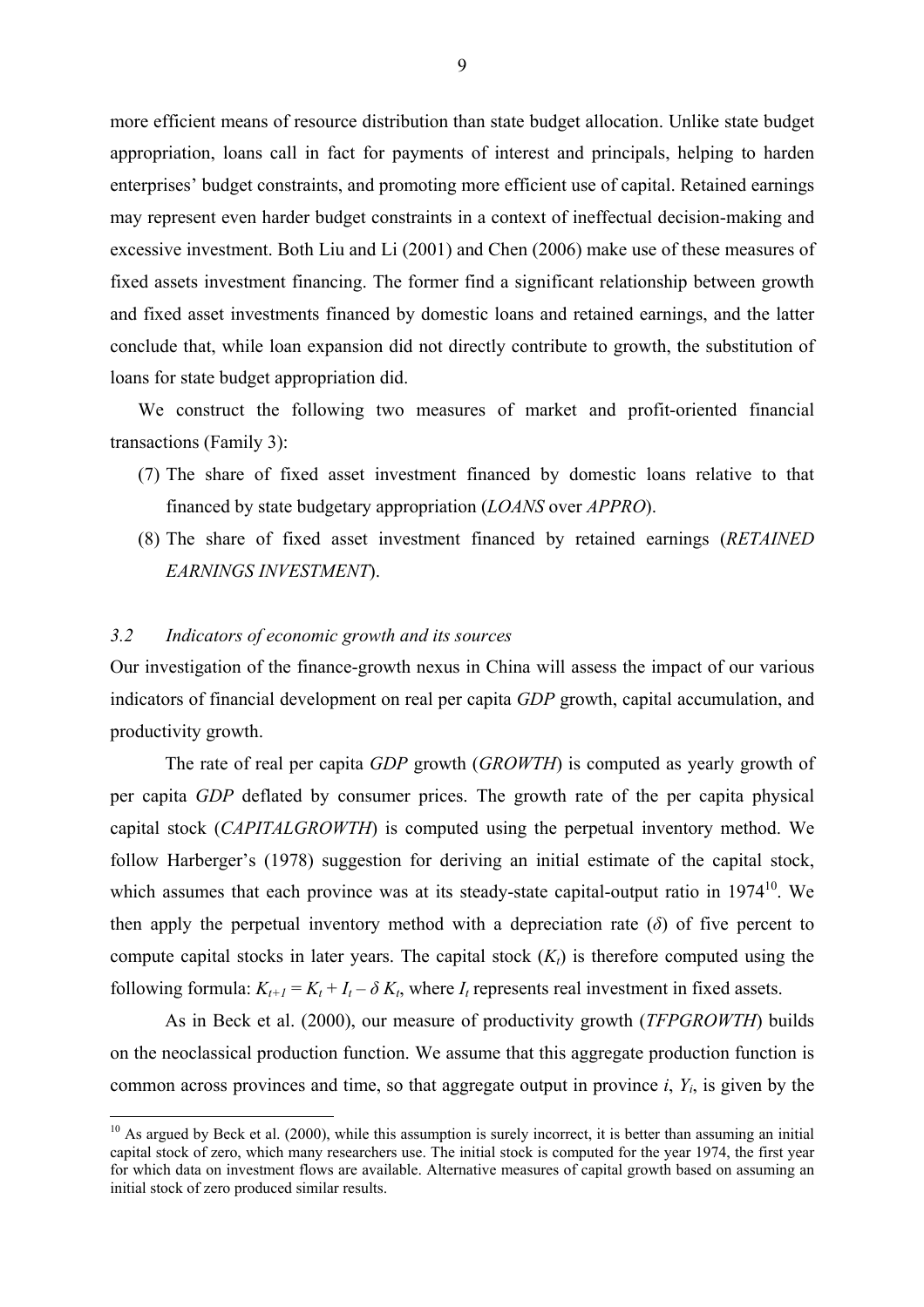more efficient means of resource distribution than state budget allocation. Unlike state budget appropriation, loans call in fact for payments of interest and principals, helping to harden enterprises' budget constraints, and promoting more efficient use of capital. Retained earnings may represent even harder budget constraints in a context of ineffectual decision-making and excessive investment. Both Liu and Li (2001) and Chen (2006) make use of these measures of fixed assets investment financing. The former find a significant relationship between growth and fixed asset investments financed by domestic loans and retained earnings, and the latter conclude that, while loan expansion did not directly contribute to growth, the substitution of loans for state budget appropriation did.

We construct the following two measures of market and profit-oriented financial transactions (Family 3):

(7) The share of fixed asset investment financed by domestic loans relative to that financed by state budgetary appropriation (*LOANS* over *APPRO*).

(8) The share of fixed asset investment financed by retained earnings (*RETAINED EARNINGS INVESTMENT*).

### *3.2 Indicators of economic growth and its sources*

Our investigation of the finance-growth nexus in China will assess the impact of our various indicators of financial development on real per capita *GDP* growth, capital accumulation, and productivity growth.

The rate of real per capita *GDP* growth (*GROWTH*) is computed as yearly growth of per capita *GDP* deflated by consumer prices. The growth rate of the per capita physical capital stock (*CAPITALGROWTH*) is computed using the perpetual inventory method. We follow Harberger's (1978) suggestion for deriving an initial estimate of the capital stock, which assumes that each province was at its steady-state capital-output ratio in 1974[10]. We then apply the perpetual inventory method with a depreciation rate ($\delta$) of five percent to compute capital stocks in later years. The capital stock ($K_t$) is therefore computed using the following formula: $K_{t+1} = K_t + I_t - \delta K_t$, where $I_t$ represents real investment in fixed assets.

As in Beck et al. (2000), our measure of productivity growth (*TFPGROWTH*) builds on the neoclassical production function. We assume that this aggregate production function is common across provinces and time, so that aggregate output in province *i*, $Y_i$, is given by the

[10] As argued by Beck et al. (2000), while this assumption is surely incorrect, it is better than assuming an initial capital stock of zero, which many researchers use. The initial stock is computed for the year 1974, the first year for which data on investment flows are available. Alternative measures of capital growth based on assuming an initial stock of zero produced similar results.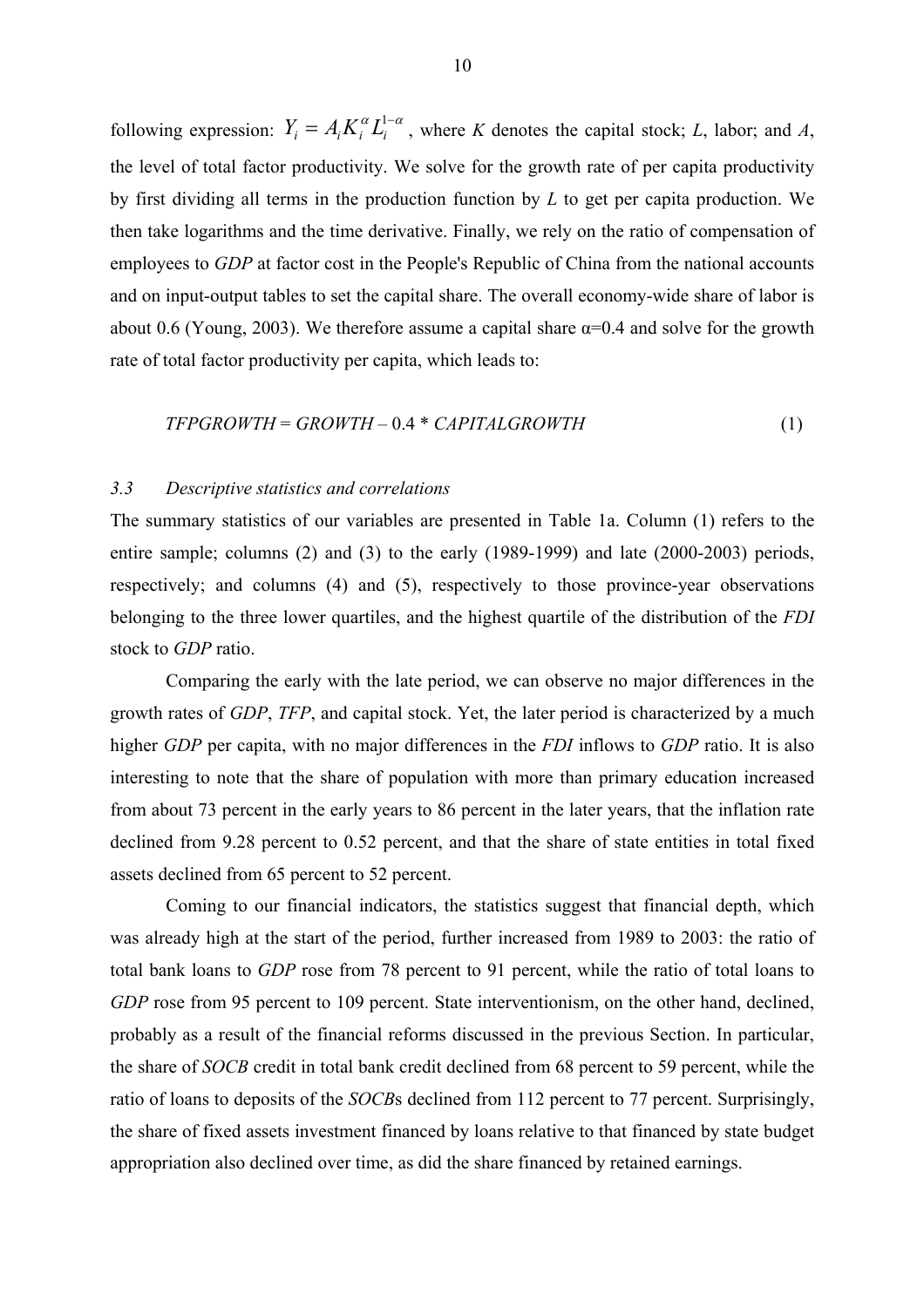following expression: $Y_i = A_i K_i^{\alpha} L_i^{1-\alpha}$ , where *K* denotes the capital stock; *L*, labor; and *A*, the level of total factor productivity. We solve for the growth rate of per capita productivity by first dividing all terms in the production function by *L* to get per capita production. We then take logarithms and the time derivative. Finally, we rely on the ratio of compensation of employees to *GDP* at factor cost in the People's Republic of China from the national accounts and on input-output tables to set the capital share. The overall economy-wide share of labor is about 0.6 (Young, 2003). We therefore assume a capital share α=0.4 and solve for the growth rate of total factor productivity per capita, which leads to:

$$TFPGROWTH = GROWTH - 0.4 * CAPITALGROWTH \quad (1)$$

### *3.3 Descriptive statistics and correlations*

The summary statistics of our variables are presented in Table 1a. Column (1) refers to the entire sample; columns (2) and (3) to the early (1989-1999) and late (2000-2003) periods, respectively; and columns (4) and (5), respectively to those province-year observations belonging to the three lower quartiles, and the highest quartile of the distribution of the *FDI* stock to *GDP* ratio.

Comparing the early with the late period, we can observe no major differences in the growth rates of *GDP*, *TFP*, and capital stock. Yet, the later period is characterized by a much higher *GDP* per capita, with no major differences in the *FDI* inflows to *GDP* ratio. It is also interesting to note that the share of population with more than primary education increased from about 73 percent in the early years to 86 percent in the later years, that the inflation rate declined from 9.28 percent to 0.52 percent, and that the share of state entities in total fixed assets declined from 65 percent to 52 percent.

Coming to our financial indicators, the statistics suggest that financial depth, which was already high at the start of the period, further increased from 1989 to 2003: the ratio of total bank loans to *GDP* rose from 78 percent to 91 percent, while the ratio of total loans to *GDP* rose from 95 percent to 109 percent. State interventionism, on the other hand, declined, probably as a result of the financial reforms discussed in the previous Section. In particular, the share of *SOCB* credit in total bank credit declined from 68 percent to 59 percent, while the ratio of loans to deposits of the *SOCB*s declined from 112 percent to 77 percent. Surprisingly, the share of fixed assets investment financed by loans relative to that financed by state budget appropriation also declined over time, as did the share financed by retained earnings.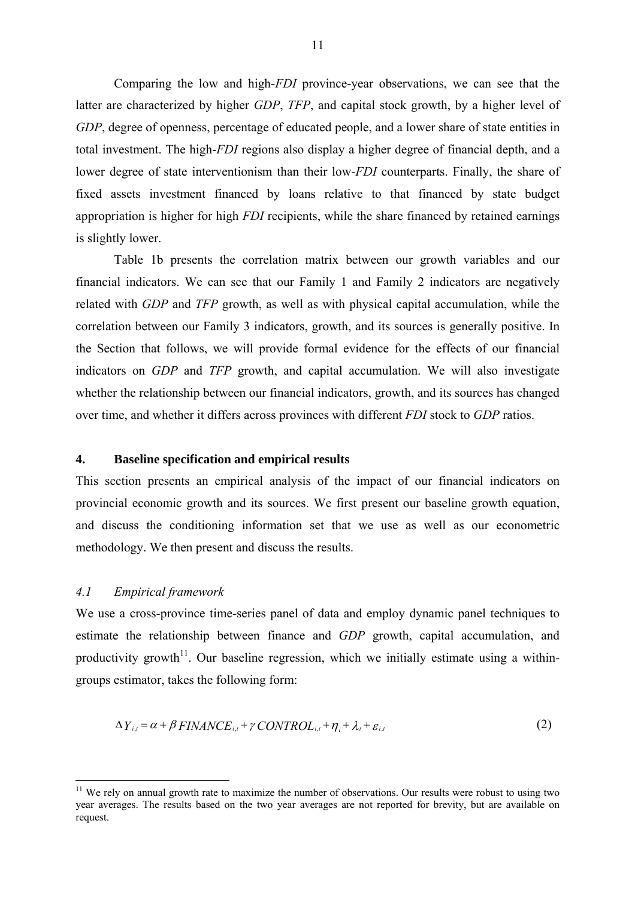Comparing the low and high-*FDI* province-year observations, we can see that the latter are characterized by higher *GDP*, *TFP*, and capital stock growth, by a higher level of *GDP*, degree of openness, percentage of educated people, and a lower share of state entities in total investment. The high-*FDI* regions also display a higher degree of financial depth, and a lower degree of state interventionism than their low-*FDI* counterparts. Finally, the share of fixed assets investment financed by loans relative to that financed by state budget appropriation is higher for high *FDI* recipients, while the share financed by retained earnings is slightly lower.

Table 1b presents the correlation matrix between our growth variables and our financial indicators. We can see that our Family 1 and Family 2 indicators are negatively related with *GDP* and *TFP* growth, as well as with physical capital accumulation, while the correlation between our Family 3 indicators, growth, and its sources is generally positive. In the Section that follows, we will provide formal evidence for the effects of our financial indicators on *GDP* and *TFP* growth, and capital accumulation. We will also investigate whether the relationship between our financial indicators, growth, and its sources has changed over time, and whether it differs across provinces with different *FDI* stock to *GDP* ratios.

## 4. Baseline specification and empirical results

This section presents an empirical analysis of the impact of our financial indicators on provincial economic growth and its sources. We first present our baseline growth equation, and discuss the conditioning information set that we use as well as our econometric methodology. We then present and discuss the results.

### *4.1 Empirical framework*

We use a cross-province time-series panel of data and employ dynamic panel techniques to estimate the relationship between finance and *GDP* growth, capital accumulation, and productivity growth[11]. Our baseline regression, which we initially estimate using a within-groups estimator, takes the following form:

$$\Delta Y_{i,t} = \alpha + \beta \, FINANCE_{i,t} + \gamma \, CONTROL_{i,t} + \eta_i + \lambda_t + \varepsilon_{i,t} \tag{2}$$

[11] We rely on annual growth rate to maximize the number of observations. Our results were robust to using two year averages. The results based on the two year averages are not reported for brevity, but are available on request.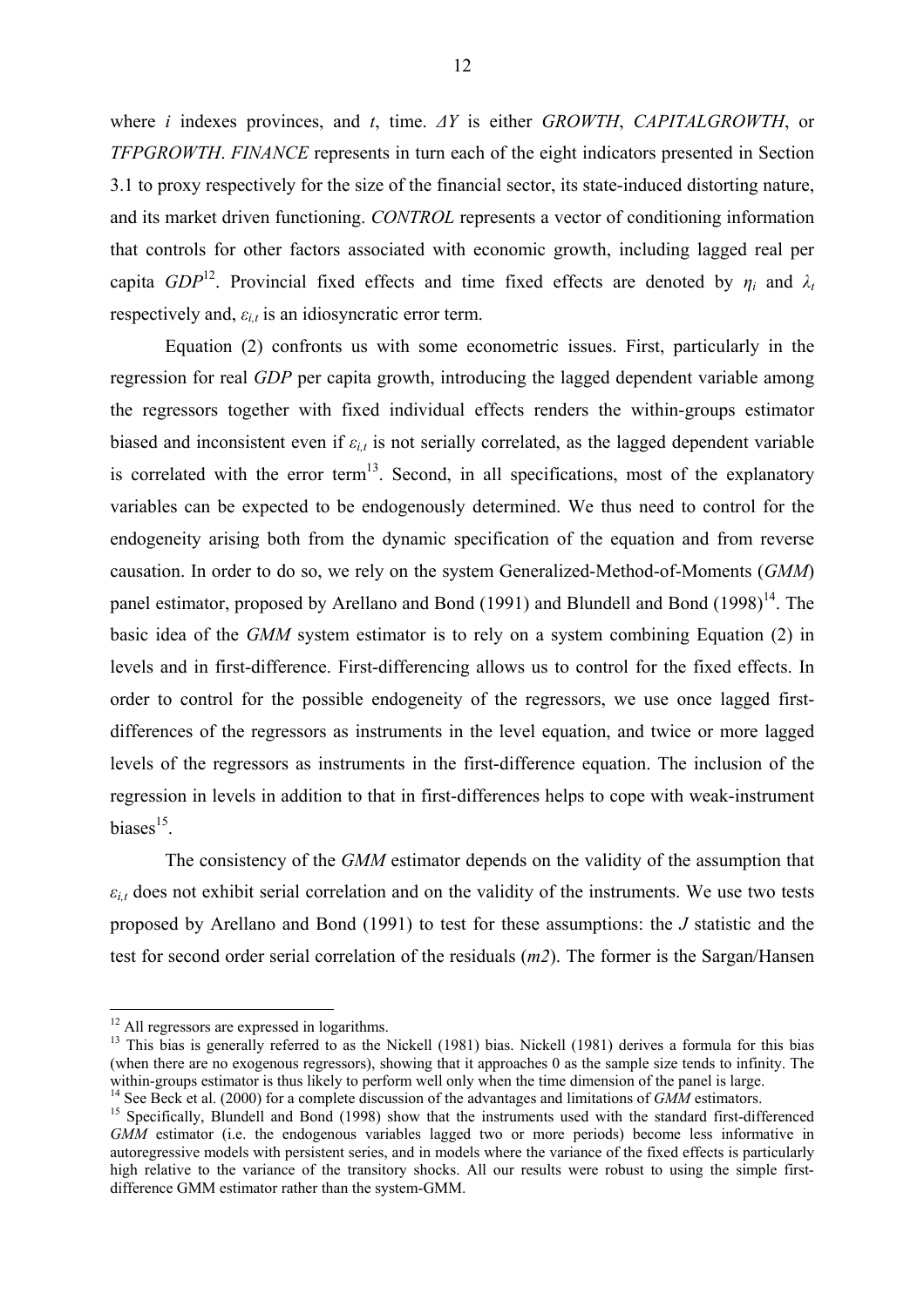where $i$ indexes provinces, and $t$, time. $\Delta Y$ is either *GROWTH*, *CAPITALGROWTH*, or *TFPGROWTH*. *FINANCE* represents in turn each of the eight indicators presented in Section 3.1 to proxy respectively for the size of the financial sector, its state-induced distorting nature, and its market driven functioning. *CONTROL* represents a vector of conditioning information that controls for other factors associated with economic growth, including lagged real per capita *GDP*[12]. Provincial fixed effects and time fixed effects are denoted by $\eta_i$ and $\lambda_t$ respectively and, $\varepsilon_{i,t}$ is an idiosyncratic error term.

Equation (2) confronts us with some econometric issues. First, particularly in the regression for real *GDP* per capita growth, introducing the lagged dependent variable among the regressors together with fixed individual effects renders the within-groups estimator biased and inconsistent even if $\varepsilon_{i,t}$ is not serially correlated, as the lagged dependent variable is correlated with the error term[13]. Second, in all specifications, most of the explanatory variables can be expected to be endogenously determined. We thus need to control for the endogeneity arising both from the dynamic specification of the equation and from reverse causation. In order to do so, we rely on the system Generalized-Method-of-Moments (*GMM*) panel estimator, proposed by Arellano and Bond (1991) and Blundell and Bond (1998)[14]. The basic idea of the *GMM* system estimator is to rely on a system combining Equation (2) in levels and in first-difference. First-differencing allows us to control for the fixed effects. In order to control for the possible endogeneity of the regressors, we use once lagged first-differences of the regressors as instruments in the level equation, and twice or more lagged levels of the regressors as instruments in the first-difference equation. The inclusion of the regression in levels in addition to that in first-differences helps to cope with weak-instrument biases[15].

The consistency of the *GMM* estimator depends on the validity of the assumption that $\varepsilon_{i,t}$ does not exhibit serial correlation and on the validity of the instruments. We use two tests proposed by Arellano and Bond (1991) to test for these assumptions: the $J$ statistic and the test for second order serial correlation of the residuals ($m2$). The former is the Sargan/Hansen

---

[12] All regressors are expressed in logarithms.

[13] This bias is generally referred to as the Nickell (1981) bias. Nickell (1981) derives a formula for this bias (when there are no exogenous regressors), showing that it approaches 0 as the sample size tends to infinity. The within-groups estimator is thus likely to perform well only when the time dimension of the panel is large.

[14] See Beck et al. (2000) for a complete discussion of the advantages and limitations of *GMM* estimators.

[15] Specifically, Blundell and Bond (1998) show that the instruments used with the standard first-differenced *GMM* estimator (i.e. the endogenous variables lagged two or more periods) become less informative in autoregressive models with persistent series, and in models where the variance of the fixed effects is particularly high relative to the variance of the transitory shocks. All our results were robust to using the simple first-difference GMM estimator rather than the system-GMM.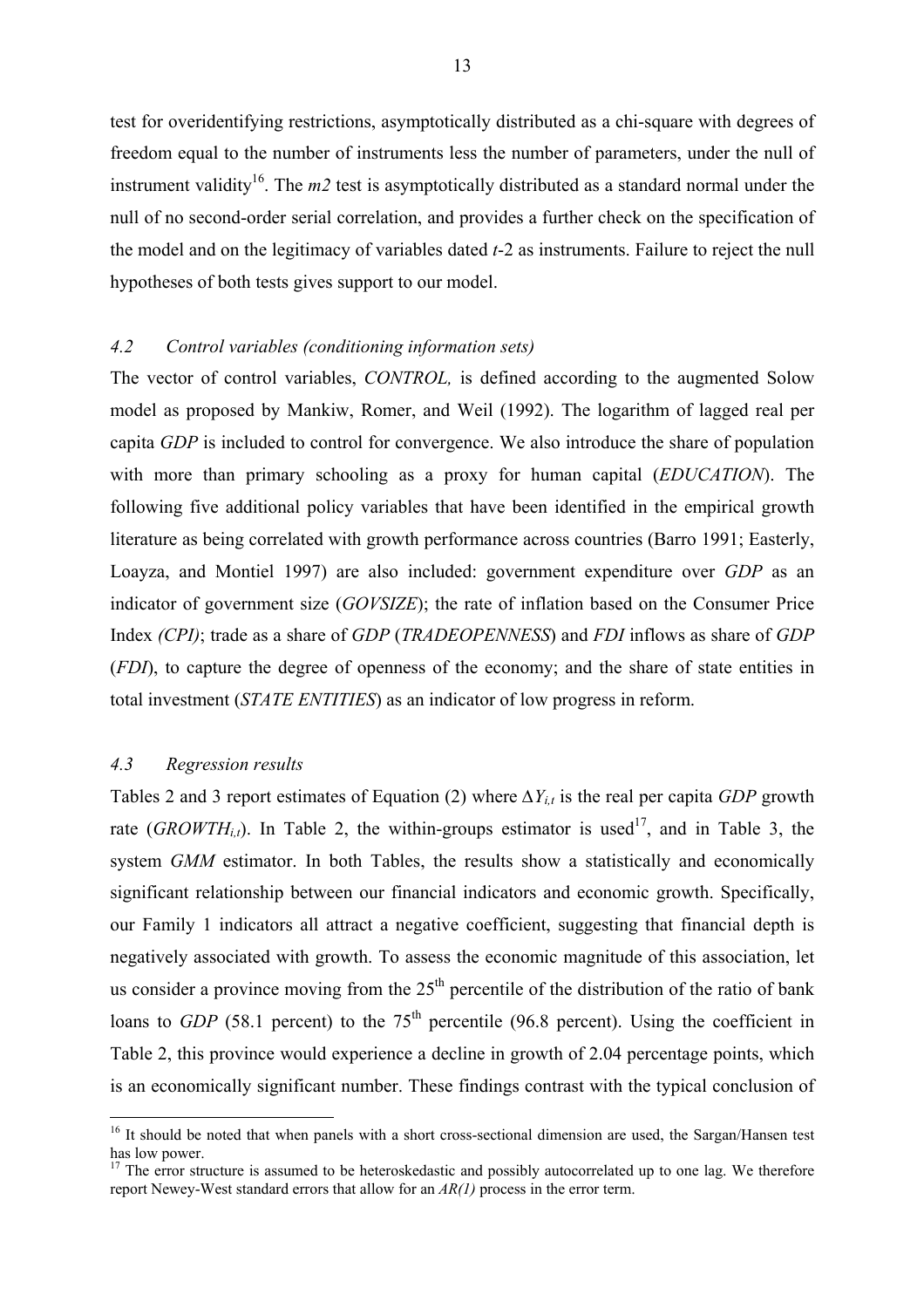test for overidentifying restrictions, asymptotically distributed as a chi-square with degrees of freedom equal to the number of instruments less the number of parameters, under the null of instrument validity[16]. The *m2* test is asymptotically distributed as a standard normal under the null of no second-order serial correlation, and provides a further check on the specification of the model and on the legitimacy of variables dated *t*-2 as instruments. Failure to reject the null hypotheses of both tests gives support to our model.

### *4.2 Control variables (conditioning information sets)*

The vector of control variables, *CONTROL,* is defined according to the augmented Solow model as proposed by Mankiw, Romer, and Weil (1992). The logarithm of lagged real per capita *GDP* is included to control for convergence. We also introduce the share of population with more than primary schooling as a proxy for human capital (*EDUCATION*). The following five additional policy variables that have been identified in the empirical growth literature as being correlated with growth performance across countries (Barro 1991; Easterly, Loayza, and Montiel 1997) are also included: government expenditure over *GDP* as an indicator of government size (*GOVSIZE*); the rate of inflation based on the Consumer Price Index *(CPI)*; trade as a share of *GDP* (*TRADEOPENNESS*) and *FDI* inflows as share of *GDP* (*FDI*), to capture the degree of openness of the economy; and the share of state entities in total investment (*STATE ENTITIES*) as an indicator of low progress in reform.

### *4.3 Regression results*

Tables 2 and 3 report estimates of Equation (2) where $\Delta Y_{i,t}$ is the real per capita *GDP* growth rate ($GROWTH_{i,t}$). In Table 2, the within-groups estimator is used[17], and in Table 3, the system *GMM* estimator. In both Tables, the results show a statistically and economically significant relationship between our financial indicators and economic growth. Specifically, our Family 1 indicators all attract a negative coefficient, suggesting that financial depth is negatively associated with growth. To assess the economic magnitude of this association, let us consider a province moving from the 25th percentile of the distribution of the ratio of bank loans to *GDP* (58.1 percent) to the 75th percentile (96.8 percent). Using the coefficient in Table 2, this province would experience a decline in growth of 2.04 percentage points, which is an economically significant number. These findings contrast with the typical conclusion of

---

[16] It should be noted that when panels with a short cross-sectional dimension are used, the Sargan/Hansen test has low power.

[17] The error structure is assumed to be heteroskedastic and possibly autocorrelated up to one lag. We therefore report Newey-West standard errors that allow for an *AR(1)* process in the error term.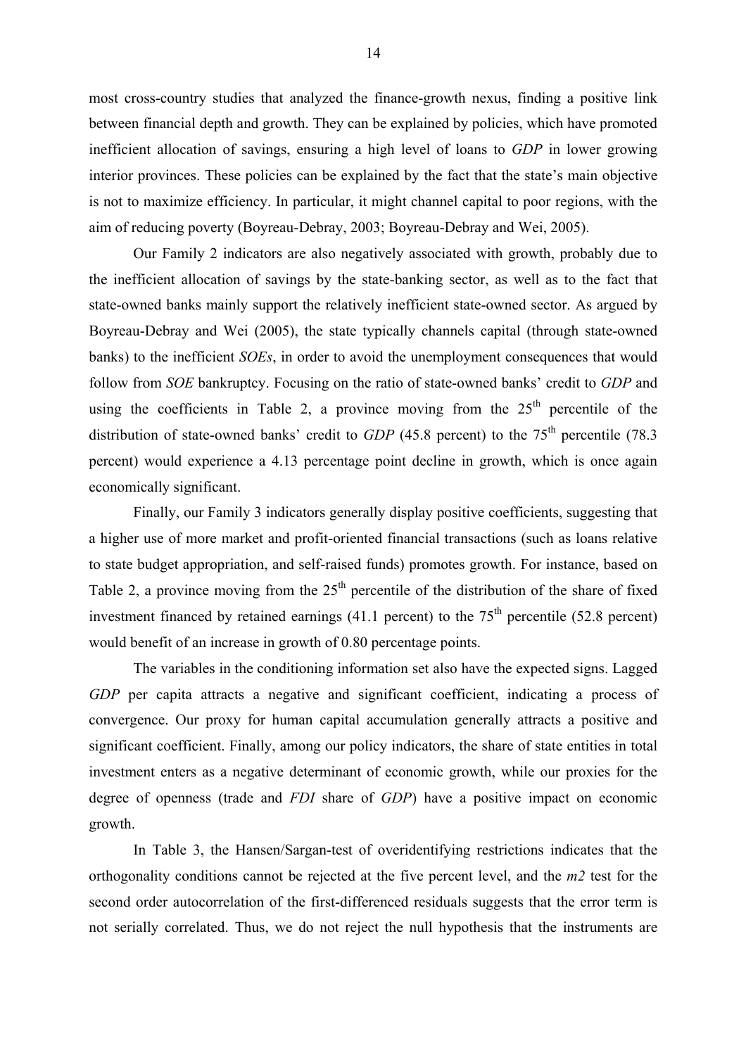most cross-country studies that analyzed the finance-growth nexus, finding a positive link between financial depth and growth. They can be explained by policies, which have promoted inefficient allocation of savings, ensuring a high level of loans to *GDP* in lower growing interior provinces. These policies can be explained by the fact that the state's main objective is not to maximize efficiency. In particular, it might channel capital to poor regions, with the aim of reducing poverty (Boyreau-Debray, 2003; Boyreau-Debray and Wei, 2005).

Our Family 2 indicators are also negatively associated with growth, probably due to the inefficient allocation of savings by the state-banking sector, as well as to the fact that state-owned banks mainly support the relatively inefficient state-owned sector. As argued by Boyreau-Debray and Wei (2005), the state typically channels capital (through state-owned banks) to the inefficient *SOEs*, in order to avoid the unemployment consequences that would follow from *SOE* bankruptcy. Focusing on the ratio of state-owned banks' credit to *GDP* and using the coefficients in Table 2, a province moving from the 25$^{th}$ percentile of the distribution of state-owned banks' credit to *GDP* (45.8 percent) to the 75$^{th}$ percentile (78.3 percent) would experience a 4.13 percentage point decline in growth, which is once again economically significant.

Finally, our Family 3 indicators generally display positive coefficients, suggesting that a higher use of more market and profit-oriented financial transactions (such as loans relative to state budget appropriation, and self-raised funds) promotes growth. For instance, based on Table 2, a province moving from the 25$^{th}$ percentile of the distribution of the share of fixed investment financed by retained earnings (41.1 percent) to the 75$^{th}$ percentile (52.8 percent) would benefit of an increase in growth of 0.80 percentage points.

The variables in the conditioning information set also have the expected signs. Lagged *GDP* per capita attracts a negative and significant coefficient, indicating a process of convergence. Our proxy for human capital accumulation generally attracts a positive and significant coefficient. Finally, among our policy indicators, the share of state entities in total investment enters as a negative determinant of economic growth, while our proxies for the degree of openness (trade and *FDI* share of *GDP*) have a positive impact on economic growth.

In Table 3, the Hansen/Sargan-test of overidentifying restrictions indicates that the orthogonality conditions cannot be rejected at the five percent level, and the *m2* test for the second order autocorrelation of the first-differenced residuals suggests that the error term is not serially correlated. Thus, we do not reject the null hypothesis that the instruments are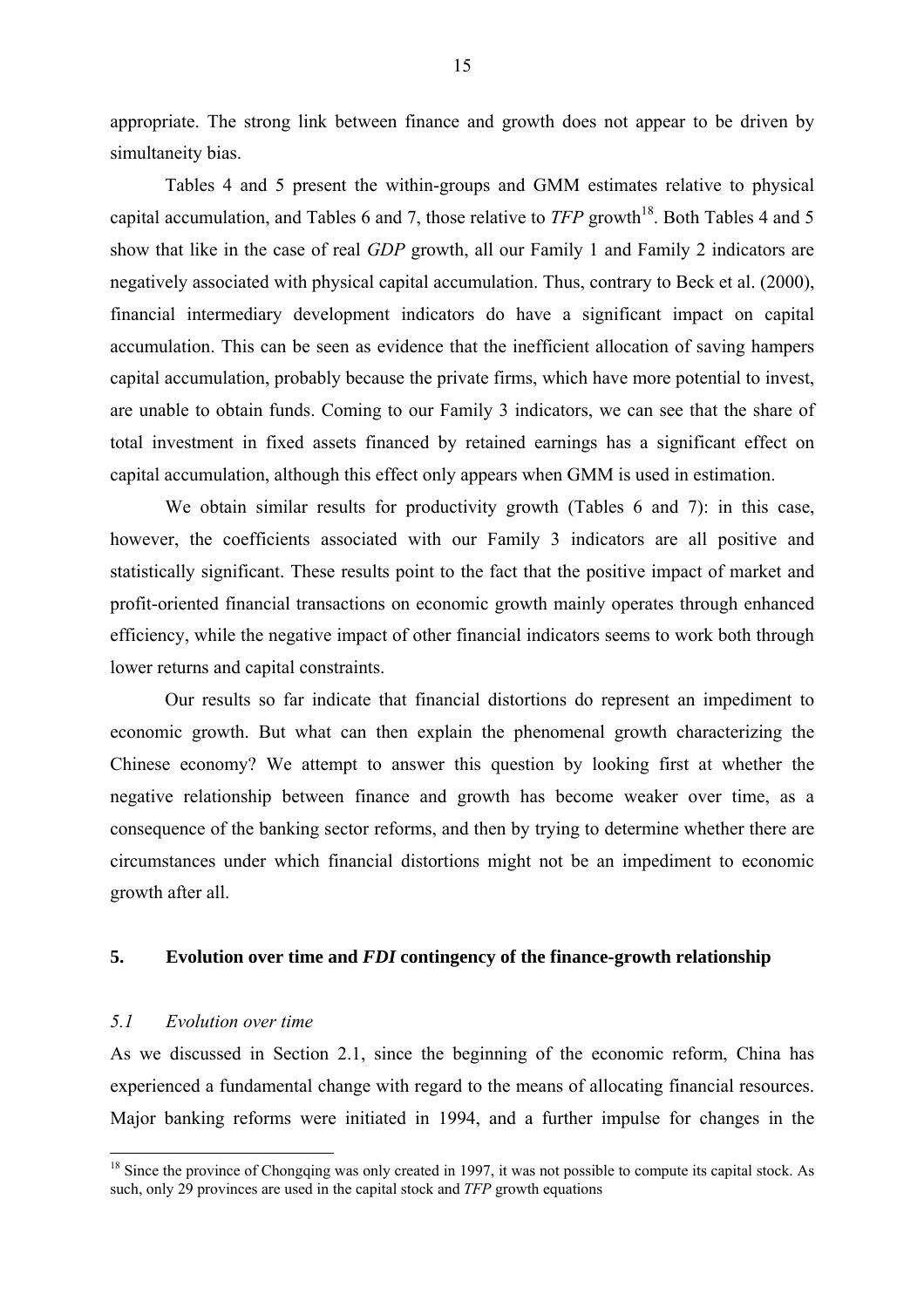appropriate. The strong link between finance and growth does not appear to be driven by simultaneity bias.

Tables 4 and 5 present the within-groups and GMM estimates relative to physical capital accumulation, and Tables 6 and 7, those relative to *TFP* growth[18]. Both Tables 4 and 5 show that like in the case of real *GDP* growth, all our Family 1 and Family 2 indicators are negatively associated with physical capital accumulation. Thus, contrary to Beck et al. (2000), financial intermediary development indicators do have a significant impact on capital accumulation. This can be seen as evidence that the inefficient allocation of saving hampers capital accumulation, probably because the private firms, which have more potential to invest, are unable to obtain funds. Coming to our Family 3 indicators, we can see that the share of total investment in fixed assets financed by retained earnings has a significant effect on capital accumulation, although this effect only appears when GMM is used in estimation.

We obtain similar results for productivity growth (Tables 6 and 7): in this case, however, the coefficients associated with our Family 3 indicators are all positive and statistically significant. These results point to the fact that the positive impact of market and profit-oriented financial transactions on economic growth mainly operates through enhanced efficiency, while the negative impact of other financial indicators seems to work both through lower returns and capital constraints.

Our results so far indicate that financial distortions do represent an impediment to economic growth. But what can then explain the phenomenal growth characterizing the Chinese economy? We attempt to answer this question by looking first at whether the negative relationship between finance and growth has become weaker over time, as a consequence of the banking sector reforms, and then by trying to determine whether there are circumstances under which financial distortions might not be an impediment to economic growth after all.

## 5. Evolution over time and *FDI* contingency of the finance-growth relationship

### *5.1 Evolution over time*

As we discussed in Section 2.1, since the beginning of the economic reform, China has experienced a fundamental change with regard to the means of allocating financial resources. Major banking reforms were initiated in 1994, and a further impulse for changes in the

---

[18] Since the province of Chongqing was only created in 1997, it was not possible to compute its capital stock. As such, only 29 provinces are used in the capital stock and *TFP* growth equations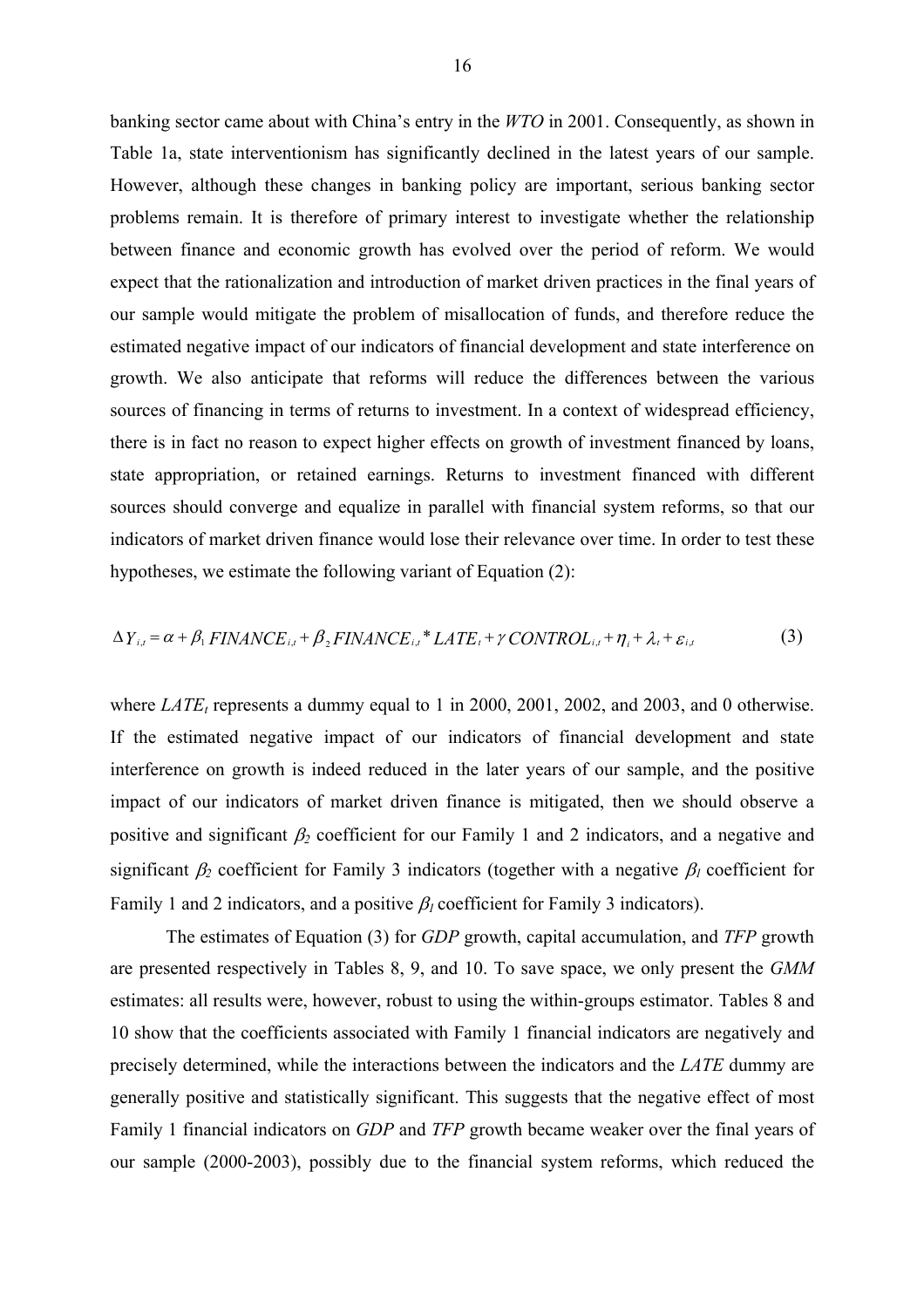banking sector came about with China's entry in the *WTO* in 2001. Consequently, as shown in Table 1a, state interventionism has significantly declined in the latest years of our sample. However, although these changes in banking policy are important, serious banking sector problems remain. It is therefore of primary interest to investigate whether the relationship between finance and economic growth has evolved over the period of reform. We would expect that the rationalization and introduction of market driven practices in the final years of our sample would mitigate the problem of misallocation of funds, and therefore reduce the estimated negative impact of our indicators of financial development and state interference on growth. We also anticipate that reforms will reduce the differences between the various sources of financing in terms of returns to investment. In a context of widespread efficiency, there is in fact no reason to expect higher effects on growth of investment financed by loans, state appropriation, or retained earnings. Returns to investment financed with different sources should converge and equalize in parallel with financial system reforms, so that our indicators of market driven finance would lose their relevance over time. In order to test these hypotheses, we estimate the following variant of Equation (2):

$$\Delta Y_{i,t} = \alpha + \beta_1 FINANCE_{i,t} + \beta_2 FINANCE_{i,t} * LATE_t + \gamma CONTROL_{i,t} + \eta_i + \lambda_t + \varepsilon_{i,t} \qquad (3)$$

where $LATE_t$ represents a dummy equal to 1 in 2000, 2001, 2002, and 2003, and 0 otherwise. If the estimated negative impact of our indicators of financial development and state interference on growth is indeed reduced in the later years of our sample, and the positive impact of our indicators of market driven finance is mitigated, then we should observe a positive and significant $\beta_2$ coefficient for our Family 1 and 2 indicators, and a negative and significant $\beta_2$ coefficient for Family 3 indicators (together with a negative $\beta_1$ coefficient for Family 1 and 2 indicators, and a positive $\beta_1$ coefficient for Family 3 indicators).

The estimates of Equation (3) for *GDP* growth, capital accumulation, and *TFP* growth are presented respectively in Tables 8, 9, and 10. To save space, we only present the *GMM* estimates: all results were, however, robust to using the within-groups estimator. Tables 8 and 10 show that the coefficients associated with Family 1 financial indicators are negatively and precisely determined, while the interactions between the indicators and the *LATE* dummy are generally positive and statistically significant. This suggests that the negative effect of most Family 1 financial indicators on *GDP* and *TFP* growth became weaker over the final years of our sample (2000-2003), possibly due to the financial system reforms, which reduced the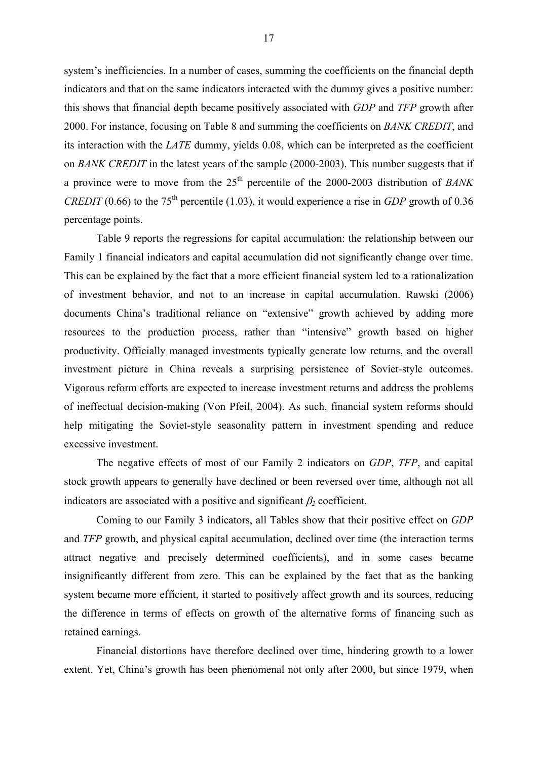system's inefficiencies. In a number of cases, summing the coefficients on the financial depth indicators and that on the same indicators interacted with the dummy gives a positive number: this shows that financial depth became positively associated with *GDP* and *TFP* growth after 2000. For instance, focusing on Table 8 and summing the coefficients on *BANK CREDIT*, and its interaction with the *LATE* dummy, yields 0.08, which can be interpreted as the coefficient on *BANK CREDIT* in the latest years of the sample (2000-2003). This number suggests that if a province were to move from the 25$^{th}$ percentile of the 2000-2003 distribution of *BANK CREDIT* (0.66) to the 75$^{th}$ percentile (1.03), it would experience a rise in *GDP* growth of 0.36 percentage points.

Table 9 reports the regressions for capital accumulation: the relationship between our Family 1 financial indicators and capital accumulation did not significantly change over time. This can be explained by the fact that a more efficient financial system led to a rationalization of investment behavior, and not to an increase in capital accumulation. Rawski (2006) documents China's traditional reliance on "extensive" growth achieved by adding more resources to the production process, rather than "intensive" growth based on higher productivity. Officially managed investments typically generate low returns, and the overall investment picture in China reveals a surprising persistence of Soviet-style outcomes. Vigorous reform efforts are expected to increase investment returns and address the problems of ineffectual decision-making (Von Pfeil, 2004). As such, financial system reforms should help mitigating the Soviet-style seasonality pattern in investment spending and reduce excessive investment.

The negative effects of most of our Family 2 indicators on *GDP*, *TFP*, and capital stock growth appears to generally have declined or been reversed over time, although not all indicators are associated with a positive and significant $\beta_2$ coefficient.

Coming to our Family 3 indicators, all Tables show that their positive effect on *GDP* and *TFP* growth, and physical capital accumulation, declined over time (the interaction terms attract negative and precisely determined coefficients), and in some cases became insignificantly different from zero. This can be explained by the fact that as the banking system became more efficient, it started to positively affect growth and its sources, reducing the difference in terms of effects on growth of the alternative forms of financing such as retained earnings.

Financial distortions have therefore declined over time, hindering growth to a lower extent. Yet, China's growth has been phenomenal not only after 2000, but since 1979, when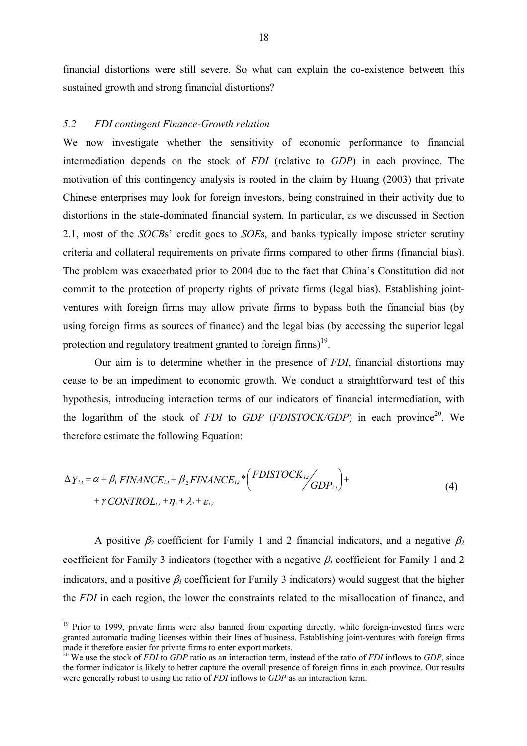financial distortions were still severe. So what can explain the co-existence between this sustained growth and strong financial distortions?

### 5.2 FDI contingent Finance-Growth relation

We now investigate whether the sensitivity of economic performance to financial intermediation depends on the stock of *FDI* (relative to *GDP*) in each province. The motivation of this contingency analysis is rooted in the claim by Huang (2003) that private Chinese enterprises may look for foreign investors, being constrained in their activity due to distortions in the state-dominated financial system. In particular, as we discussed in Section 2.1, most of the *SOCB*s' credit goes to *SOE*s, and banks typically impose stricter scrutiny criteria and collateral requirements on private firms compared to other firms (financial bias). The problem was exacerbated prior to 2004 due to the fact that China's Constitution did not commit to the protection of property rights of private firms (legal bias). Establishing joint-ventures with foreign firms may allow private firms to bypass both the financial bias (by using foreign firms as sources of finance) and the legal bias (by accessing the superior legal protection and regulatory treatment granted to foreign firms)[19].

Our aim is to determine whether in the presence of *FDI*, financial distortions may cease to be an impediment to economic growth. We conduct a straightforward test of this hypothesis, introducing interaction terms of our indicators of financial intermediation, with the logarithm of the stock of *FDI* to *GDP* (*FDISTOCK/GDP*) in each province[20]. We therefore estimate the following Equation:

$$\Delta Y_{i,t} = \alpha + \beta_1 FINANCE_{i,t} + \beta_2 FINANCE_{i,t} * \left( \frac{FDISTOCK_{i,t}}{GDP_{i,t}} \right) + \\ + \gamma\, CONTROL_{i,t} + \eta_i + \lambda_t + \varepsilon_{i,t} \tag{4}$$

A positive $\beta_2$ coefficient for Family 1 and 2 financial indicators, and a negative $\beta_2$ coefficient for Family 3 indicators (together with a negative $\beta_1$ coefficient for Family 1 and 2 indicators, and a positive $\beta_1$ coefficient for Family 3 indicators) would suggest that the higher the *FDI* in each region, the lower the constraints related to the misallocation of finance, and

---

[19] Prior to 1999, private firms were also banned from exporting directly, while foreign-invested firms were granted automatic trading licenses within their lines of business. Establishing joint-ventures with foreign firms made it therefore easier for private firms to enter export markets.

[20] We use the stock of *FDI* to *GDP* ratio as an interaction term, instead of the ratio of *FDI* inflows to *GDP*, since the former indicator is likely to better capture the overall presence of foreign firms in each province. Our results were generally robust to using the ratio of *FDI* inflows to *GDP* as an interaction term.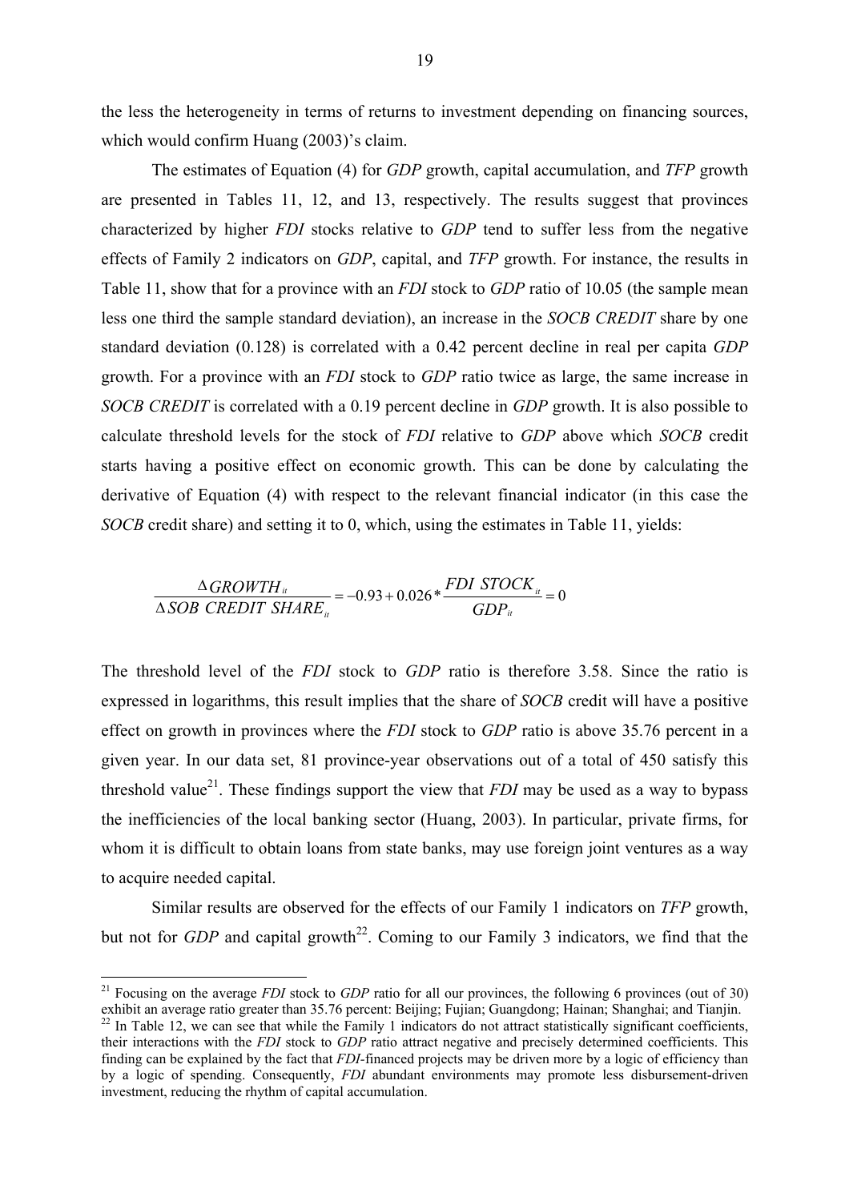the less the heterogeneity in terms of returns to investment depending on financing sources, which would confirm Huang (2003)'s claim.

The estimates of Equation (4) for *GDP* growth, capital accumulation, and *TFP* growth are presented in Tables 11, 12, and 13, respectively. The results suggest that provinces characterized by higher *FDI* stocks relative to *GDP* tend to suffer less from the negative effects of Family 2 indicators on *GDP*, capital, and *TFP* growth. For instance, the results in Table 11, show that for a province with an *FDI* stock to *GDP* ratio of 10.05 (the sample mean less one third the sample standard deviation), an increase in the *SOCB CREDIT* share by one standard deviation (0.128) is correlated with a 0.42 percent decline in real per capita *GDP* growth. For a province with an *FDI* stock to *GDP* ratio twice as large, the same increase in *SOCB CREDIT* is correlated with a 0.19 percent decline in *GDP* growth. It is also possible to calculate threshold levels for the stock of *FDI* relative to *GDP* above which *SOCB* credit starts having a positive effect on economic growth. This can be done by calculating the derivative of Equation (4) with respect to the relevant financial indicator (in this case the *SOCB* credit share) and setting it to 0, which, using the estimates in Table 11, yields:

$$\frac{\Delta GROWTH_{it}}{\Delta SOB\ CREDIT\ SHARE_{it}} = -0.93 + 0.026 * \frac{FDI\ STOCK_{it}}{GDP_{it}} = 0$$

The threshold level of the *FDI* stock to *GDP* ratio is therefore 3.58. Since the ratio is expressed in logarithms, this result implies that the share of *SOCB* credit will have a positive effect on growth in provinces where the *FDI* stock to *GDP* ratio is above 35.76 percent in a given year. In our data set, 81 province-year observations out of a total of 450 satisfy this threshold value[21]. These findings support the view that *FDI* may be used as a way to bypass the inefficiencies of the local banking sector (Huang, 2003). In particular, private firms, for whom it is difficult to obtain loans from state banks, may use foreign joint ventures as a way to acquire needed capital.

Similar results are observed for the effects of our Family 1 indicators on *TFP* growth, but not for *GDP* and capital growth[22]. Coming to our Family 3 indicators, we find that the

---

[21] Focusing on the average *FDI* stock to *GDP* ratio for all our provinces, the following 6 provinces (out of 30) exhibit an average ratio greater than 35.76 percent: Beijing; Fujian; Guangdong; Hainan; Shanghai; and Tianjin.

[22] In Table 12, we can see that while the Family 1 indicators do not attract statistically significant coefficients, their interactions with the *FDI* stock to *GDP* ratio attract negative and precisely determined coefficients. This finding can be explained by the fact that *FDI*-financed projects may be driven more by a logic of efficiency than by a logic of spending. Consequently, *FDI* abundant environments may promote less disbursement-driven investment, reducing the rhythm of capital accumulation.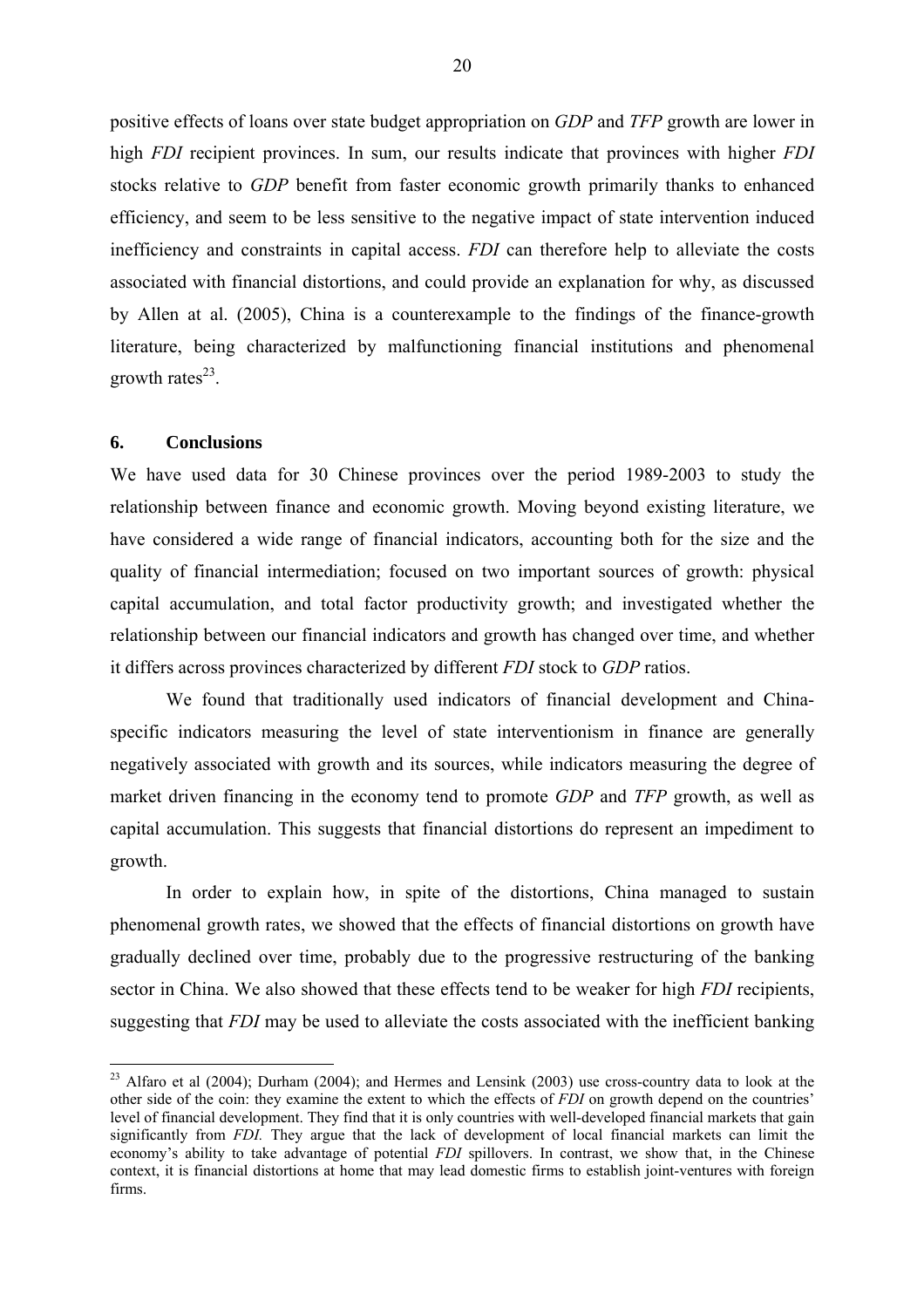positive effects of loans over state budget appropriation on *GDP* and *TFP* growth are lower in high *FDI* recipient provinces. In sum, our results indicate that provinces with higher *FDI* stocks relative to *GDP* benefit from faster economic growth primarily thanks to enhanced efficiency, and seem to be less sensitive to the negative impact of state intervention induced inefficiency and constraints in capital access. *FDI* can therefore help to alleviate the costs associated with financial distortions, and could provide an explanation for why, as discussed by Allen at al. (2005), China is a counterexample to the findings of the finance-growth literature, being characterized by malfunctioning financial institutions and phenomenal growth rates[23].

## 6. Conclusions

We have used data for 30 Chinese provinces over the period 1989-2003 to study the relationship between finance and economic growth. Moving beyond existing literature, we have considered a wide range of financial indicators, accounting both for the size and the quality of financial intermediation; focused on two important sources of growth: physical capital accumulation, and total factor productivity growth; and investigated whether the relationship between our financial indicators and growth has changed over time, and whether it differs across provinces characterized by different *FDI* stock to *GDP* ratios.

We found that traditionally used indicators of financial development and China-specific indicators measuring the level of state interventionism in finance are generally negatively associated with growth and its sources, while indicators measuring the degree of market driven financing in the economy tend to promote *GDP* and *TFP* growth, as well as capital accumulation. This suggests that financial distortions do represent an impediment to growth.

In order to explain how, in spite of the distortions, China managed to sustain phenomenal growth rates, we showed that the effects of financial distortions on growth have gradually declined over time, probably due to the progressive restructuring of the banking sector in China. We also showed that these effects tend to be weaker for high *FDI* recipients, suggesting that *FDI* may be used to alleviate the costs associated with the inefficient banking

[23] Alfaro et al (2004); Durham (2004); and Hermes and Lensink (2003) use cross-country data to look at the other side of the coin: they examine the extent to which the effects of *FDI* on growth depend on the countries' level of financial development. They find that it is only countries with well-developed financial markets that gain significantly from *FDI.* They argue that the lack of development of local financial markets can limit the economy's ability to take advantage of potential *FDI* spillovers. In contrast, we show that, in the Chinese context, it is financial distortions at home that may lead domestic firms to establish joint-ventures with foreign firms.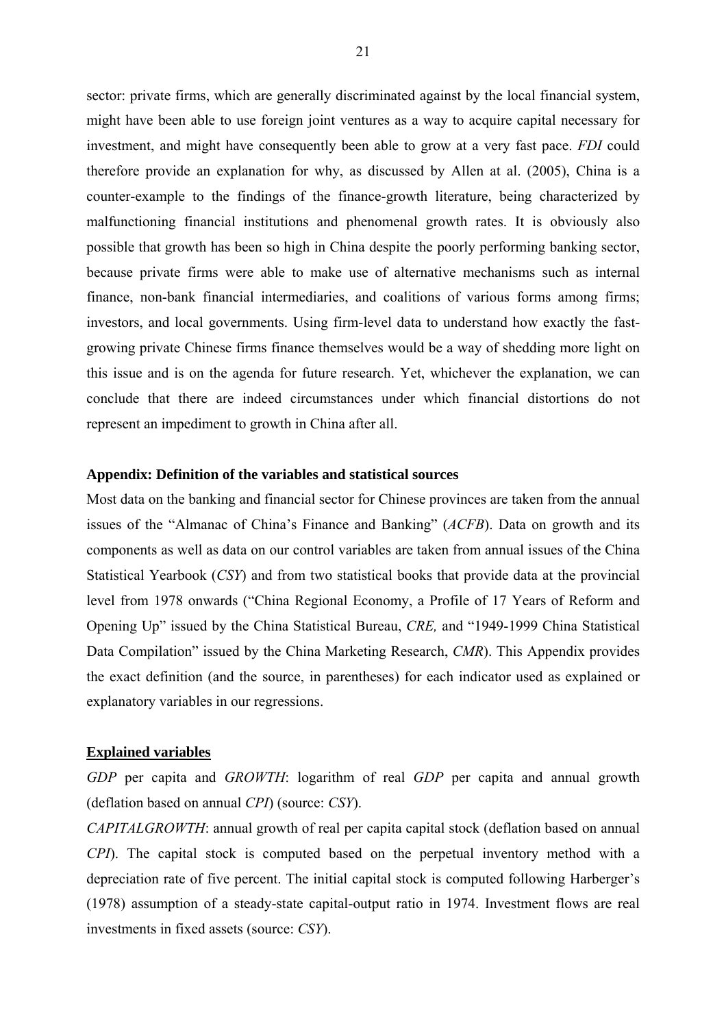sector: private firms, which are generally discriminated against by the local financial system, might have been able to use foreign joint ventures as a way to acquire capital necessary for investment, and might have consequently been able to grow at a very fast pace. *FDI* could therefore provide an explanation for why, as discussed by Allen at al. (2005), China is a counter-example to the findings of the finance-growth literature, being characterized by malfunctioning financial institutions and phenomenal growth rates. It is obviously also possible that growth has been so high in China despite the poorly performing banking sector, because private firms were able to make use of alternative mechanisms such as internal finance, non-bank financial intermediaries, and coalitions of various forms among firms; investors, and local governments. Using firm-level data to understand how exactly the fast-growing private Chinese firms finance themselves would be a way of shedding more light on this issue and is on the agenda for future research. Yet, whichever the explanation, we can conclude that there are indeed circumstances under which financial distortions do not represent an impediment to growth in China after all.

## Appendix: Definition of the variables and statistical sources

Most data on the banking and financial sector for Chinese provinces are taken from the annual issues of the "Almanac of China's Finance and Banking" (*ACFB*). Data on growth and its components as well as data on our control variables are taken from annual issues of the China Statistical Yearbook (*CSY*) and from two statistical books that provide data at the provincial level from 1978 onwards ("China Regional Economy, a Profile of 17 Years of Reform and Opening Up" issued by the China Statistical Bureau, *CRE,* and "1949-1999 China Statistical Data Compilation" issued by the China Marketing Research, *CMR*). This Appendix provides the exact definition (and the source, in parentheses) for each indicator used as explained or explanatory variables in our regressions.

### Explained variables

*GDP* per capita and *GROWTH*: logarithm of real *GDP* per capita and annual growth (deflation based on annual *CPI*) (source: *CSY*).

*CAPITALGROWTH*: annual growth of real per capita capital stock (deflation based on annual *CPI*). The capital stock is computed based on the perpetual inventory method with a depreciation rate of five percent. The initial capital stock is computed following Harberger's (1978) assumption of a steady-state capital-output ratio in 1974. Investment flows are real investments in fixed assets (source: *CSY*).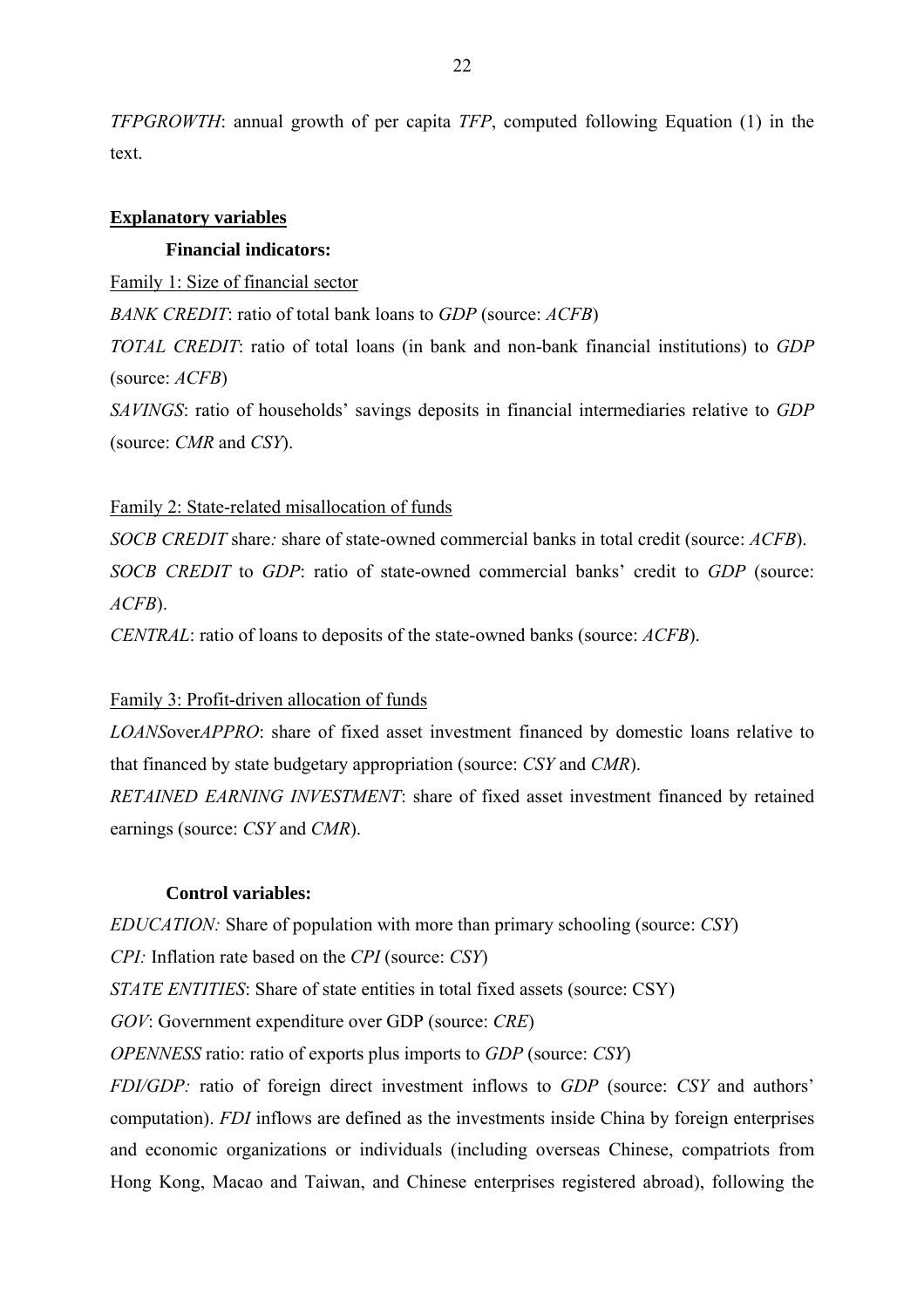*TFPGROWTH*: annual growth of per capita *TFP*, computed following Equation (1) in the text.

**Explanatory variables**

**Financial indicators:**

Family 1: Size of financial sector

*BANK CREDIT*: ratio of total bank loans to *GDP* (source: *ACFB*)

*TOTAL CREDIT*: ratio of total loans (in bank and non-bank financial institutions) to *GDP* (source: *ACFB*)

*SAVINGS*: ratio of households' savings deposits in financial intermediaries relative to *GDP* (source: *CMR* and *CSY*).

Family 2: State-related misallocation of funds

*SOCB CREDIT* share*:* share of state-owned commercial banks in total credit (source: *ACFB*).

*SOCB CREDIT* to *GDP*: ratio of state-owned commercial banks' credit to *GDP* (source: *ACFB*).

*CENTRAL*: ratio of loans to deposits of the state-owned banks (source: *ACFB*).

Family 3: Profit-driven allocation of funds

*LOANS*over*APPRO*: share of fixed asset investment financed by domestic loans relative to that financed by state budgetary appropriation (source: *CSY* and *CMR*).

*RETAINED EARNING INVESTMENT*: share of fixed asset investment financed by retained earnings (source: *CSY* and *CMR*).

**Control variables:**

*EDUCATION:* Share of population with more than primary schooling (source: *CSY*)

*CPI:* Inflation rate based on the *CPI* (source: *CSY*)

*STATE ENTITIES*: Share of state entities in total fixed assets (source: CSY)

*GOV*: Government expenditure over GDP (source: *CRE*)

*OPENNESS* ratio: ratio of exports plus imports to *GDP* (source: *CSY*)

*FDI/GDP:* ratio of foreign direct investment inflows to *GDP* (source: *CSY* and authors' computation). *FDI* inflows are defined as the investments inside China by foreign enterprises and economic organizations or individuals (including overseas Chinese, compatriots from Hong Kong, Macao and Taiwan, and Chinese enterprises registered abroad), following the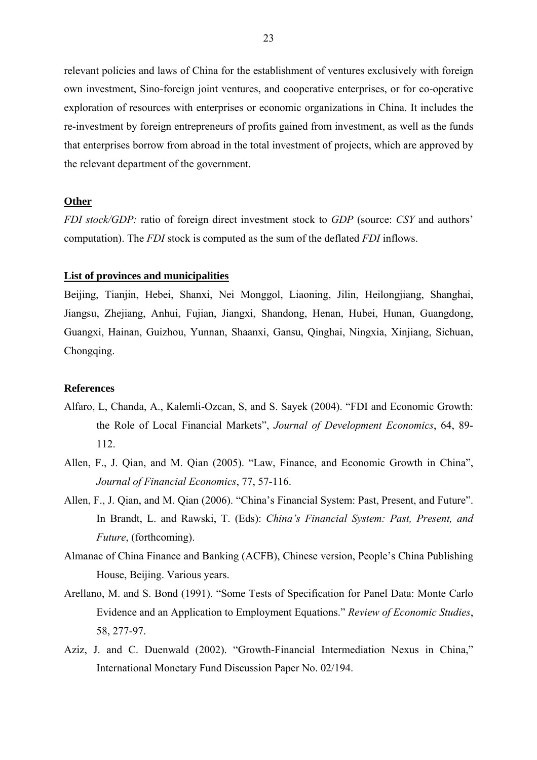relevant policies and laws of China for the establishment of ventures exclusively with foreign own investment, Sino-foreign joint ventures, and cooperative enterprises, or for co-operative exploration of resources with enterprises or economic organizations in China. It includes the re-investment by foreign entrepreneurs of profits gained from investment, as well as the funds that enterprises borrow from abroad in the total investment of projects, which are approved by the relevant department of the government.

**Other**

*FDI stock/GDP:* ratio of foreign direct investment stock to *GDP* (source: *CSY* and authors' computation). The *FDI* stock is computed as the sum of the deflated *FDI* inflows.

**List of provinces and municipalities**

Beijing, Tianjin, Hebei, Shanxi, Nei Monggol, Liaoning, Jilin, Heilongjiang, Shanghai, Jiangsu, Zhejiang, Anhui, Fujian, Jiangxi, Shandong, Henan, Hubei, Hunan, Guangdong, Guangxi, Hainan, Guizhou, Yunnan, Shaanxi, Gansu, Qinghai, Ningxia, Xinjiang, Sichuan, Chongqing.

## References

Alfaro, L, Chanda, A., Kalemli-Ozcan, S, and S. Sayek (2004). "FDI and Economic Growth: the Role of Local Financial Markets", *Journal of Development Economics*, 64, 89-112.

Allen, F., J. Qian, and M. Qian (2005). "Law, Finance, and Economic Growth in China", *Journal of Financial Economics*, 77, 57-116.

Allen, F., J. Qian, and M. Qian (2006). "China's Financial System: Past, Present, and Future". In Brandt, L. and Rawski, T. (Eds): *China's Financial System: Past, Present, and Future*, (forthcoming).

Almanac of China Finance and Banking (ACFB), Chinese version, People's China Publishing House, Beijing. Various years.

Arellano, M. and S. Bond (1991). "Some Tests of Specification for Panel Data: Monte Carlo Evidence and an Application to Employment Equations." *Review of Economic Studies*, 58, 277-97.

Aziz, J. and C. Duenwald (2002). "Growth-Financial Intermediation Nexus in China," International Monetary Fund Discussion Paper No. 02/194.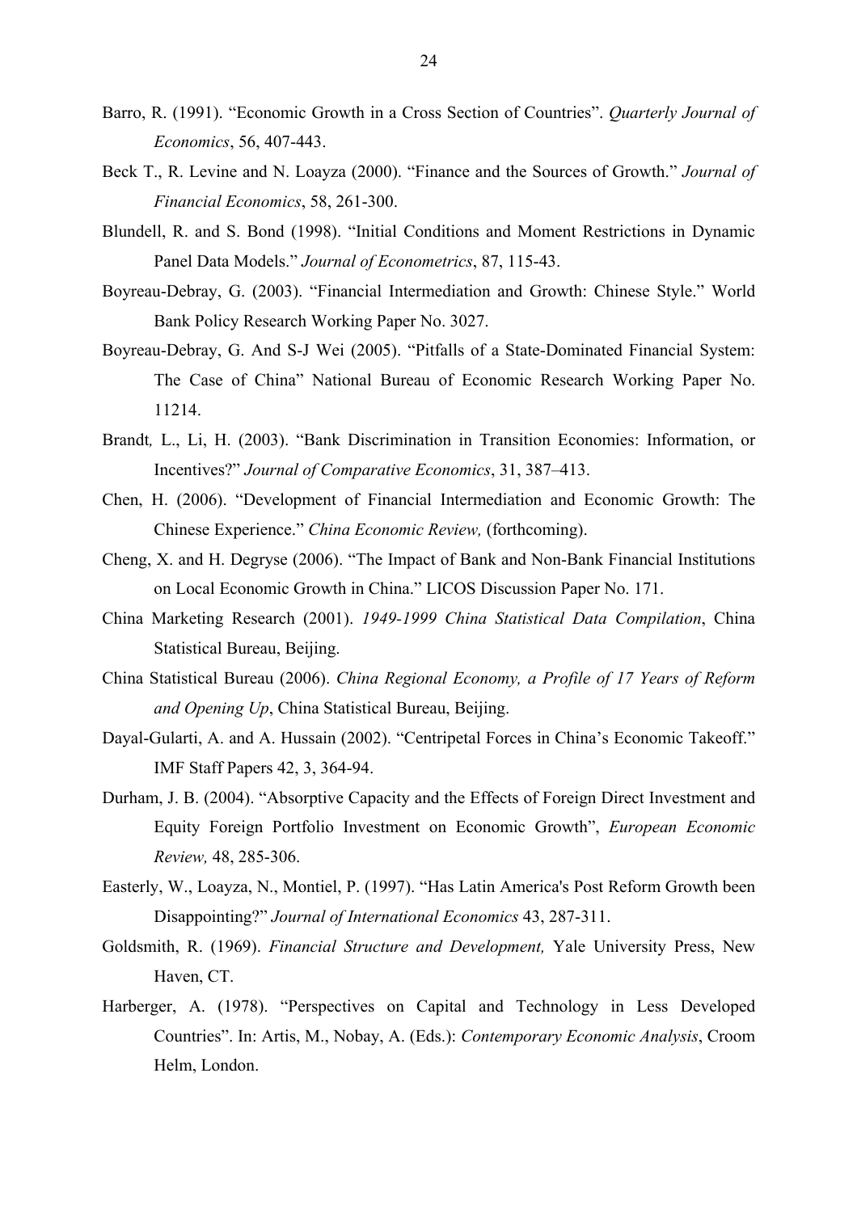Barro, R. (1991). "Economic Growth in a Cross Section of Countries". *Quarterly Journal of Economics*, 56, 407-443.

Beck T., R. Levine and N. Loayza (2000). "Finance and the Sources of Growth." *Journal of Financial Economics*, 58, 261-300.

Blundell, R. and S. Bond (1998). "Initial Conditions and Moment Restrictions in Dynamic Panel Data Models." *Journal of Econometrics*, 87, 115-43.

Boyreau-Debray, G. (2003). "Financial Intermediation and Growth: Chinese Style." World Bank Policy Research Working Paper No. 3027.

Boyreau-Debray, G. And S-J Wei (2005). "Pitfalls of a State-Dominated Financial System: The Case of China" National Bureau of Economic Research Working Paper No. 11214.

Brandt, L., Li, H. (2003). "Bank Discrimination in Transition Economies: Information, or Incentives?" *Journal of Comparative Economics*, 31, 387–413.

Chen, H. (2006). "Development of Financial Intermediation and Economic Growth: The Chinese Experience." *China Economic Review,* (forthcoming).

Cheng, X. and H. Degryse (2006). "The Impact of Bank and Non-Bank Financial Institutions on Local Economic Growth in China." LICOS Discussion Paper No. 171.

China Marketing Research (2001). *1949-1999 China Statistical Data Compilation*, China Statistical Bureau, Beijing.

China Statistical Bureau (2006). *China Regional Economy, a Profile of 17 Years of Reform and Opening Up*, China Statistical Bureau, Beijing.

Dayal-Gularti, A. and A. Hussain (2002). "Centripetal Forces in China's Economic Takeoff." IMF Staff Papers 42, 3, 364-94.

Durham, J. B. (2004). "Absorptive Capacity and the Effects of Foreign Direct Investment and Equity Foreign Portfolio Investment on Economic Growth", *European Economic Review,* 48, 285-306.

Easterly, W., Loayza, N., Montiel, P. (1997). "Has Latin America's Post Reform Growth been Disappointing?" *Journal of International Economics* 43, 287-311.

Goldsmith, R. (1969). *Financial Structure and Development,* Yale University Press, New Haven, CT.

Harberger, A. (1978). "Perspectives on Capital and Technology in Less Developed Countries". In: Artis, M., Nobay, A. (Eds.): *Contemporary Economic Analysis*, Croom Helm, London.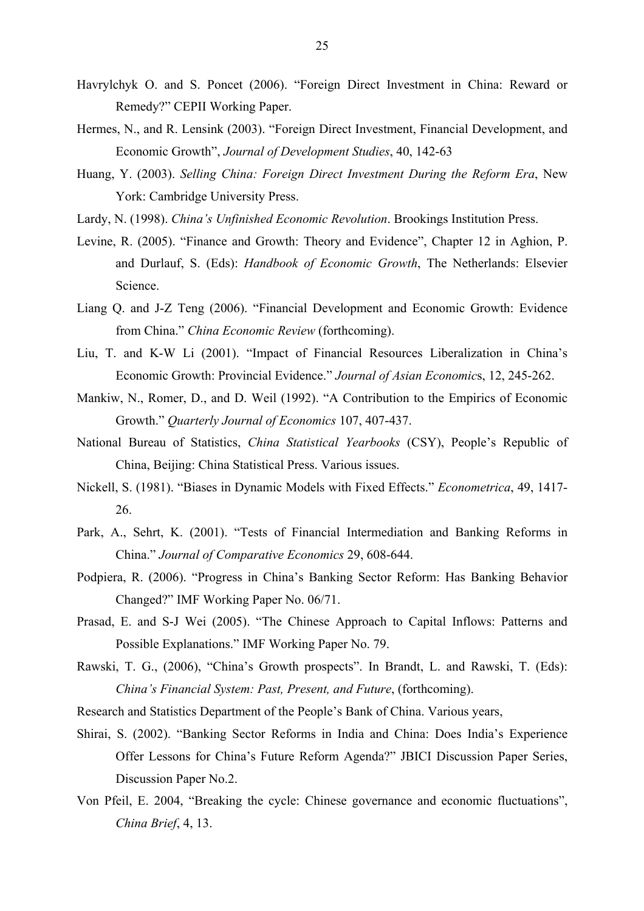Havrylchyk O. and S. Poncet (2006). "Foreign Direct Investment in China: Reward or Remedy?" CEPII Working Paper.

Hermes, N., and R. Lensink (2003). "Foreign Direct Investment, Financial Development, and Economic Growth", *Journal of Development Studies*, 40, 142-63

Huang, Y. (2003). *Selling China: Foreign Direct Investment During the Reform Era*, New York: Cambridge University Press.

Lardy, N. (1998). *China's Unfinished Economic Revolution*. Brookings Institution Press.

Levine, R. (2005). "Finance and Growth: Theory and Evidence", Chapter 12 in Aghion, P. and Durlauf, S. (Eds): *Handbook of Economic Growth*, The Netherlands: Elsevier Science.

Liang Q. and J-Z Teng (2006). "Financial Development and Economic Growth: Evidence from China." *China Economic Review* (forthcoming).

Liu, T. and K-W Li (2001). "Impact of Financial Resources Liberalization in China's Economic Growth: Provincial Evidence." *Journal of Asian Economics*, 12, 245-262.

Mankiw, N., Romer, D., and D. Weil (1992). "A Contribution to the Empirics of Economic Growth." *Quarterly Journal of Economics* 107, 407-437.

National Bureau of Statistics, *China Statistical Yearbooks* (CSY), People's Republic of China, Beijing: China Statistical Press. Various issues.

Nickell, S. (1981). "Biases in Dynamic Models with Fixed Effects." *Econometrica*, 49, 1417-26.

Park, A., Sehrt, K. (2001). "Tests of Financial Intermediation and Banking Reforms in China." *Journal of Comparative Economics* 29, 608-644.

Podpiera, R. (2006). "Progress in China's Banking Sector Reform: Has Banking Behavior Changed?" IMF Working Paper No. 06/71.

Prasad, E. and S-J Wei (2005). "The Chinese Approach to Capital Inflows: Patterns and Possible Explanations." IMF Working Paper No. 79.

Rawski, T. G., (2006), "China's Growth prospects". In Brandt, L. and Rawski, T. (Eds): *China's Financial System: Past, Present, and Future*, (forthcoming).

Research and Statistics Department of the People's Bank of China. Various years,

Shirai, S. (2002). "Banking Sector Reforms in India and China: Does India's Experience Offer Lessons for China's Future Reform Agenda?" JBICI Discussion Paper Series, Discussion Paper No.2.

Von Pfeil, E. 2004, "Breaking the cycle: Chinese governance and economic fluctuations", *China Brief*, 4, 13.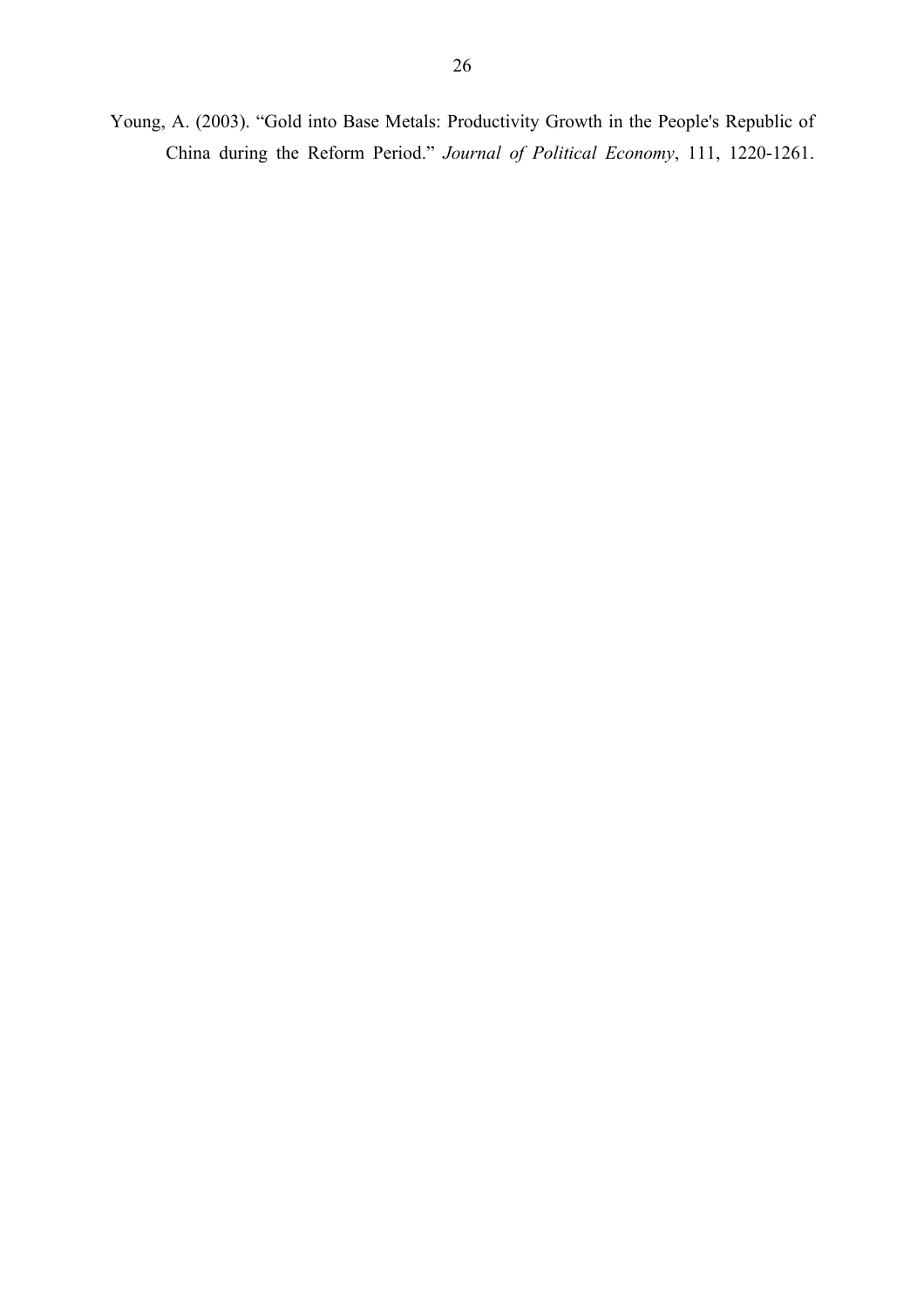Young, A. (2003). “Gold into Base Metals: Productivity Growth in the People's Republic of China during the Reform Period.” *Journal of Political Economy*, 111, 1220-1261.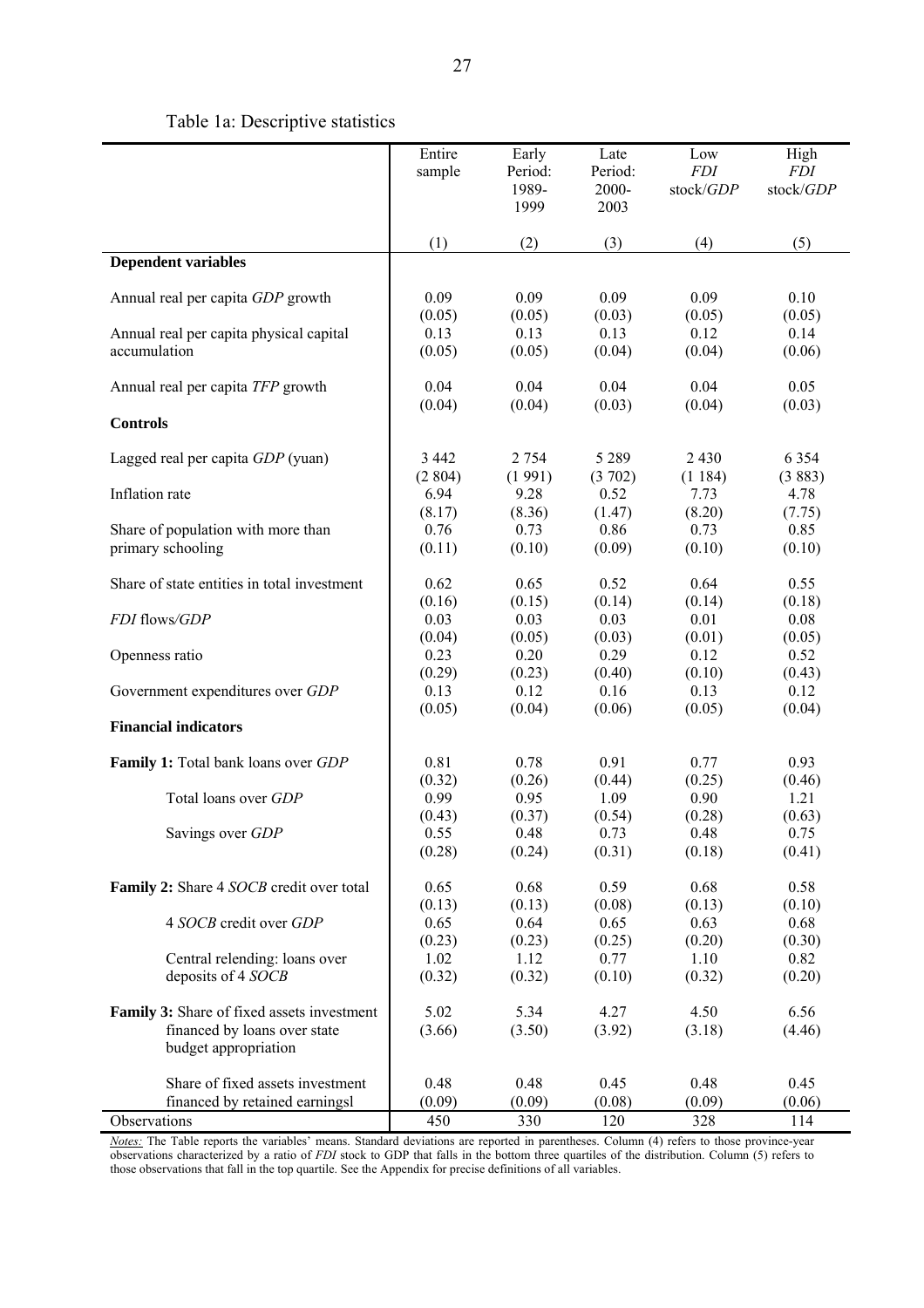Table 1a: Descriptive statistics

| | Entire sample | Early Period: 1989-1999 | Late Period: 2000-2003 | Low *FDI* stock/*GDP* | High *FDI* stock/*GDP* |
|---|---|---|---|---|---|
| | (1) | (2) | (3) | (4) | (5) |
| **Dependent variables** | | | | | |
| Annual real per capita *GDP* growth | 0.09 | 0.09 | 0.09 | 0.09 | 0.10 |
| | (0.05) | (0.05) | (0.03) | (0.05) | (0.05) |
| Annual real per capita physical capital accumulation | 0.13 | 0.13 | 0.13 | 0.12 | 0.14 |
| | (0.05) | (0.05) | (0.04) | (0.04) | (0.06) |
| Annual real per capita *TFP* growth | 0.04 | 0.04 | 0.04 | 0.04 | 0.05 |
| | (0.04) | (0.04) | (0.03) | (0.04) | (0.03) |
| **Controls** | | | | | |
| Lagged real per capita *GDP* (yuan) | 3 442 | 2 754 | 5 289 | 2 430 | 6 354 |
| | (2 804) | (1 991) | (3 702) | (1 184) | (3 883) |
| Inflation rate | 6.94 | 9.28 | 0.52 | 7.73 | 4.78 |
| | (8.17) | (8.36) | (1.47) | (8.20) | (7.75) |
| Share of population with more than primary schooling | 0.76 | 0.73 | 0.86 | 0.73 | 0.85 |
| | (0.11) | (0.10) | (0.09) | (0.10) | (0.10) |
| Share of state entities in total investment | 0.62 | 0.65 | 0.52 | 0.64 | 0.55 |
| | (0.16) | (0.15) | (0.14) | (0.14) | (0.18) |
| *FDI* flows/*GDP* | 0.03 | 0.03 | 0.03 | 0.01 | 0.08 |
| | (0.04) | (0.05) | (0.03) | (0.01) | (0.05) |
| Openness ratio | 0.23 | 0.20 | 0.29 | 0.12 | 0.52 |
| | (0.29) | (0.23) | (0.40) | (0.10) | (0.43) |
| Government expenditures over *GDP* | 0.13 | 0.12 | 0.16 | 0.13 | 0.12 |
| | (0.05) | (0.04) | (0.06) | (0.05) | (0.04) |
| **Financial indicators** | | | | | |
| **Family 1:** Total bank loans over *GDP* | 0.81 | 0.78 | 0.91 | 0.77 | 0.93 |
| | (0.32) | (0.26) | (0.44) | (0.25) | (0.46) |
| Total loans over *GDP* | 0.99 | 0.95 | 1.09 | 0.90 | 1.21 |
| | (0.43) | (0.37) | (0.54) | (0.28) | (0.63) |
| Savings over *GDP* | 0.55 | 0.48 | 0.73 | 0.48 | 0.75 |
| | (0.28) | (0.24) | (0.31) | (0.18) | (0.41) |
| **Family 2:** Share 4 *SOCB* credit over total | 0.65 | 0.68 | 0.59 | 0.68 | 0.58 |
| | (0.13) | (0.13) | (0.08) | (0.13) | (0.10) |
| 4 *SOCB* credit over *GDP* | 0.65 | 0.64 | 0.65 | 0.63 | 0.68 |
| | (0.23) | (0.23) | (0.25) | (0.20) | (0.30) |
| Central relending: loans over deposits of 4 *SOCB* | 1.02 | 1.12 | 0.77 | 1.10 | 0.82 |
| | (0.32) | (0.32) | (0.10) | (0.32) | (0.20) |
| **Family 3:** Share of fixed assets investment financed by loans over state budget appropriation | 5.02 | 5.34 | 4.27 | 4.50 | 6.56 |
| | (3.66) | (3.50) | (3.92) | (3.18) | (4.46) |
| Share of fixed assets investment financed by retained earningsl | 0.48 | 0.48 | 0.45 | 0.48 | 0.45 |
| | (0.09) | (0.09) | (0.08) | (0.09) | (0.06) |
| Observations | 450 | 330 | 120 | 328 | 114 |

*Notes:* The Table reports the variables' means. Standard deviations are reported in parentheses. Column (4) refers to those province-year observations characterized by a ratio of *FDI* stock to GDP that falls in the bottom three quartiles of the distribution. Column (5) refers to those observations that fall in the top quartile. See the Appendix for precise definitions of all variables.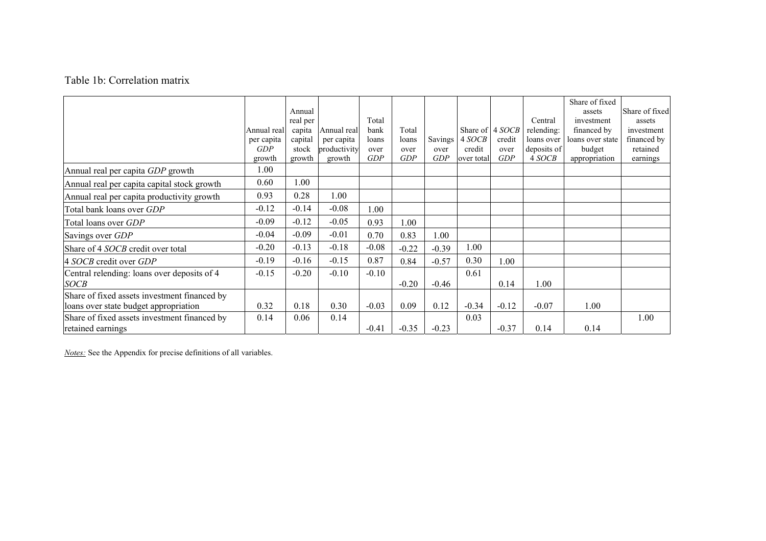Table 1b: Correlation matrix

| | Annual real per capita *GDP* growth | Annual real per capita capital stock growth | Annual real per capita productivity growth | Total bank loans over *GDP* | Total loans over *GDP* | Savings over *GDP* | Share of 4 *SOCB* credit over total | 4 *SOCB* credit over *GDP* | Central relending: loans over deposits of 4 *SOCB* | Share of fixed assets investment financed by loans over state budget appropriation | Share of fixed assets investment financed by retained earnings |
|---|---|---|---|---|---|---|---|---|---|---|---|
| Annual real per capita *GDP* growth | 1.00 | | | | | | | | | | |
| Annual real per capita capital stock growth | 0.60 | 1.00 | | | | | | | | | |
| Annual real per capita productivity growth | 0.93 | 0.28 | 1.00 | | | | | | | | |
| Total bank loans over *GDP* | -0.12 | -0.14 | -0.08 | 1.00 | | | | | | | |
| Total loans over *GDP* | -0.09 | -0.12 | -0.05 | 0.93 | 1.00 | | | | | | |
| Savings over *GDP* | -0.04 | -0.09 | -0.01 | 0.70 | 0.83 | 1.00 | | | | | |
| Share of 4 *SOCB* credit over total | -0.20 | -0.13 | -0.18 | -0.08 | -0.22 | -0.39 | 1.00 | | | | |
| 4 *SOCB* credit over *GDP* | -0.19 | -0.16 | -0.15 | 0.87 | 0.84 | -0.57 | 0.30 | 1.00 | | | |
| Central relending: loans over deposits of 4 *SOCB* | -0.15 | -0.20 | -0.10 | -0.10 | -0.20 | -0.46 | 0.61 | 0.14 | 1.00 | | |
| Share of fixed assets investment financed by loans over state budget appropriation | 0.32 | 0.18 | 0.30 | -0.03 | 0.09 | 0.12 | -0.34 | -0.12 | -0.07 | 1.00 | |
| Share of fixed assets investment financed by retained earnings | 0.14 | 0.06 | 0.14 | -0.41 | -0.35 | -0.23 | 0.03 | -0.37 | 0.14 | 0.14 | 1.00 |

*Notes:* See the Appendix for precise definitions of all variables.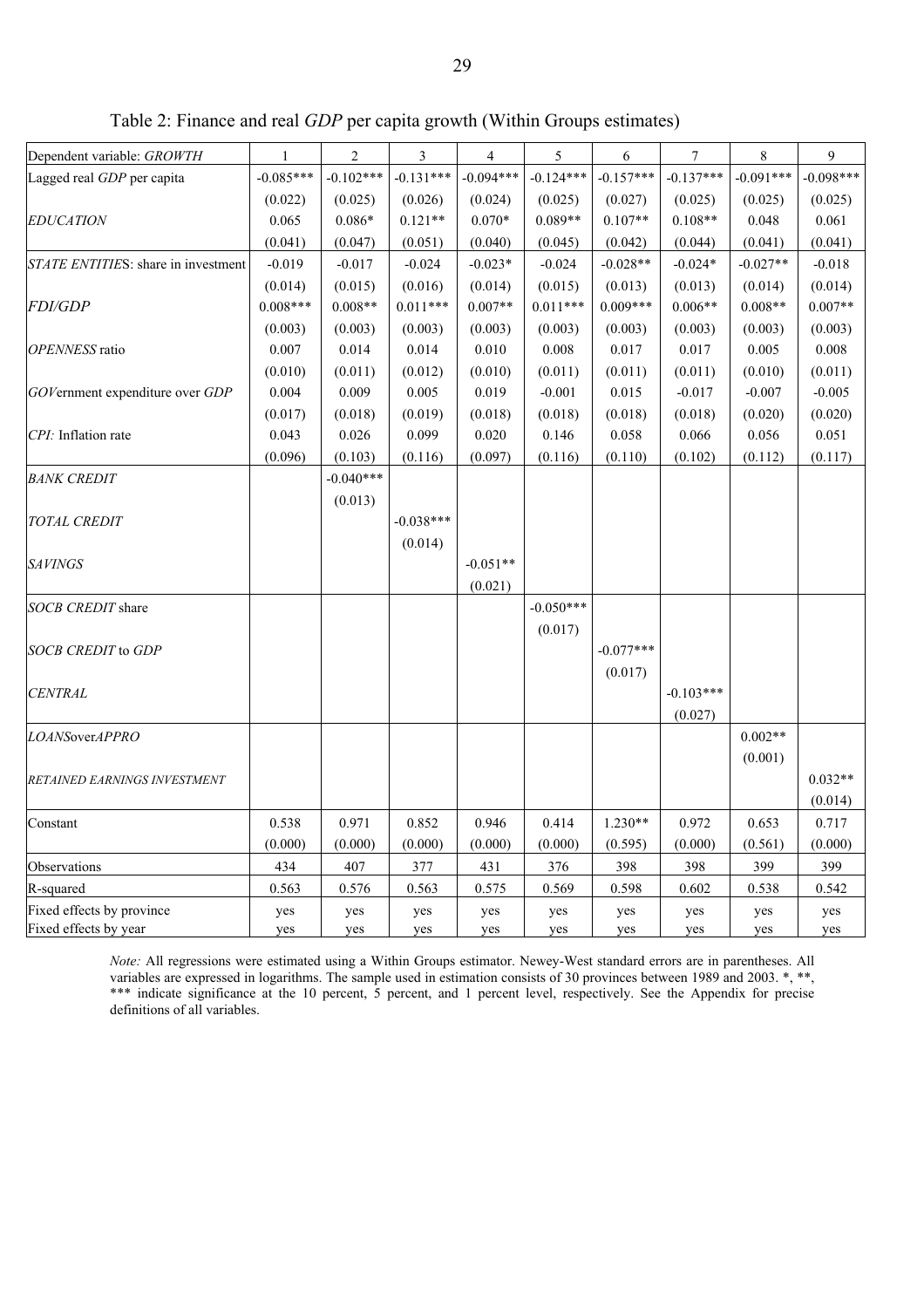Table 2: Finance and real *GDP* per capita growth (Within Groups estimates)

| Dependent variable: *GROWTH* | 1 | 2 | 3 | 4 | 5 | 6 | 7 | 8 | 9 |
|---|---|---|---|---|---|---|---|---|---|
| Lagged real *GDP* per capita | -0.085*** | -0.102*** | -0.131*** | -0.094*** | -0.124*** | -0.157*** | -0.137*** | -0.091*** | -0.098*** |
| | (0.022) | (0.025) | (0.026) | (0.024) | (0.025) | (0.027) | (0.025) | (0.025) | (0.025) |
| *EDUCATION* | 0.065 | 0.086* | 0.121** | 0.070* | 0.089** | 0.107** | 0.108** | 0.048 | 0.061 |
| | (0.041) | (0.047) | (0.051) | (0.040) | (0.045) | (0.042) | (0.044) | (0.041) | (0.041) |
| *STATE ENTITIE*S: share in investment | -0.019 | -0.017 | -0.024 | -0.023* | -0.024 | -0.028** | -0.024* | -0.027** | -0.018 |
| | (0.014) | (0.015) | (0.016) | (0.014) | (0.015) | (0.013) | (0.013) | (0.014) | (0.014) |
| *FDI/GDP* | 0.008*** | 0.008** | 0.011*** | 0.007** | 0.011*** | 0.009*** | 0.006** | 0.008** | 0.007** |
| | (0.003) | (0.003) | (0.003) | (0.003) | (0.003) | (0.003) | (0.003) | (0.003) | (0.003) |
| *OPENNESS* ratio | 0.007 | 0.014 | 0.014 | 0.010 | 0.008 | 0.017 | 0.017 | 0.005 | 0.008 |
| | (0.010) | (0.011) | (0.012) | (0.010) | (0.011) | (0.011) | (0.011) | (0.010) | (0.011) |
| *GOV*ernment expenditure over *GDP* | 0.004 | 0.009 | 0.005 | 0.019 | -0.001 | 0.015 | -0.017 | -0.007 | -0.005 |
| | (0.017) | (0.018) | (0.019) | (0.018) | (0.018) | (0.018) | (0.018) | (0.020) | (0.020) |
| *CPI:* Inflation rate | 0.043 | 0.026 | 0.099 | 0.020 | 0.146 | 0.058 | 0.066 | 0.056 | 0.051 |
| | (0.096) | (0.103) | (0.116) | (0.097) | (0.116) | (0.110) | (0.102) | (0.112) | (0.117) |
| *BANK CREDIT* | | -0.040*** | | | | | | | |
| | | (0.013) | | | | | | | |
| *TOTAL CREDIT* | | | -0.038*** | | | | | | |
| | | | (0.014) | | | | | | |
| *SAVINGS* | | | | -0.051** | | | | | |
| | | | | (0.021) | | | | | |
| *SOCB CREDIT* share | | | | | -0.050*** | | | | |
| | | | | | (0.017) | | | | |
| *SOCB CREDIT* to *GDP* | | | | | | -0.077*** | | | |
| | | | | | | (0.017) | | | |
| *CENTRAL* | | | | | | | -0.103*** | | |
| | | | | | | | (0.027) | | |
| *LOANS*over*APPRO* | | | | | | | | 0.002** | |
| | | | | | | | | (0.001) | |
| RETAINED EARNINGS INVESTMENT | | | | | | | | | 0.032** |
| | | | | | | | | | (0.014) |
| Constant | 0.538 | 0.971 | 0.852 | 0.946 | 0.414 | 1.230** | 0.972 | 0.653 | 0.717 |
| | (0.000) | (0.000) | (0.000) | (0.000) | (0.000) | (0.595) | (0.000) | (0.561) | (0.000) |
| Observations | 434 | 407 | 377 | 431 | 376 | 398 | 398 | 399 | 399 |
| R-squared | 0.563 | 0.576 | 0.563 | 0.575 | 0.569 | 0.598 | 0.602 | 0.538 | 0.542 |
| Fixed effects by province | yes | yes | yes | yes | yes | yes | yes | yes | yes |
| Fixed effects by year | yes | yes | yes | yes | yes | yes | yes | yes | yes |

*Note:* All regressions were estimated using a Within Groups estimator. Newey-West standard errors are in parentheses. All variables are expressed in logarithms. The sample used in estimation consists of 30 provinces between 1989 and 2003. *, **, *** indicate significance at the 10 percent, 5 percent, and 1 percent level, respectively. See the Appendix for precise definitions of all variables.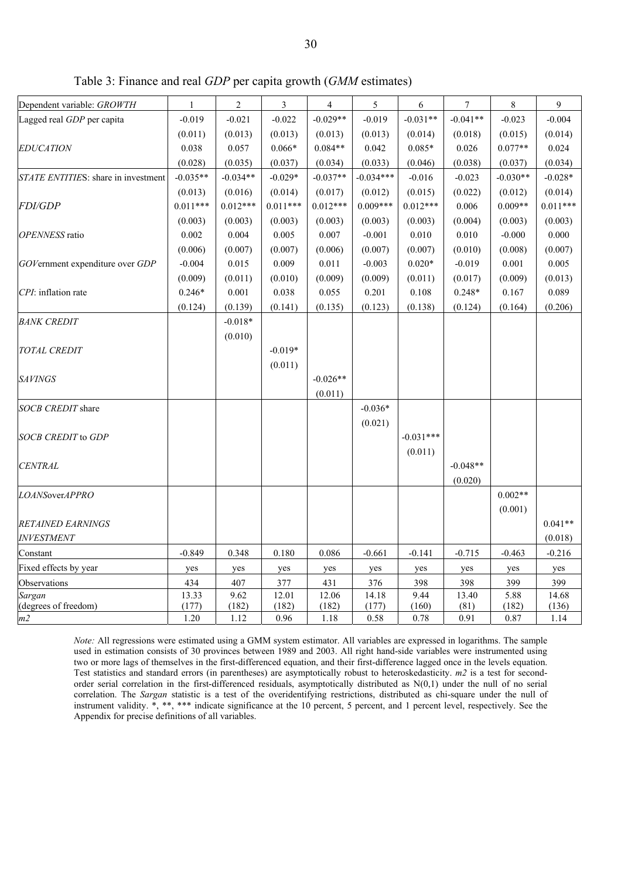Table 3: Finance and real *GDP* per capita growth (*GMM* estimates)

| Dependent variable: *GROWTH* | 1 | 2 | 3 | 4 | 5 | 6 | 7 | 8 | 9 |
|---|---|---|---|---|---|---|---|---|---|
| Lagged real *GDP* per capita | -0.019 | -0.021 | -0.022 | -0.029** | -0.019 | -0.031** | -0.041** | -0.023 | -0.004 |
| | (0.011) | (0.013) | (0.013) | (0.013) | (0.013) | (0.014) | (0.018) | (0.015) | (0.014) |
| *EDUCATION* | 0.038 | 0.057 | 0.066* | 0.084** | 0.042 | 0.085* | 0.026 | 0.077** | 0.024 |
| | (0.028) | (0.035) | (0.037) | (0.034) | (0.033) | (0.046) | (0.038) | (0.037) | (0.034) |
| *STATE ENTITIES*: share in investment | -0.035** | -0.034** | -0.029* | -0.037** | -0.034*** | -0.016 | -0.023 | -0.030** | -0.028* |
| | (0.013) | (0.016) | (0.014) | (0.017) | (0.012) | (0.015) | (0.022) | (0.012) | (0.014) |
| *FDI/GDP* | 0.011*** | 0.012*** | 0.011*** | 0.012*** | 0.009*** | 0.012*** | 0.006 | 0.009** | 0.011*** |
| | (0.003) | (0.003) | (0.003) | (0.003) | (0.003) | (0.003) | (0.004) | (0.003) | (0.003) |
| *OPENNESS* ratio | 0.002 | 0.004 | 0.005 | 0.007 | -0.001 | 0.010 | 0.010 | -0.000 | 0.000 |
| | (0.006) | (0.007) | (0.007) | (0.006) | (0.007) | (0.007) | (0.010) | (0.008) | (0.007) |
| *GOV*ernment expenditure over *GDP* | -0.004 | 0.015 | 0.009 | 0.011 | -0.003 | 0.020* | -0.019 | 0.001 | 0.005 |
| | (0.009) | (0.011) | (0.010) | (0.009) | (0.009) | (0.011) | (0.017) | (0.009) | (0.013) |
| *CPI*: inflation rate | 0.246* | 0.001 | 0.038 | 0.055 | 0.201 | 0.108 | 0.248* | 0.167 | 0.089 |
| | (0.124) | (0.139) | (0.141) | (0.135) | (0.123) | (0.138) | (0.124) | (0.164) | (0.206) |
| *BANK CREDIT* | | -0.018* | | | | | | | |
| | | (0.010) | | | | | | | |
| *TOTAL CREDIT* | | | -0.019* | | | | | | |
| | | | (0.011) | | | | | | |
| *SAVINGS* | | | | -0.026** | | | | | |
| | | | | (0.011) | | | | | |
| *SOCB CREDIT* share | | | | | -0.036* | | | | |
| | | | | | (0.021) | | | | |
| *SOCB CREDIT* to *GDP* | | | | | | -0.031*** | | | |
| | | | | | | (0.011) | | | |
| *CENTRAL* | | | | | | | -0.048** | | |
| | | | | | | | (0.020) | | |
| *LOANSoverAPPRO* | | | | | | | | 0.002** | |
| | | | | | | | | (0.001) | |
| *RETAINED EARNINGS INVESTMENT* | | | | | | | | | 0.041** |
| | | | | | | | | | (0.018) |
| Constant | -0.849 | 0.348 | 0.180 | 0.086 | -0.661 | -0.141 | -0.715 | -0.463 | -0.216 |
| Fixed effects by year | yes | yes | yes | yes | yes | yes | yes | yes | yes |
| Observations | 434 | 407 | 377 | 431 | 376 | 398 | 398 | 399 | 399 |
| *Sargan* | 13.33 | 9.62 | 12.01 | 12.06 | 14.18 | 9.44 | 13.40 | 5.88 | 14.68 |
| (degrees of freedom) | (177) | (182) | (182) | (182) | (177) | (160) | (81) | (182) | (136) |
| *m2* | 1.20 | 1.12 | 0.96 | 1.18 | 0.58 | 0.78 | 0.91 | 0.87 | 1.14 |

*Note:* All regressions were estimated using a GMM system estimator. All variables are expressed in logarithms. The sample used in estimation consists of 30 provinces between 1989 and 2003. All right hand-side variables were instrumented using two or more lags of themselves in the first-differenced equation, and their first-difference lagged once in the levels equation. Test statistics and standard errors (in parentheses) are asymptotically robust to heteroskedasticity. *m2* is a test for second-order serial correlation in the first-differenced residuals, asymptotically distributed as N(0,1) under the null of no serial correlation. The *Sargan* statistic is a test of the overidentifying restrictions, distributed as chi-square under the null of instrument validity. *, **, *** indicate significance at the 10 percent, 5 percent, and 1 percent level, respectively. See the Appendix for precise definitions of all variables.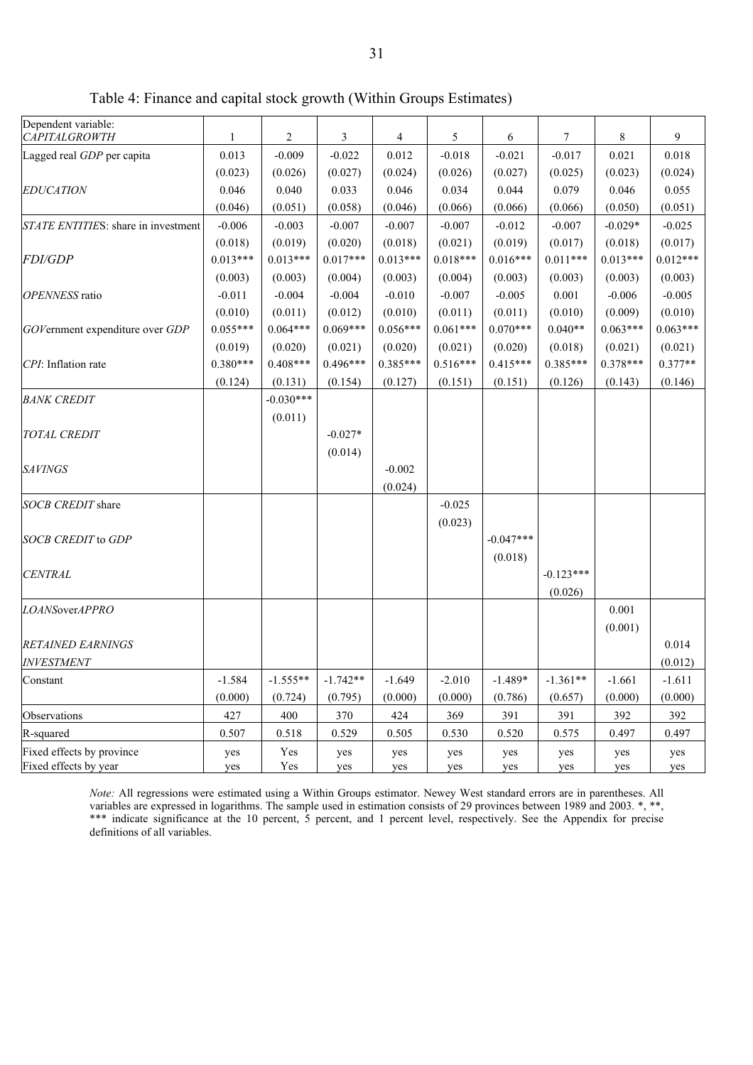Table 4: Finance and capital stock growth (Within Groups Estimates)

| Dependent variable: *CAPITALGROWTH* | 1 | 2 | 3 | 4 | 5 | 6 | 7 | 8 | 9 |
|---|---|---|---|---|---|---|---|---|---|
| Lagged real *GDP* per capita | 0.013 | -0.009 | -0.022 | 0.012 | -0.018 | -0.021 | -0.017 | 0.021 | 0.018 |
| | (0.023) | (0.026) | (0.027) | (0.024) | (0.026) | (0.027) | (0.025) | (0.023) | (0.024) |
| *EDUCATION* | 0.046 | 0.040 | 0.033 | 0.046 | 0.034 | 0.044 | 0.079 | 0.046 | 0.055 |
| | (0.046) | (0.051) | (0.058) | (0.046) | (0.066) | (0.066) | (0.066) | (0.050) | (0.051) |
| *STATE ENTITIES*: share in investment | -0.006 | -0.003 | -0.007 | -0.007 | -0.007 | -0.012 | -0.007 | -0.029* | -0.025 |
| | (0.018) | (0.019) | (0.020) | (0.018) | (0.021) | (0.019) | (0.017) | (0.018) | (0.017) |
| *FDI/GDP* | 0.013*** | 0.013*** | 0.017*** | 0.013*** | 0.018*** | 0.016*** | 0.011*** | 0.013*** | 0.012*** |
| | (0.003) | (0.003) | (0.004) | (0.003) | (0.004) | (0.003) | (0.003) | (0.003) | (0.003) |
| *OPENNESS* ratio | -0.011 | -0.004 | -0.004 | -0.010 | -0.007 | -0.005 | 0.001 | -0.006 | -0.005 |
| | (0.010) | (0.011) | (0.012) | (0.010) | (0.011) | (0.011) | (0.010) | (0.009) | (0.010) |
| *GOV*ernment expenditure over *GDP* | 0.055*** | 0.064*** | 0.069*** | 0.056*** | 0.061*** | 0.070*** | 0.040** | 0.063*** | 0.063*** |
| | (0.019) | (0.020) | (0.021) | (0.020) | (0.021) | (0.020) | (0.018) | (0.021) | (0.021) |
| *CPI*: Inflation rate | 0.380*** | 0.408*** | 0.496*** | 0.385*** | 0.516*** | 0.415*** | 0.385*** | 0.378*** | 0.377** |
| | (0.124) | (0.131) | (0.154) | (0.127) | (0.151) | (0.151) | (0.126) | (0.143) | (0.146) |
| *BANK CREDIT* | | -0.030*** | | | | | | | |
| | | (0.011) | | | | | | | |
| *TOTAL CREDIT* | | | -0.027* | | | | | | |
| | | | (0.014) | | | | | | |
| *SAVINGS* | | | | -0.002 | | | | | |
| | | | | (0.024) | | | | | |
| *SOCB CREDIT* share | | | | | -0.025 | | | | |
| | | | | | (0.023) | | | | |
| *SOCB CREDIT* to *GDP* | | | | | | -0.047*** | | | |
| | | | | | | (0.018) | | | |
| *CENTRAL* | | | | | | | -0.123*** | | |
| | | | | | | | (0.026) | | |
| *LOANSoverAPPRO* | | | | | | | | 0.001 | |
| | | | | | | | | (0.001) | |
| *RETAINED EARNINGS* | | | | | | | | | 0.014 |
| *INVESTMENT* | | | | | | | | | (0.012) |
| Constant | -1.584 | -1.555** | -1.742** | -1.649 | -2.010 | -1.489* | -1.361** | -1.661 | -1.611 |
| | (0.000) | (0.724) | (0.795) | (0.000) | (0.000) | (0.786) | (0.657) | (0.000) | (0.000) |
| Observations | 427 | 400 | 370 | 424 | 369 | 391 | 391 | 392 | 392 |
| R-squared | 0.507 | 0.518 | 0.529 | 0.505 | 0.530 | 0.520 | 0.575 | 0.497 | 0.497 |
| Fixed effects by province | yes | Yes | yes | yes | yes | yes | yes | yes | yes |
| Fixed effects by year | yes | Yes | yes | yes | yes | yes | yes | yes | yes |

*Note:* All regressions were estimated using a Within Groups estimator. Newey West standard errors are in parentheses. All variables are expressed in logarithms. The sample used in estimation consists of 29 provinces between 1989 and 2003. *, **, *** indicate significance at the 10 percent, 5 percent, and 1 percent level, respectively. See the Appendix for precise definitions of all variables.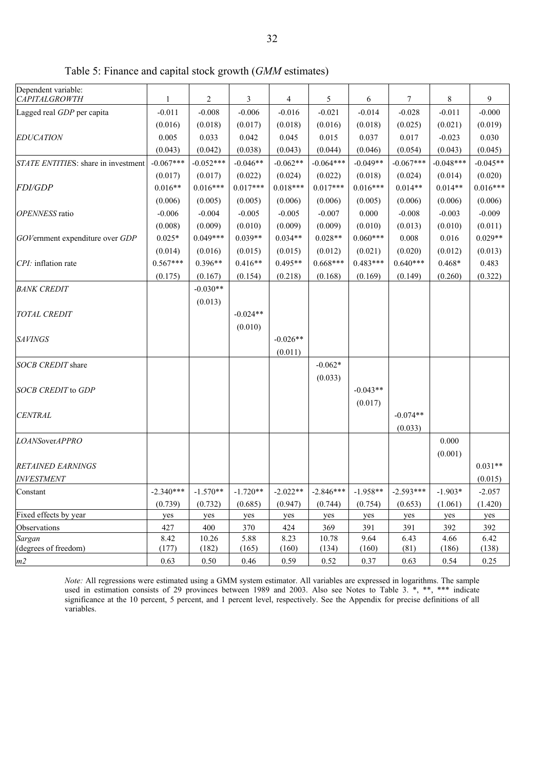Table 5: Finance and capital stock growth (*GMM* estimates)

| Dependent variable: *CAPITALGROWTH* | 1 | 2 | 3 | 4 | 5 | 6 | 7 | 8 | 9 |
|---|---|---|---|---|---|---|---|---|---|
| Lagged real *GDP* per capita | -0.011 | -0.008 | -0.006 | -0.016 | -0.021 | -0.014 | -0.028 | -0.011 | -0.000 |
| | (0.016) | (0.018) | (0.017) | (0.018) | (0.016) | (0.018) | (0.025) | (0.021) | (0.019) |
| *EDUCATION* | 0.005 | 0.033 | 0.042 | 0.045 | 0.015 | 0.037 | 0.017 | -0.023 | 0.030 |
| | (0.043) | (0.042) | (0.038) | (0.043) | (0.044) | (0.046) | (0.054) | (0.043) | (0.045) |
| *STATE ENTITIES*: share in investment | -0.067*** | -0.052*** | -0.046** | -0.062** | -0.064*** | -0.049** | -0.067*** | -0.048*** | -0.045** |
| | (0.017) | (0.017) | (0.022) | (0.024) | (0.022) | (0.018) | (0.024) | (0.014) | (0.020) |
| *FDI/GDP* | 0.016** | 0.016*** | 0.017*** | 0.018*** | 0.017*** | 0.016*** | 0.014** | 0.014** | 0.016*** |
| | (0.006) | (0.005) | (0.005) | (0.006) | (0.006) | (0.005) | (0.006) | (0.006) | (0.006) |
| *OPENNESS* ratio | -0.006 | -0.004 | -0.005 | -0.005 | -0.007 | 0.000 | -0.008 | -0.003 | -0.009 |
| | (0.008) | (0.009) | (0.010) | (0.009) | (0.009) | (0.010) | (0.013) | (0.010) | (0.011) |
| *GOV*ernment expenditure over *GDP* | 0.025* | 0.049*** | 0.039** | 0.034** | 0.028** | 0.060*** | 0.008 | 0.016 | 0.029** |
| | (0.014) | (0.016) | (0.015) | (0.015) | (0.012) | (0.021) | (0.020) | (0.012) | (0.013) |
| *CPI:* inflation rate | 0.567*** | 0.396** | 0.416** | 0.495** | 0.668*** | 0.483*** | 0.640*** | 0.468* | 0.483 |
| | (0.175) | (0.167) | (0.154) | (0.218) | (0.168) | (0.169) | (0.149) | (0.260) | (0.322) |
| *BANK CREDIT* | | -0.030** | | | | | | | |
| | | (0.013) | | | | | | | |
| *TOTAL CREDIT* | | | -0.024** | | | | | | |
| | | | (0.010) | | | | | | |
| *SAVINGS* | | | | -0.026** | | | | | |
| | | | | (0.011) | | | | | |
| *SOCB CREDIT* share | | | | | -0.062* | | | | |
| | | | | | (0.033) | | | | |
| *SOCB CREDIT* to *GDP* | | | | | | -0.043** | | | |
| | | | | | | (0.017) | | | |
| *CENTRAL* | | | | | | | -0.074** | | |
| | | | | | | | (0.033) | | |
| *LOANS*over*APPRO* | | | | | | | | 0.000 | |
| | | | | | | | | (0.001) | |
| *RETAINED EARNINGS* | | | | | | | | | 0.031** |
| *INVESTMENT* | | | | | | | | | (0.015) |
| Constant | -2.340*** | -1.570** | -1.720** | -2.022** | -2.846*** | -1.958** | -2.593*** | -1.903* | -2.057 |
| | (0.739) | (0.732) | (0.685) | (0.947) | (0.744) | (0.754) | (0.653) | (1.061) | (1.420) |
| Fixed effects by year | yes | yes | yes | yes | yes | yes | yes | yes | yes |
| Observations | 427 | 400 | 370 | 424 | 369 | 391 | 391 | 392 | 392 |
| *Sargan* | 8.42 | 10.26 | 5.88 | 8.23 | 10.78 | 9.64 | 6.43 | 4.66 | 6.42 |
| (degrees of freedom) | (177) | (182) | (165) | (160) | (134) | (160) | (81) | (186) | (138) |
| *m2* | 0.63 | 0.50 | 0.46 | 0.59 | 0.52 | 0.37 | 0.63 | 0.54 | 0.25 |

*Note:* All regressions were estimated using a GMM system estimator. All variables are expressed in logarithms. The sample used in estimation consists of 29 provinces between 1989 and 2003. Also see Notes to Table 3. *, **, *** indicate significance at the 10 percent, 5 percent, and 1 percent level, respectively. See the Appendix for precise definitions of all variables.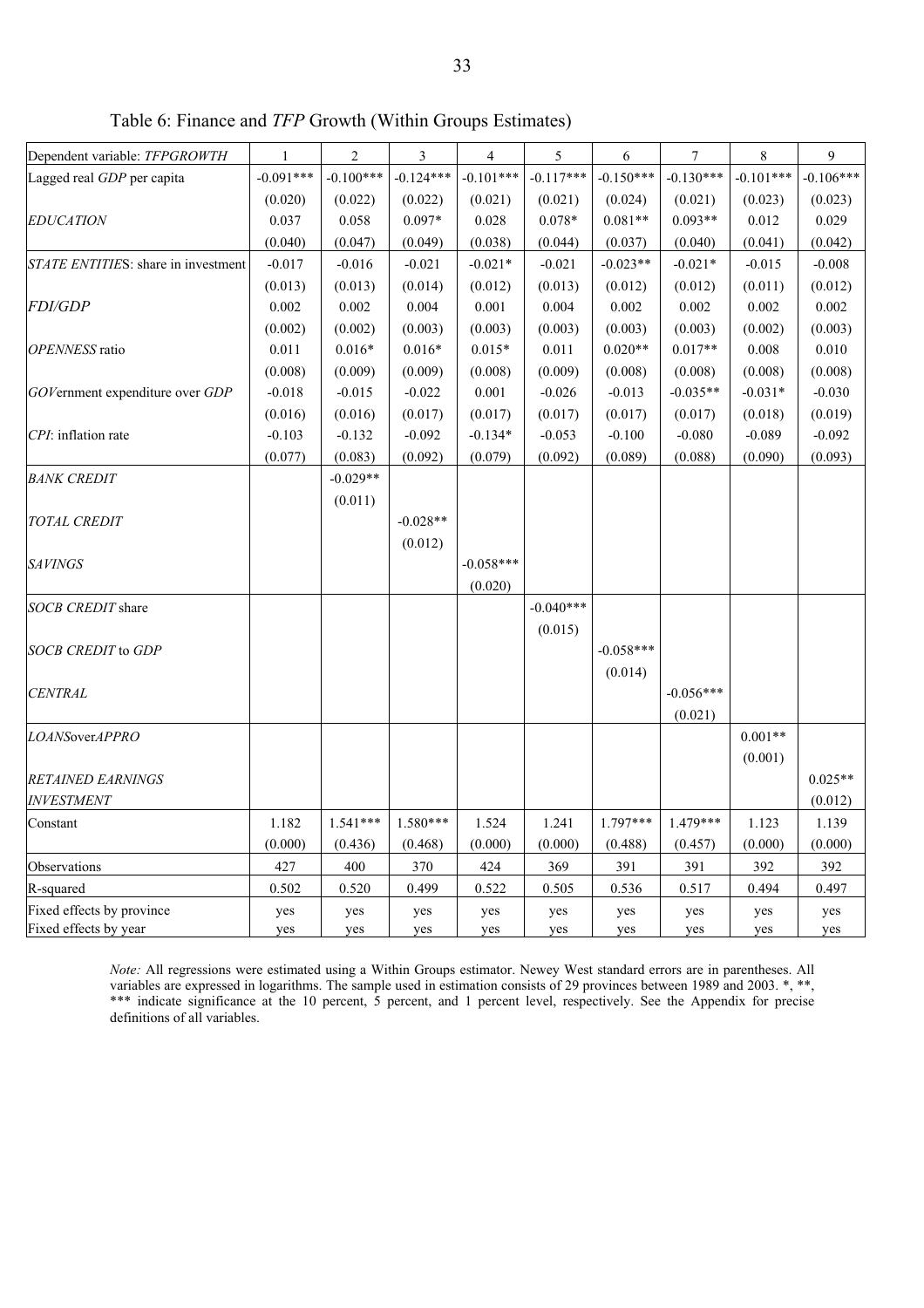## Table 6: Finance and *TFP* Growth (Within Groups Estimates)

| Dependent variable: *TFPGROWTH* | 1 | 2 | 3 | 4 | 5 | 6 | 7 | 8 | 9 |
|---|---|---|---|---|---|---|---|---|---|
| Lagged real *GDP* per capita | -0.091*** | -0.100*** | -0.124*** | -0.101*** | -0.117*** | -0.150*** | -0.130*** | -0.101*** | -0.106*** |
| | (0.020) | (0.022) | (0.022) | (0.021) | (0.021) | (0.024) | (0.021) | (0.023) | (0.023) |
| *EDUCATION* | 0.037 | 0.058 | 0.097* | 0.028 | 0.078* | 0.081** | 0.093** | 0.012 | 0.029 |
| | (0.040) | (0.047) | (0.049) | (0.038) | (0.044) | (0.037) | (0.040) | (0.041) | (0.042) |
| *STATE ENTITIE*S: share in investment | -0.017 | -0.016 | -0.021 | -0.021* | -0.021 | -0.023** | -0.021* | -0.015 | -0.008 |
| | (0.013) | (0.013) | (0.014) | (0.012) | (0.013) | (0.012) | (0.012) | (0.011) | (0.012) |
| *FDI/GDP* | 0.002 | 0.002 | 0.004 | 0.001 | 0.004 | 0.002 | 0.002 | 0.002 | 0.002 |
| | (0.002) | (0.002) | (0.003) | (0.003) | (0.003) | (0.003) | (0.003) | (0.002) | (0.003) |
| *OPENNESS* ratio | 0.011 | 0.016* | 0.016* | 0.015* | 0.011 | 0.020** | 0.017** | 0.008 | 0.010 |
| | (0.008) | (0.009) | (0.009) | (0.008) | (0.009) | (0.008) | (0.008) | (0.008) | (0.008) |
| *GOV*ernment expenditure over *GDP* | -0.018 | -0.015 | -0.022 | 0.001 | -0.026 | -0.013 | -0.035** | -0.031* | -0.030 |
| | (0.016) | (0.016) | (0.017) | (0.017) | (0.017) | (0.017) | (0.017) | (0.018) | (0.019) |
| *CPI*: inflation rate | -0.103 | -0.132 | -0.092 | -0.134* | -0.053 | -0.100 | -0.080 | -0.089 | -0.092 |
| | (0.077) | (0.083) | (0.092) | (0.079) | (0.092) | (0.089) | (0.088) | (0.090) | (0.093) |
| *BANK CREDIT* | | -0.029** | | | | | | | |
| | | (0.011) | | | | | | | |
| *TOTAL CREDIT* | | | -0.028** | | | | | | |
| | | | (0.012) | | | | | | |
| *SAVINGS* | | | | -0.058*** | | | | | |
| | | | | (0.020) | | | | | |
| *SOCB CREDIT* share | | | | | -0.040*** | | | | |
| | | | | | (0.015) | | | | |
| *SOCB CREDIT* to *GDP* | | | | | | -0.058*** | | | |
| | | | | | | (0.014) | | | |
| *CENTRAL* | | | | | | | -0.056*** | | |
| | | | | | | | (0.021) | | |
| *LOANS*over*APPRO* | | | | | | | | 0.001** | |
| | | | | | | | | (0.001) | |
| *RETAINED EARNINGS INVESTMENT* | | | | | | | | | 0.025** |
| | | | | | | | | | (0.012) |
| Constant | 1.182 | 1.541*** | 1.580*** | 1.524 | 1.241 | 1.797*** | 1.479*** | 1.123 | 1.139 |
| | (0.000) | (0.436) | (0.468) | (0.000) | (0.000) | (0.488) | (0.457) | (0.000) | (0.000) |
| Observations | 427 | 400 | 370 | 424 | 369 | 391 | 391 | 392 | 392 |
| R-squared | 0.502 | 0.520 | 0.499 | 0.522 | 0.505 | 0.536 | 0.517 | 0.494 | 0.497 |
| Fixed effects by province | yes | yes | yes | yes | yes | yes | yes | yes | yes |
| Fixed effects by year | yes | yes | yes | yes | yes | yes | yes | yes | yes |

*Note:* All regressions were estimated using a Within Groups estimator. Newey West standard errors are in parentheses. All variables are expressed in logarithms. The sample used in estimation consists of 29 provinces between 1989 and 2003. *, **, *** indicate significance at the 10 percent, 5 percent, and 1 percent level, respectively. See the Appendix for precise definitions of all variables.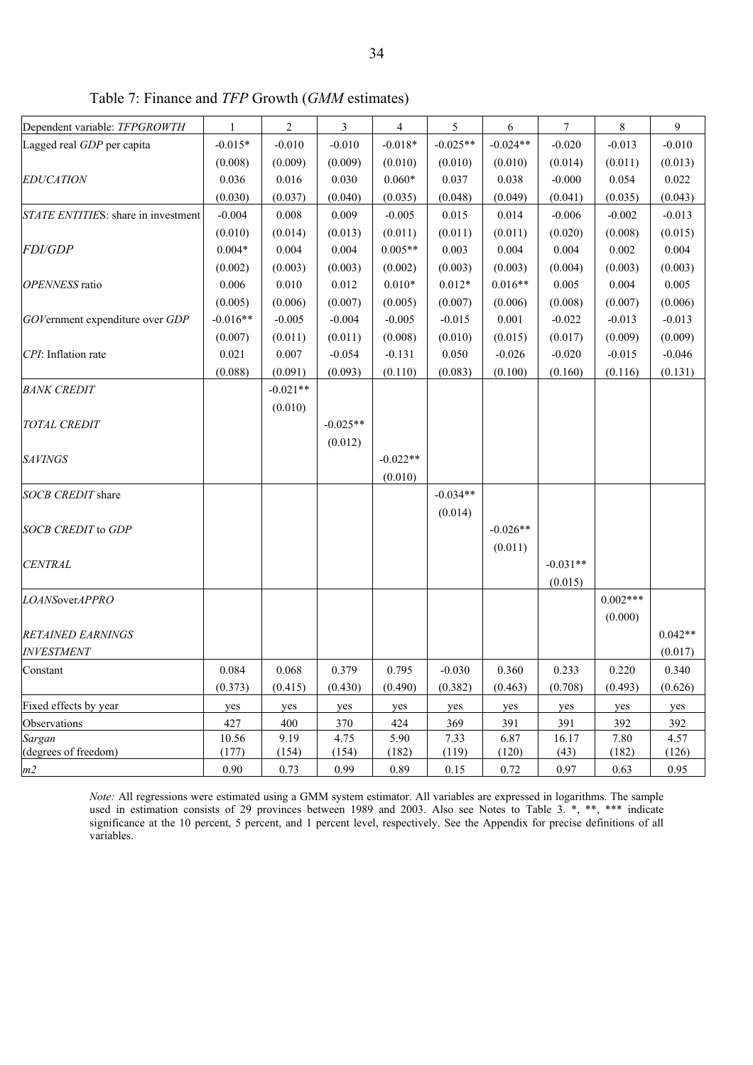Table 7: Finance and *TFP* Growth (*GMM* estimates)

| Dependent variable: *TFPGROWTH* | 1 | 2 | 3 | 4 | 5 | 6 | 7 | 8 | 9 |
|---|---|---|---|---|---|---|---|---|---|
| Lagged real *GDP* per capita | -0.015* | -0.010 | -0.010 | -0.018* | -0.025** | -0.024** | -0.020 | -0.013 | -0.010 |
| | (0.008) | (0.009) | (0.009) | (0.010) | (0.010) | (0.010) | (0.014) | (0.011) | (0.013) |
| *EDUCATION* | 0.036 | 0.016 | 0.030 | 0.060* | 0.037 | 0.038 | -0.000 | 0.054 | 0.022 |
| | (0.030) | (0.037) | (0.040) | (0.035) | (0.048) | (0.049) | (0.041) | (0.035) | (0.043) |
| *STATE ENTITIES*: share in investment | -0.004 | 0.008 | 0.009 | -0.005 | 0.015 | 0.014 | -0.006 | -0.002 | -0.013 |
| | (0.010) | (0.014) | (0.013) | (0.011) | (0.011) | (0.011) | (0.020) | (0.008) | (0.015) |
| *FDI/GDP* | 0.004* | 0.004 | 0.004 | 0.005** | 0.003 | 0.004 | 0.004 | 0.002 | 0.004 |
| | (0.002) | (0.003) | (0.003) | (0.002) | (0.003) | (0.003) | (0.004) | (0.003) | (0.003) |
| *OPENNESS* ratio | 0.006 | 0.010 | 0.012 | 0.010* | 0.012* | 0.016** | 0.005 | 0.004 | 0.005 |
| | (0.005) | (0.006) | (0.007) | (0.005) | (0.007) | (0.006) | (0.008) | (0.007) | (0.006) |
| *GOV*ernment expenditure over *GDP* | -0.016** | -0.005 | -0.004 | -0.005 | -0.015 | 0.001 | -0.022 | -0.013 | -0.013 |
| | (0.007) | (0.011) | (0.011) | (0.008) | (0.010) | (0.015) | (0.017) | (0.009) | (0.009) |
| *CPI*: Inflation rate | 0.021 | 0.007 | -0.054 | -0.131 | 0.050 | -0.026 | -0.020 | -0.015 | -0.046 |
| | (0.088) | (0.091) | (0.093) | (0.110) | (0.083) | (0.100) | (0.160) | (0.116) | (0.131) |
| *BANK CREDIT* | | -0.021** | | | | | | | |
| | | (0.010) | | | | | | | |
| *TOTAL CREDIT* | | | -0.025** | | | | | | |
| | | | (0.012) | | | | | | |
| *SAVINGS* | | | | -0.022** | | | | | |
| | | | | (0.010) | | | | | |
| *SOCB CREDIT* share | | | | | -0.034** | | | | |
| | | | | | (0.014) | | | | |
| *SOCB CREDIT* to *GDP* | | | | | | -0.026** | | | |
| | | | | | | (0.011) | | | |
| *CENTRAL* | | | | | | | -0.031** | | |
| | | | | | | | (0.015) | | |
| *LOANSoverAPPRO* | | | | | | | | 0.002*** | |
| | | | | | | | | (0.000) | |
| *RETAINED EARNINGS INVESTMENT* | | | | | | | | | 0.042** |
| | | | | | | | | | (0.017) |
| Constant | 0.084 | 0.068 | 0.379 | 0.795 | -0.030 | 0.360 | 0.233 | 0.220 | 0.340 |
| | (0.373) | (0.415) | (0.430) | (0.490) | (0.382) | (0.463) | (0.708) | (0.493) | (0.626) |
| Fixed effects by year | yes | yes | yes | yes | yes | yes | yes | yes | yes |
| Observations | 427 | 400 | 370 | 424 | 369 | 391 | 391 | 392 | 392 |
| *Sargan* | 10.56 | 9.19 | 4.75 | 5.90 | 7.33 | 6.87 | 16.17 | 7.80 | 4.57 |
| (degrees of freedom) | (177) | (154) | (154) | (182) | (119) | (120) | (43) | (182) | (126) |
| *m2* | 0.90 | 0.73 | 0.99 | 0.89 | 0.15 | 0.72 | 0.97 | 0.63 | 0.95 |

*Note:* All regressions were estimated using a GMM system estimator. All variables are expressed in logarithms. The sample used in estimation consists of 29 provinces between 1989 and 2003. Also see Notes to Table 3. *, **, *** indicate significance at the 10 percent, 5 percent, and 1 percent level, respectively. See the Appendix for precise definitions of all variables.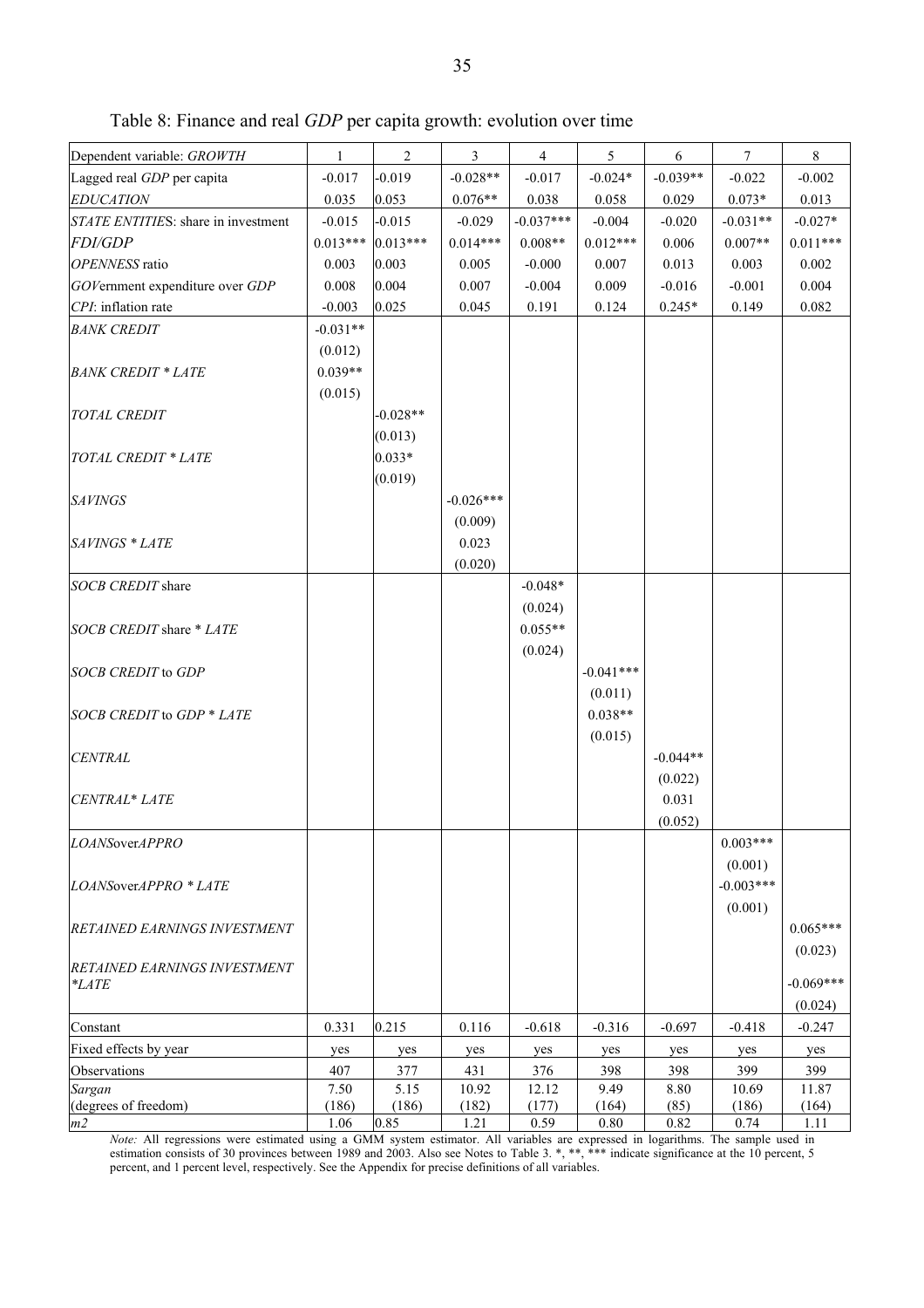Table 8: Finance and real *GDP* per capita growth: evolution over time

| Dependent variable: *GROWTH* | 1 | 2 | 3 | 4 | 5 | 6 | 7 | 8 |
|---|---|---|---|---|---|---|---|---|
| Lagged real *GDP* per capita | -0.017 | -0.019 | -0.028** | -0.017 | -0.024* | -0.039** | -0.022 | -0.002 |
| *EDUCATION* | 0.035 | 0.053 | 0.076** | 0.038 | 0.058 | 0.029 | 0.073* | 0.013 |
| *STATE ENTITIES*: share in investment | -0.015 | -0.015 | -0.029 | -0.037*** | -0.004 | -0.020 | -0.031** | -0.027* |
| *FDI/GDP* | 0.013*** | 0.013*** | 0.014*** | 0.008** | 0.012*** | 0.006 | 0.007** | 0.011*** |
| *OPENNESS* ratio | 0.003 | 0.003 | 0.005 | -0.000 | 0.007 | 0.013 | 0.003 | 0.002 |
| *GOV*ernment expenditure over *GDP* | 0.008 | 0.004 | 0.007 | -0.004 | 0.009 | -0.016 | -0.001 | 0.004 |
| *CPI*: inflation rate | -0.003 | 0.025 | 0.045 | 0.191 | 0.124 | 0.245* | 0.149 | 0.082 |
| *BANK CREDIT* | -0.031** | | | | | | | |
| | (0.012) | | | | | | | |
| *BANK CREDIT * LATE* | 0.039** | | | | | | | |
| | (0.015) | | | | | | | |
| *TOTAL CREDIT* | | -0.028** | | | | | | |
| | | (0.013) | | | | | | |
| *TOTAL CREDIT * LATE* | | 0.033* | | | | | | |
| | | (0.019) | | | | | | |
| *SAVINGS* | | | -0.026*** | | | | | |
| | | | (0.009) | | | | | |
| *SAVINGS * LATE* | | | 0.023 | | | | | |
| | | | (0.020) | | | | | |
| *SOCB CREDIT* share | | | | -0.048* | | | | |
| | | | | (0.024) | | | | |
| *SOCB CREDIT* share * *LATE* | | | | 0.055** | | | | |
| | | | | (0.024) | | | | |
| *SOCB CREDIT* to *GDP* | | | | | -0.041*** | | | |
| | | | | | (0.011) | | | |
| *SOCB CREDIT* to *GDP * LATE* | | | | | 0.038** | | | |
| | | | | | (0.015) | | | |
| *CENTRAL* | | | | | | -0.044** | | |
| | | | | | | (0.022) | | |
| *CENTRAL* LATE* | | | | | | 0.031 | | |
| | | | | | | (0.052) | | |
| *LOANS*over*APPRO* | | | | | | | 0.003*** | |
| | | | | | | | (0.001) | |
| *LOANS*over*APPRO * LATE* | | | | | | | -0.003*** | |
| | | | | | | | (0.001) | |
| *RETAINED EARNINGS INVESTMENT* | | | | | | | | 0.065*** |
| | | | | | | | | (0.023) |
| *RETAINED EARNINGS INVESTMENT *LATE* | | | | | | | | -0.069*** |
| | | | | | | | | (0.024) |
| Constant | 0.331 | 0.215 | 0.116 | -0.618 | -0.316 | -0.697 | -0.418 | -0.247 |
| Fixed effects by year | yes | yes | yes | yes | yes | yes | yes | yes |
| Observations | 407 | 377 | 431 | 376 | 398 | 398 | 399 | 399 |
| *Sargan* | 7.50 | 5.15 | 10.92 | 12.12 | 9.49 | 8.80 | 10.69 | 11.87 |
| (degrees of freedom) | (186) | (186) | (182) | (177) | (164) | (85) | (186) | (164) |
| *m2* | 1.06 | 0.85 | 1.21 | 0.59 | 0.80 | 0.82 | 0.74 | 1.11 |

*Note:* All regressions were estimated using a GMM system estimator. All variables are expressed in logarithms. The sample used in estimation consists of 30 provinces between 1989 and 2003. Also see Notes to Table 3. *, **, *** indicate significance at the 10 percent, 5 percent, and 1 percent level, respectively. See the Appendix for precise definitions of all variables.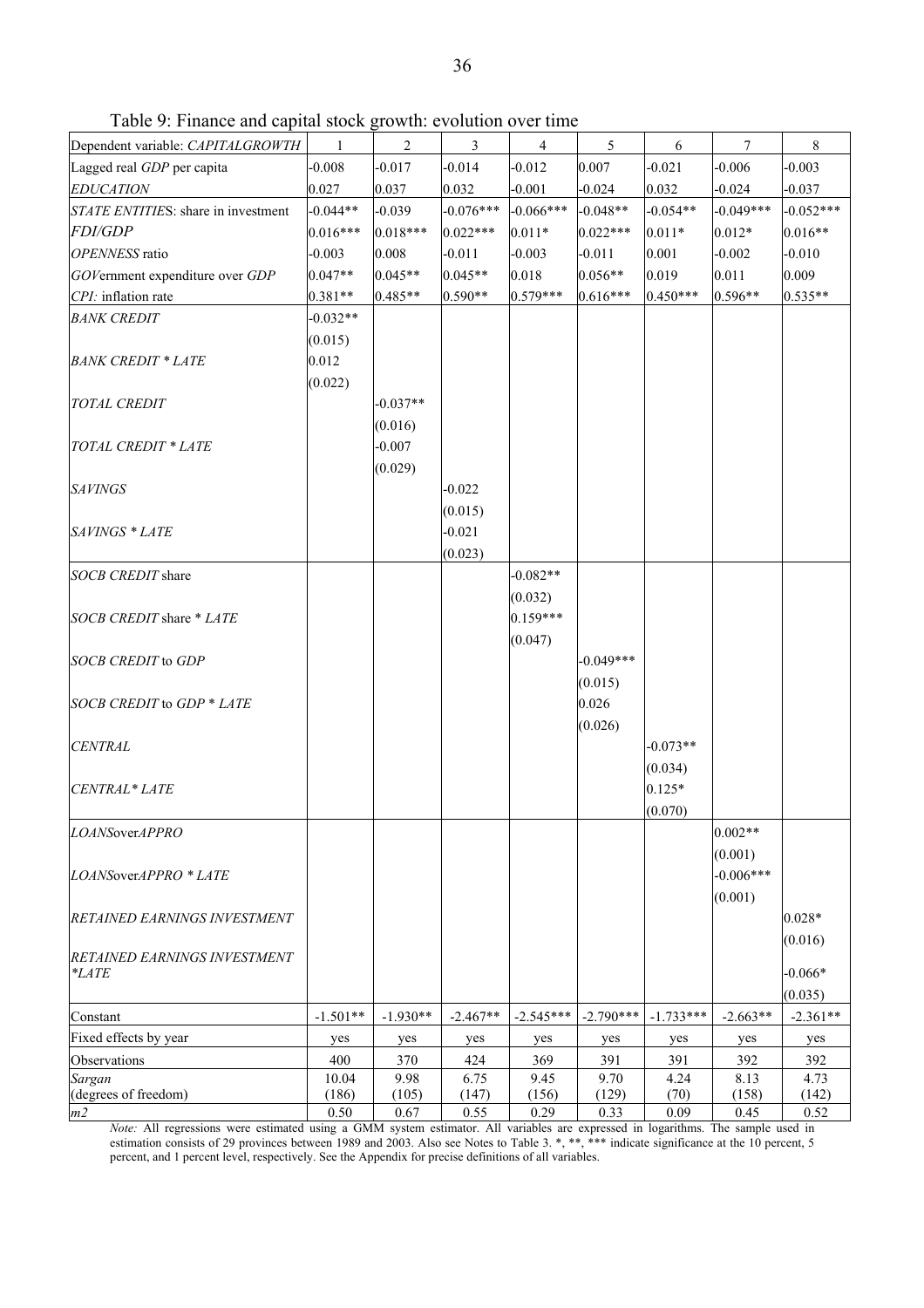Table 9: Finance and capital stock growth: evolution over time

| Dependent variable: *CAPITALGROWTH* | 1 | 2 | 3 | 4 | 5 | 6 | 7 | 8 |
|---|---|---|---|---|---|---|---|---|
| Lagged real *GDP* per capita | -0.008 | -0.017 | -0.014 | -0.012 | 0.007 | -0.021 | -0.006 | -0.003 |
| *EDUCATION* | 0.027 | 0.037 | 0.032 | -0.001 | -0.024 | 0.032 | -0.024 | -0.037 |
| *STATE ENTITIES*: share in investment | -0.044** | -0.039 | -0.076*** | -0.066*** | -0.048** | -0.054** | -0.049*** | -0.052*** |
| *FDI/GDP* | 0.016*** | 0.018*** | 0.022*** | 0.011* | 0.022*** | 0.011* | 0.012* | 0.016** |
| *OPENNESS* ratio | -0.003 | 0.008 | -0.011 | -0.003 | -0.011 | 0.001 | -0.002 | -0.010 |
| *GOV*ernment expenditure over *GDP* | 0.047** | 0.045** | 0.045** | 0.018 | 0.056** | 0.019 | 0.011 | 0.009 |
| *CPI:* inflation rate | 0.381** | 0.485** | 0.590** | 0.579*** | 0.616*** | 0.450*** | 0.596** | 0.535** |
| *BANK CREDIT* | -0.032** | | | | | | | |
| | (0.015) | | | | | | | |
| *BANK CREDIT * LATE* | 0.012 | | | | | | | |
| | (0.022) | | | | | | | |
| *TOTAL CREDIT* | | -0.037** | | | | | | |
| | | (0.016) | | | | | | |
| *TOTAL CREDIT * LATE* | | -0.007 | | | | | | |
| | | (0.029) | | | | | | |
| *SAVINGS* | | | -0.022 | | | | | |
| | | | (0.015) | | | | | |
| *SAVINGS * LATE* | | | -0.021 | | | | | |
| | | | (0.023) | | | | | |
| *SOCB CREDIT* share | | | | -0.082** | | | | |
| | | | | (0.032) | | | | |
| *SOCB CREDIT* share * *LATE* | | | | 0.159*** | | | | |
| | | | | (0.047) | | | | |
| *SOCB CREDIT* to *GDP* | | | | | -0.049*** | | | |
| | | | | | (0.015) | | | |
| *SOCB CREDIT* to *GDP * LATE* | | | | | 0.026 | | | |
| | | | | | (0.026) | | | |
| *CENTRAL* | | | | | | -0.073** | | |
| | | | | | | (0.034) | | |
| *CENTRAL* * LATE* | | | | | | 0.125* | | |
| | | | | | | (0.070) | | |
| *LOANS*over*APPRO* | | | | | | | 0.002** | |
| | | | | | | | (0.001) | |
| *LOANS*over*APPRO * LATE* | | | | | | | -0.006*** | |
| | | | | | | | (0.001) | |
| *RETAINED EARNINGS INVESTMENT* | | | | | | | | 0.028* |
| | | | | | | | | (0.016) |
| *RETAINED EARNINGS INVESTMENT *LATE* | | | | | | | | -0.066* |
| | | | | | | | | (0.035) |
| Constant | -1.501** | -1.930** | -2.467** | -2.545*** | -2.790*** | -1.733*** | -2.663** | -2.361** |
| Fixed effects by year | yes | yes | yes | yes | yes | yes | yes | yes |
| Observations | 400 | 370 | 424 | 369 | 391 | 391 | 392 | 392 |
| *Sargan* | 10.04 | 9.98 | 6.75 | 9.45 | 9.70 | 4.24 | 8.13 | 4.73 |
| (degrees of freedom) | (186) | (105) | (147) | (156) | (129) | (70) | (158) | (142) |
| *m2* | 0.50 | 0.67 | 0.55 | 0.29 | 0.33 | 0.09 | 0.45 | 0.52 |

*Note:* All regressions were estimated using a GMM system estimator. All variables are expressed in logarithms. The sample used in estimation consists of 29 provinces between 1989 and 2003. Also see Notes to Table 3. *, **, *** indicate significance at the 10 percent, 5 percent, and 1 percent level, respectively. See the Appendix for precise definitions of all variables.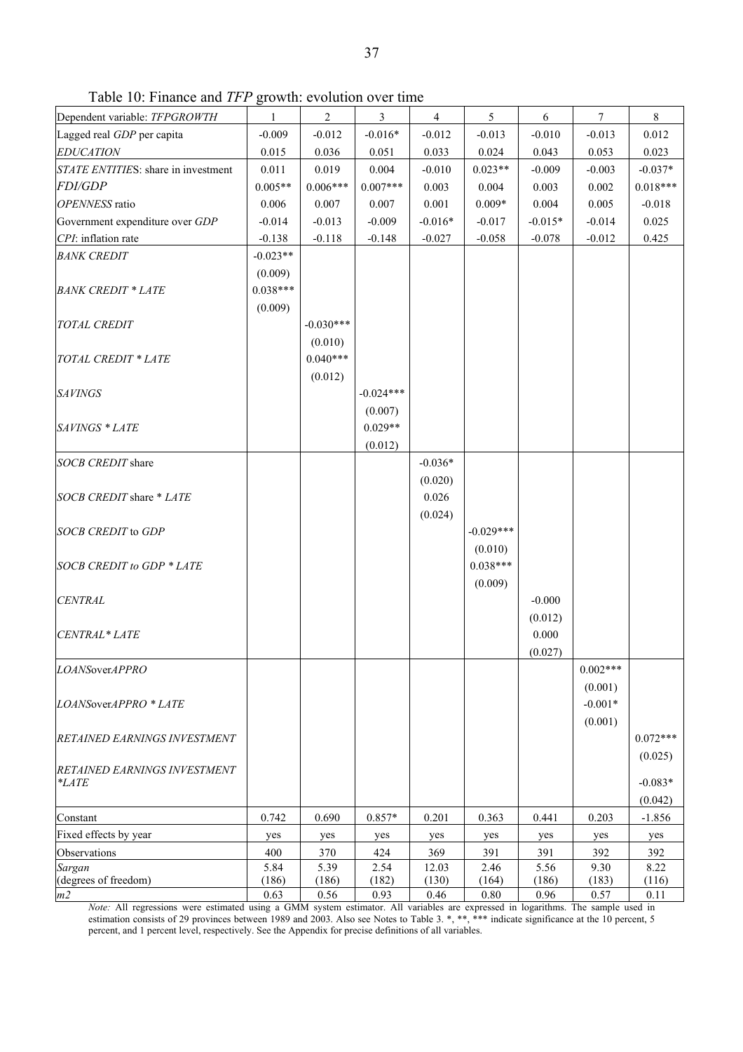Table 10: Finance and *TFP* growth: evolution over time

| Dependent variable: *TFPGROWTH* | 1 | 2 | 3 | 4 | 5 | 6 | 7 | 8 |
|---|---|---|---|---|---|---|---|---|
| Lagged real *GDP* per capita | -0.009 | -0.012 | -0.016* | -0.012 | -0.013 | -0.010 | -0.013 | 0.012 |
| *EDUCATION* | 0.015 | 0.036 | 0.051 | 0.033 | 0.024 | 0.043 | 0.053 | 0.023 |
| *STATE ENTITIES*: share in investment | 0.011 | 0.019 | 0.004 | -0.010 | 0.023** | -0.009 | -0.003 | -0.037* |
| *FDI/GDP* | 0.005** | 0.006*** | 0.007*** | 0.003 | 0.004 | 0.003 | 0.002 | 0.018*** |
| *OPENNESS* ratio | 0.006 | 0.007 | 0.007 | 0.001 | 0.009* | 0.004 | 0.005 | -0.018 |
| Government expenditure over *GDP* | -0.014 | -0.013 | -0.009 | -0.016* | -0.017 | -0.015* | -0.014 | 0.025 |
| *CPI*: inflation rate | -0.138 | -0.118 | -0.148 | -0.027 | -0.058 | -0.078 | -0.012 | 0.425 |
| *BANK CREDIT* | -0.023** | | | | | | | |
| | (0.009) | | | | | | | |
| *BANK CREDIT * LATE* | 0.038*** | | | | | | | |
| | (0.009) | | | | | | | |
| *TOTAL CREDIT* | | -0.030*** | | | | | | |
| | | (0.010) | | | | | | |
| *TOTAL CREDIT * LATE* | | 0.040*** | | | | | | |
| | | (0.012) | | | | | | |
| *SAVINGS* | | | -0.024*** | | | | | |
| | | | (0.007) | | | | | |
| *SAVINGS * LATE* | | | 0.029** | | | | | |
| | | | (0.012) | | | | | |
| *SOCB CREDIT* share | | | | -0.036* | | | | |
| | | | | (0.020) | | | | |
| *SOCB CREDIT* share * *LATE* | | | | 0.026 | | | | |
| | | | | (0.024) | | | | |
| *SOCB CREDIT* to *GDP* | | | | | -0.029*** | | | |
| | | | | | (0.010) | | | |
| *SOCB CREDIT to GDP * LATE* | | | | | 0.038*** | | | |
| | | | | | (0.009) | | | |
| *CENTRAL* | | | | | | -0.000 | | |
| | | | | | | (0.012) | | |
| *CENTRAL* LATE* | | | | | | 0.000 | | |
| | | | | | | (0.027) | | |
| *LOANS*over*APPRO* | | | | | | | 0.002*** | |
| | | | | | | | (0.001) | |
| *LOANS*over*APPRO * LATE* | | | | | | | -0.001* | |
| | | | | | | | (0.001) | |
| *RETAINED EARNINGS INVESTMENT* | | | | | | | | 0.072*** |
| | | | | | | | | (0.025) |
| *RETAINED EARNINGS INVESTMENT *LATE* | | | | | | | | -0.083* |
| | | | | | | | | (0.042) |
| Constant | 0.742 | 0.690 | 0.857* | 0.201 | 0.363 | 0.441 | 0.203 | -1.856 |
| Fixed effects by year | yes | yes | yes | yes | yes | yes | yes | yes |
| Observations | 400 | 370 | 424 | 369 | 391 | 391 | 392 | 392 |
| *Sargan* | 5.84 | 5.39 | 2.54 | 12.03 | 2.46 | 5.56 | 9.30 | 8.22 |
| (degrees of freedom) | (186) | (186) | (182) | (130) | (164) | (186) | (183) | (116) |
| *m2* | 0.63 | 0.56 | 0.93 | 0.46 | 0.80 | 0.96 | 0.57 | 0.11 |

*Note:* All regressions were estimated using a GMM system estimator. All variables are expressed in logarithms. The sample used in estimation consists of 29 provinces between 1989 and 2003. Also see Notes to Table 3. *, **, *** indicate significance at the 10 percent, 5 percent, and 1 percent level, respectively. See the Appendix for precise definitions of all variables.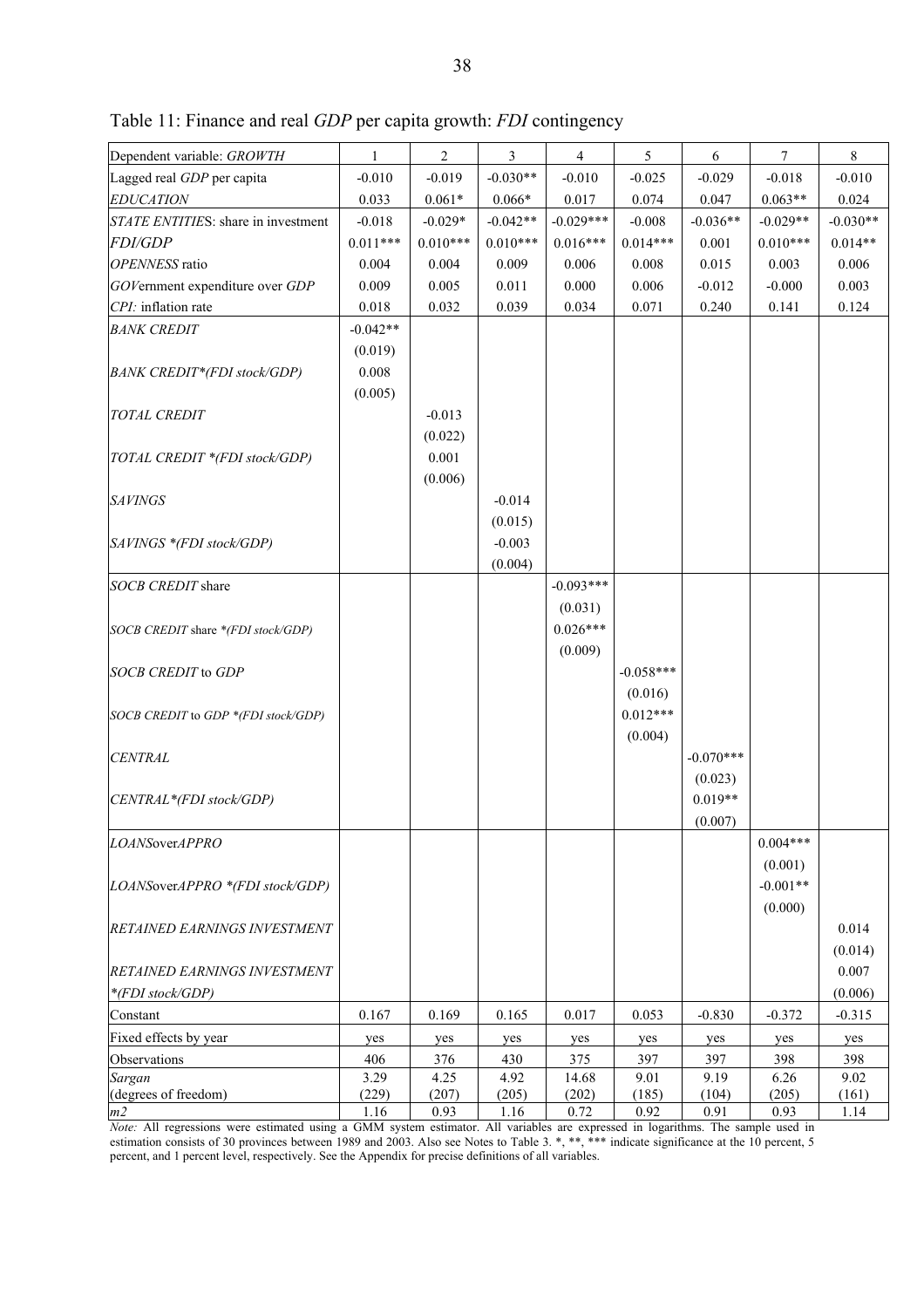Table 11: Finance and real *GDP* per capita growth: *FDI* contingency

| Dependent variable: *GROWTH* | 1 | 2 | 3 | 4 | 5 | 6 | 7 | 8 |
|---|---|---|---|---|---|---|---|---|
| Lagged real *GDP* per capita | -0.010 | -0.019 | -0.030** | -0.010 | -0.025 | -0.029 | -0.018 | -0.010 |
| *EDUCATION* | 0.033 | 0.061* | 0.066* | 0.017 | 0.074 | 0.047 | 0.063** | 0.024 |
| *STATE ENTITIES*: share in investment | -0.018 | -0.029* | -0.042** | -0.029*** | -0.008 | -0.036** | -0.029** | -0.030** |
| *FDI/GDP* | 0.011*** | 0.010*** | 0.010*** | 0.016*** | 0.014*** | 0.001 | 0.010*** | 0.014** |
| *OPENNESS* ratio | 0.004 | 0.004 | 0.009 | 0.006 | 0.008 | 0.015 | 0.003 | 0.006 |
| *GOV*ernment expenditure over *GDP* | 0.009 | 0.005 | 0.011 | 0.000 | 0.006 | -0.012 | -0.000 | 0.003 |
| *CPI:* inflation rate | 0.018 | 0.032 | 0.039 | 0.034 | 0.071 | 0.240 | 0.141 | 0.124 |
| *BANK CREDIT* | -0.042** | | | | | | | |
| | (0.019) | | | | | | | |
| *BANK CREDIT*(FDI stock/GDP)* | 0.008 | | | | | | | |
| | (0.005) | | | | | | | |
| *TOTAL CREDIT* | | -0.013 | | | | | | |
| | | (0.022) | | | | | | |
| *TOTAL CREDIT *(FDI stock/GDP)* | | 0.001 | | | | | | |
| | | (0.006) | | | | | | |
| *SAVINGS* | | | -0.014 | | | | | |
| | | | (0.015) | | | | | |
| *SAVINGS *(FDI stock/GDP)* | | | -0.003 | | | | | |
| | | | (0.004) | | | | | |
| *SOCB CREDIT* share | | | | -0.093*** | | | | |
| | | | | (0.031) | | | | |
| *SOCB CREDIT* share *(FDI stock/GDP)* | | | | 0.026*** | | | | |
| | | | | (0.009) | | | | |
| *SOCB CREDIT* to *GDP* | | | | | -0.058*** | | | |
| | | | | | (0.016) | | | |
| *SOCB CREDIT* to *GDP *(FDI stock/GDP)* | | | | | 0.012*** | | | |
| | | | | | (0.004) | | | |
| *CENTRAL* | | | | | | -0.070*** | | |
| | | | | | | (0.023) | | |
| *CENTRAL*(FDI stock/GDP)* | | | | | | 0.019** | | |
| | | | | | | (0.007) | | |
| *LOANS*over*APPRO* | | | | | | | 0.004*** | |
| | | | | | | | (0.001) | |
| *LOANS*over*APPRO *(FDI stock/GDP)* | | | | | | | -0.001** | |
| | | | | | | | (0.000) | |
| *RETAINED EARNINGS INVESTMENT* | | | | | | | | 0.014 |
| | | | | | | | | (0.014) |
| *RETAINED EARNINGS INVESTMENT *(FDI stock/GDP)* | | | | | | | | 0.007 |
| | | | | | | | | (0.006) |
| Constant | 0.167 | 0.169 | 0.165 | 0.017 | 0.053 | -0.830 | -0.372 | -0.315 |
| Fixed effects by year | yes | yes | yes | yes | yes | yes | yes | yes |
| Observations | 406 | 376 | 430 | 375 | 397 | 397 | 398 | 398 |
| *Sargan* | 3.29 | 4.25 | 4.92 | 14.68 | 9.01 | 9.19 | 6.26 | 9.02 |
| (degrees of freedom) | (229) | (207) | (205) | (202) | (185) | (104) | (205) | (161) |
| *m2* | 1.16 | 0.93 | 1.16 | 0.72 | 0.92 | 0.91 | 0.93 | 1.14 |

*Note:* All regressions were estimated using a GMM system estimator. All variables are expressed in logarithms. The sample used in estimation consists of 30 provinces between 1989 and 2003. Also see Notes to Table 3. *, **, *** indicate significance at the 10 percent, 5 percent, and 1 percent level, respectively. See the Appendix for precise definitions of all variables.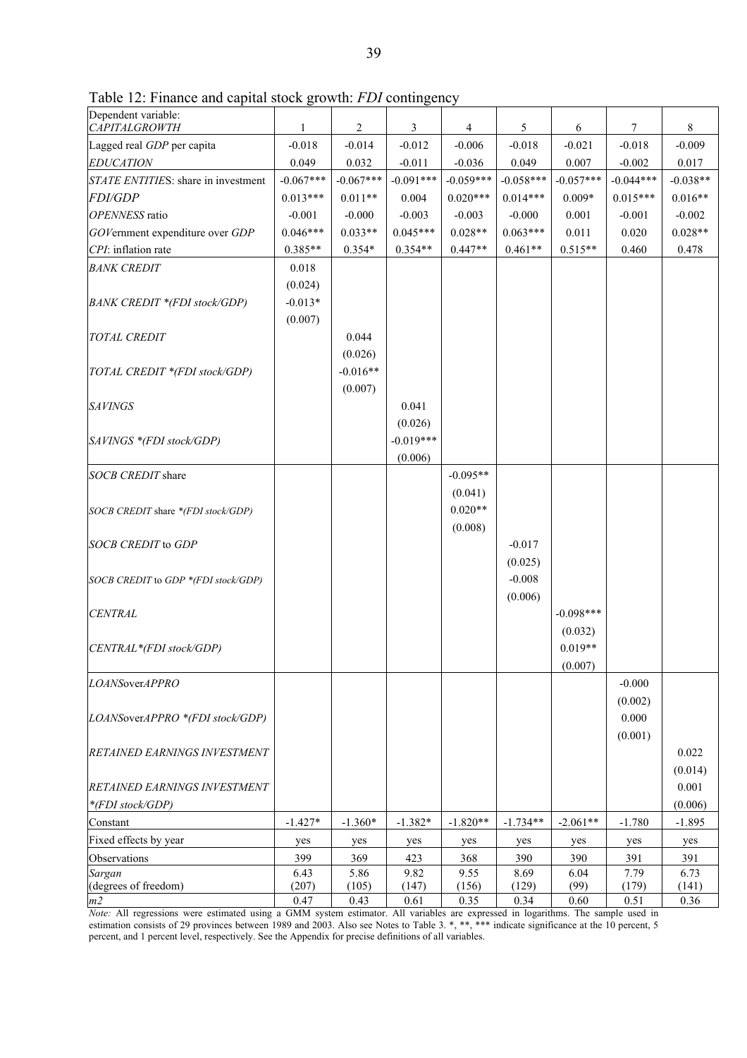Table 12: Finance and capital stock growth: *FDI* contingency

| Dependent variable: *CAPITALGROWTH* | 1 | 2 | 3 | 4 | 5 | 6 | 7 | 8 |
|---|---|---|---|---|---|---|---|---|
| Lagged real *GDP* per capita | -0.018 | -0.014 | -0.012 | -0.006 | -0.018 | -0.021 | -0.018 | -0.009 |
| *EDUCATION* | 0.049 | 0.032 | -0.011 | -0.036 | 0.049 | 0.007 | -0.002 | 0.017 |
| *STATE ENTITIES*: share in investment | -0.067*** | -0.067*** | -0.091*** | -0.059*** | -0.058*** | -0.057*** | -0.044*** | -0.038** |
| *FDI/GDP* | 0.013*** | 0.011** | 0.004 | 0.020*** | 0.014*** | 0.009* | 0.015*** | 0.016** |
| *OPENNESS* ratio | -0.001 | -0.000 | -0.003 | -0.003 | -0.000 | 0.001 | -0.001 | -0.002 |
| *GOV*ernment expenditure over *GDP* | 0.046*** | 0.033** | 0.045*** | 0.028** | 0.063*** | 0.011 | 0.020 | 0.028** |
| *CPI*: inflation rate | 0.385** | 0.354* | 0.354** | 0.447** | 0.461** | 0.515** | 0.460 | 0.478 |
| *BANK CREDIT* | 0.018 | | | | | | | |
| | (0.024) | | | | | | | |
| *BANK CREDIT \*(FDI stock/GDP)* | -0.013* | | | | | | | |
| | (0.007) | | | | | | | |
| *TOTAL CREDIT* | | 0.044 | | | | | | |
| | | (0.026) | | | | | | |
| *TOTAL CREDIT \*(FDI stock/GDP)* | | -0.016** | | | | | | |
| | | (0.007) | | | | | | |
| *SAVINGS* | | | 0.041 | | | | | |
| | | | (0.026) | | | | | |
| *SAVINGS \*(FDI stock/GDP)* | | | -0.019*** | | | | | |
| | | | (0.006) | | | | | |
| *SOCB CREDIT* share | | | | -0.095** | | | | |
| | | | | (0.041) | | | | |
| *SOCB CREDIT* share *\*(FDI stock/GDP)* | | | | 0.020** | | | | |
| | | | | (0.008) | | | | |
| *SOCB CREDIT* to *GDP* | | | | | -0.017 | | | |
| | | | | | (0.025) | | | |
| *SOCB CREDIT* to *GDP \*(FDI stock/GDP)* | | | | | -0.008 | | | |
| | | | | | (0.006) | | | |
| *CENTRAL* | | | | | | -0.098*** | | |
| | | | | | | (0.032) | | |
| *CENTRAL\*(FDI stock/GDP)* | | | | | | 0.019** | | |
| | | | | | | (0.007) | | |
| *LOANS*over*APPRO* | | | | | | | -0.000 | |
| | | | | | | | (0.002) | |
| *LOANS*over*APPRO \*(FDI stock/GDP)* | | | | | | | 0.000 | |
| | | | | | | | (0.001) | |
| *RETAINED EARNINGS INVESTMENT* | | | | | | | | 0.022 |
| | | | | | | | | (0.014) |
| *RETAINED EARNINGS INVESTMENT \*(FDI stock/GDP)* | | | | | | | | 0.001 |
| | | | | | | | | (0.006) |
| Constant | -1.427* | -1.360* | -1.382* | -1.820** | -1.734** | -2.061** | -1.780 | -1.895 |
| Fixed effects by year | yes | yes | yes | yes | yes | yes | yes | yes |
| Observations | 399 | 369 | 423 | 368 | 390 | 390 | 391 | 391 |
| *Sargan* (degrees of freedom) | 6.43 (207) | 5.86 (105) | 9.82 (147) | 9.55 (156) | 8.69 (129) | 6.04 (99) | 7.79 (179) | 6.73 (141) |
| *m2* | 0.47 | 0.43 | 0.61 | 0.35 | 0.34 | 0.60 | 0.51 | 0.36 |

*Note:* All regressions were estimated using a GMM system estimator. All variables are expressed in logarithms. The sample used in estimation consists of 29 provinces between 1989 and 2003. Also see Notes to Table 3. \*, \*\*, \*\*\* indicate significance at the 10 percent, 5 percent, and 1 percent level, respectively. See the Appendix for precise definitions of all variables.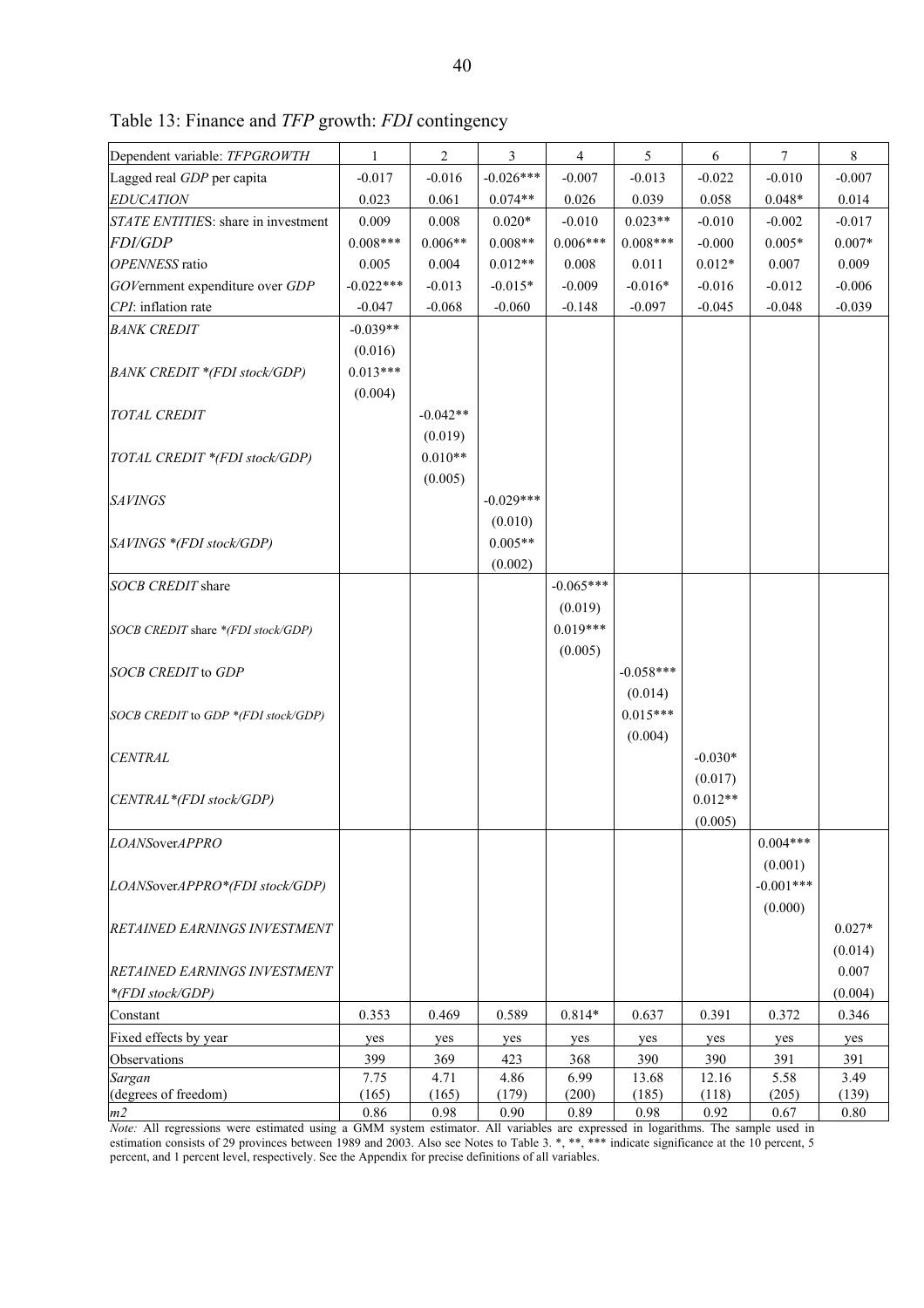Table 13: Finance and *TFP* growth: *FDI* contingency

| Dependent variable: *TFPGROWTH* | 1 | 2 | 3 | 4 | 5 | 6 | 7 | 8 |
|---|---|---|---|---|---|---|---|---|
| Lagged real *GDP* per capita | -0.017 | -0.016 | -0.026*** | -0.007 | -0.013 | -0.022 | -0.010 | -0.007 |
| *EDUCATION* | 0.023 | 0.061 | 0.074** | 0.026 | 0.039 | 0.058 | 0.048* | 0.014 |
| *STATE ENTITIE*S: share in investment | 0.009 | 0.008 | 0.020* | -0.010 | 0.023** | -0.010 | -0.002 | -0.017 |
| *FDI/GDP* | 0.008*** | 0.006** | 0.008** | 0.006*** | 0.008*** | -0.000 | 0.005* | 0.007* |
| *OPENNESS* ratio | 0.005 | 0.004 | 0.012** | 0.008 | 0.011 | 0.012* | 0.007 | 0.009 |
| *GOV*ernment expenditure over *GDP* | -0.022*** | -0.013 | -0.015* | -0.009 | -0.016* | -0.016 | -0.012 | -0.006 |
| *CPI*: inflation rate | -0.047 | -0.068 | -0.060 | -0.148 | -0.097 | -0.045 | -0.048 | -0.039 |
| *BANK CREDIT* | -0.039** | | | | | | | |
| | (0.016) | | | | | | | |
| *BANK CREDIT \*(FDI stock/GDP)* | 0.013*** | | | | | | | |
| | (0.004) | | | | | | | |
| *TOTAL CREDIT* | | -0.042** | | | | | | |
| | | (0.019) | | | | | | |
| *TOTAL CREDIT \*(FDI stock/GDP)* | | 0.010** | | | | | | |
| | | (0.005) | | | | | | |
| *SAVINGS* | | | -0.029*** | | | | | |
| | | | (0.010) | | | | | |
| *SAVINGS \*(FDI stock/GDP)* | | | 0.005** | | | | | |
| | | | (0.002) | | | | | |
| *SOCB CREDIT* share | | | | -0.065*** | | | | |
| | | | | (0.019) | | | | |
| *SOCB CREDIT* share *\*(FDI stock/GDP)* | | | | 0.019*** | | | | |
| | | | | (0.005) | | | | |
| *SOCB CREDIT* to *GDP* | | | | | -0.058*** | | | |
| | | | | | (0.014) | | | |
| *SOCB CREDIT* to *GDP \*(FDI stock/GDP)* | | | | | 0.015*** | | | |
| | | | | | (0.004) | | | |
| *CENTRAL* | | | | | | -0.030* | | |
| | | | | | | (0.017) | | |
| *CENTRAL\*(FDI stock/GDP)* | | | | | | 0.012** | | |
| | | | | | | (0.005) | | |
| *LOANS*over*APPRO* | | | | | | | 0.004*** | |
| | | | | | | | (0.001) | |
| *LOANS*over*APPRO\*(FDI stock/GDP)* | | | | | | | -0.001*** | |
| | | | | | | | (0.000) | |
| *RETAINED EARNINGS INVESTMENT* | | | | | | | | 0.027* |
| | | | | | | | | (0.014) |
| *RETAINED EARNINGS INVESTMENT \*(FDI stock/GDP)* | | | | | | | | 0.007 |
| | | | | | | | | (0.004) |
| Constant | 0.353 | 0.469 | 0.589 | 0.814* | 0.637 | 0.391 | 0.372 | 0.346 |
| Fixed effects by year | yes | yes | yes | yes | yes | yes | yes | yes |
| Observations | 399 | 369 | 423 | 368 | 390 | 390 | 391 | 391 |
| *Sargan* | 7.75 | 4.71 | 4.86 | 6.99 | 13.68 | 12.16 | 5.58 | 3.49 |
| (degrees of freedom) | (165) | (165) | (179) | (200) | (185) | (118) | (205) | (139) |
| *m2* | 0.86 | 0.98 | 0.90 | 0.89 | 0.98 | 0.92 | 0.67 | 0.80 |

*Note:* All regressions were estimated using a GMM system estimator. All variables are expressed in logarithms. The sample used in estimation consists of 29 provinces between 1989 and 2003. Also see Notes to Table 3. *, **, *** indicate significance at the 10 percent, 5 percent, and 1 percent level, respectively. See the Appendix for precise definitions of all variables.